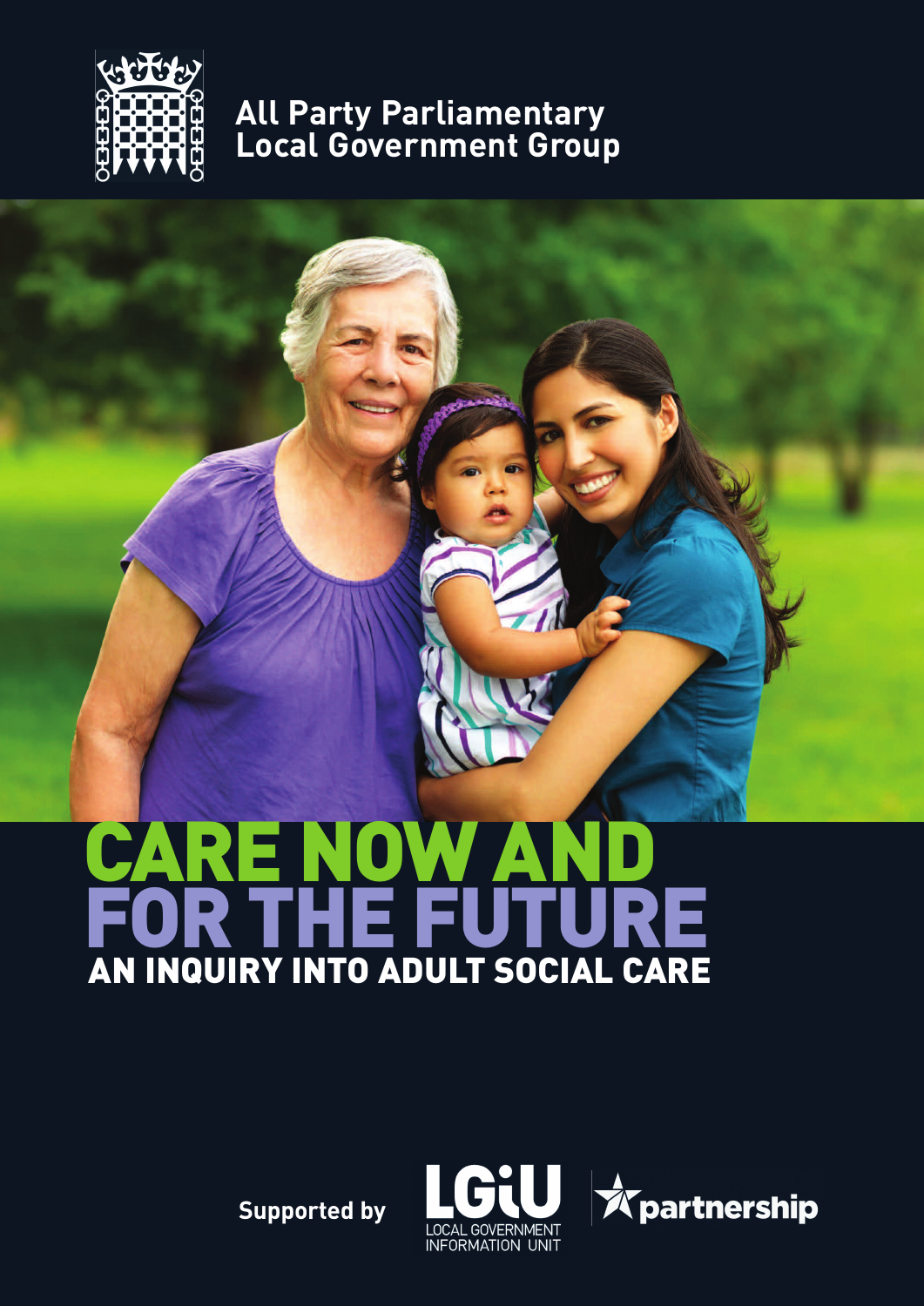All Party Parliamentary
Local Government Group

# CARE NOW AND FOR THE FUTURE

## AN INQUIRY INTO ADULT SOCIAL CARE

Supported by

LGiU LOCAL GOVERNMENT INFORMATION UNIT

partnership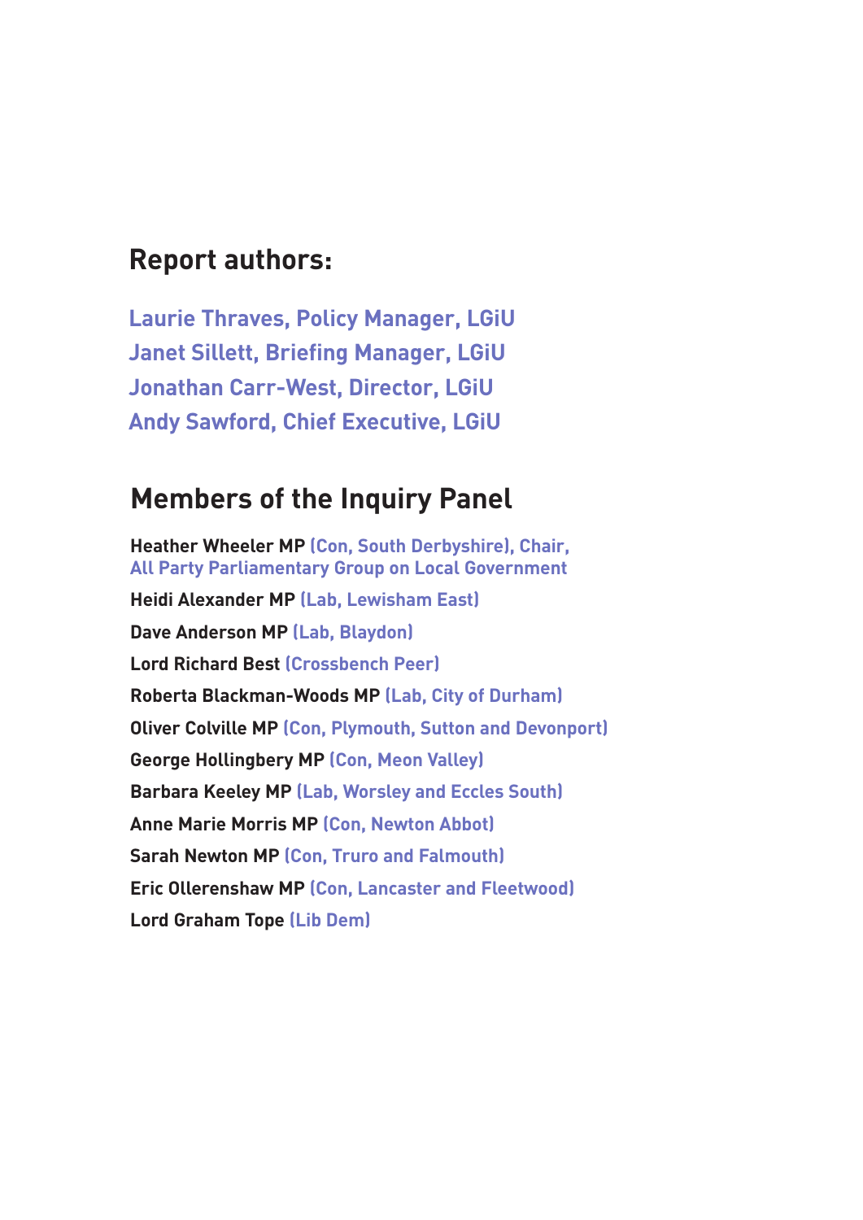## Report authors:

Laurie Thraves, Policy Manager, LGiU
Janet Sillett, Briefing Manager, LGiU
Jonathan Carr-West, Director, LGiU
Andy Sawford, Chief Executive, LGiU

## Members of the Inquiry Panel

**Heather Wheeler MP** (Con, South Derbyshire), Chair, All Party Parliamentary Group on Local Government

**Heidi Alexander MP** (Lab, Lewisham East)

**Dave Anderson MP** (Lab, Blaydon)

**Lord Richard Best** (Crossbench Peer)

**Roberta Blackman-Woods MP** (Lab, City of Durham)

**Oliver Colville MP** (Con, Plymouth, Sutton and Devonport)

**George Hollingbery MP** (Con, Meon Valley)

**Barbara Keeley MP** (Lab, Worsley and Eccles South)

**Anne Marie Morris MP** (Con, Newton Abbot)

**Sarah Newton MP** (Con, Truro and Falmouth)

**Eric Ollerenshaw MP** (Con, Lancaster and Fleetwood)

**Lord Graham Tope** (Lib Dem)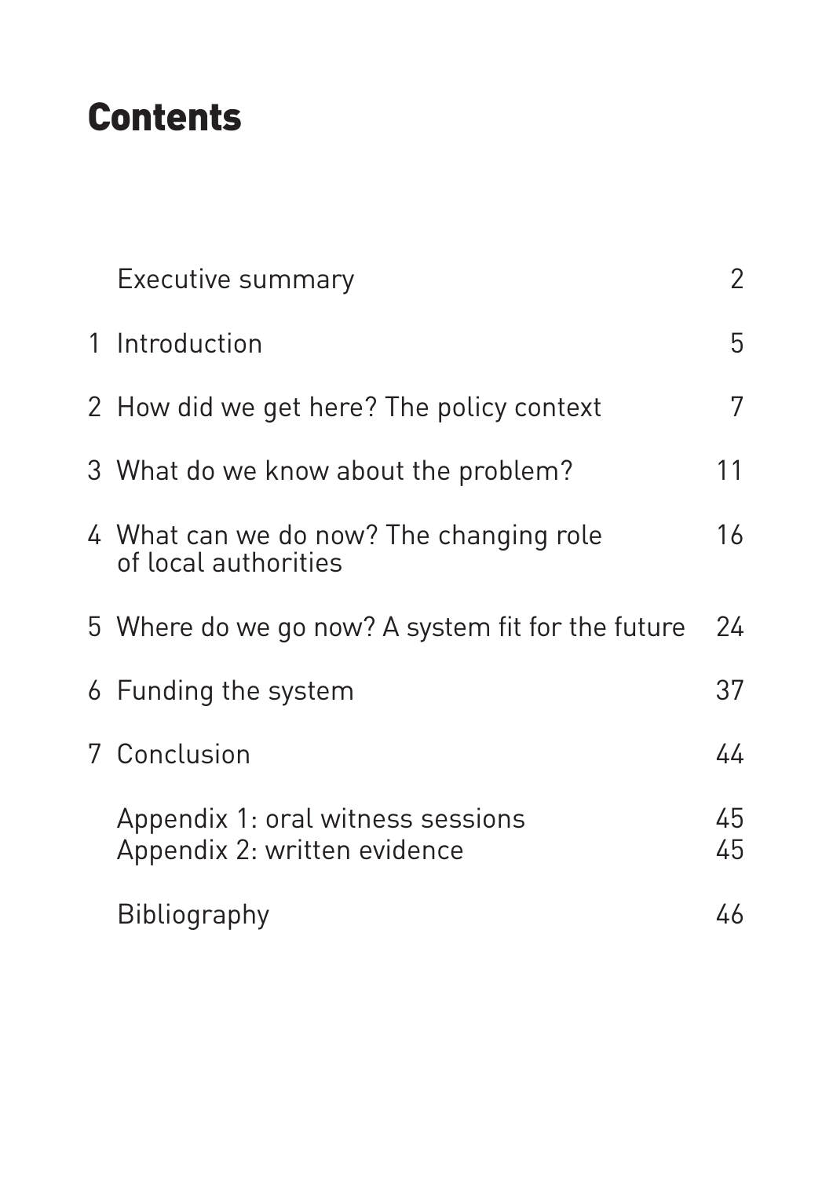# Contents

| | | |
|---|---|---|
| | Executive summary | 2 |
| 1 | Introduction | 5 |
| 2 | How did we get here? The policy context | 7 |
| 3 | What do we know about the problem? | 11 |
| 4 | What can we do now? The changing role of local authorities | 16 |
| 5 | Where do we go now? A system fit for the future | 24 |
| 6 | Funding the system | 37 |
| 7 | Conclusion | 44 |
| | Appendix 1: oral witness sessions | 45 |
| | Appendix 2: written evidence | 45 |
| | Bibliography | 46 |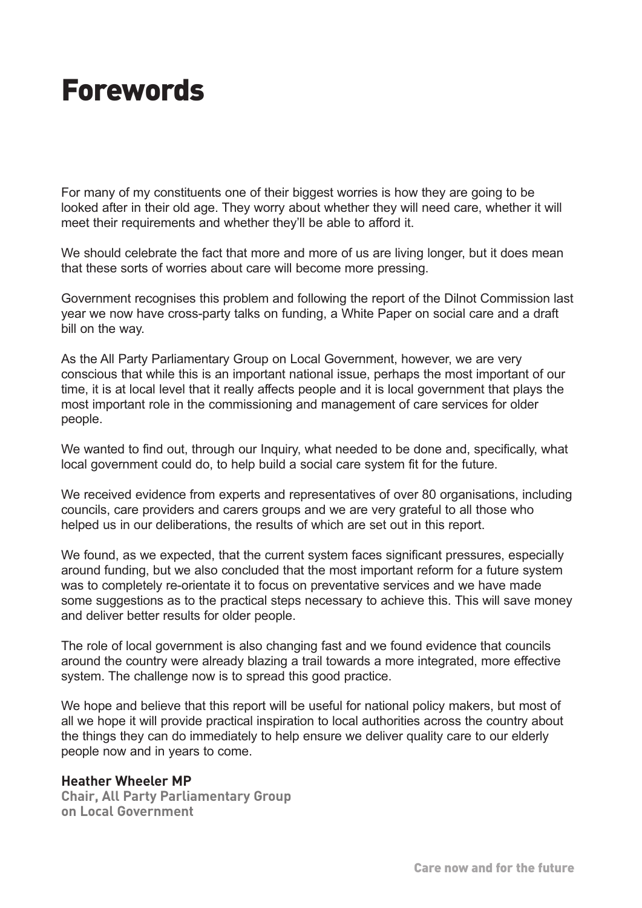# Forewords

For many of my constituents one of their biggest worries is how they are going to be looked after in their old age. They worry about whether they will need care, whether it will meet their requirements and whether they'll be able to afford it.

We should celebrate the fact that more and more of us are living longer, but it does mean that these sorts of worries about care will become more pressing.

Government recognises this problem and following the report of the Dilnot Commission last year we now have cross-party talks on funding, a White Paper on social care and a draft bill on the way.

As the All Party Parliamentary Group on Local Government, however, we are very conscious that while this is an important national issue, perhaps the most important of our time, it is at local level that it really affects people and it is local government that plays the most important role in the commissioning and management of care services for older people.

We wanted to find out, through our Inquiry, what needed to be done and, specifically, what local government could do, to help build a social care system fit for the future.

We received evidence from experts and representatives of over 80 organisations, including councils, care providers and carers groups and we are very grateful to all those who helped us in our deliberations, the results of which are set out in this report.

We found, as we expected, that the current system faces significant pressures, especially around funding, but we also concluded that the most important reform for a future system was to completely re-orientate it to focus on preventative services and we have made some suggestions as to the practical steps necessary to achieve this. This will save money and deliver better results for older people.

The role of local government is also changing fast and we found evidence that councils around the country were already blazing a trail towards a more integrated, more effective system. The challenge now is to spread this good practice.

We hope and believe that this report will be useful for national policy makers, but most of all we hope it will provide practical inspiration to local authorities across the country about the things they can do immediately to help ensure we deliver quality care to our elderly people now and in years to come.

**Heather Wheeler MP**
**Chair, All Party Parliamentary Group on Local Government**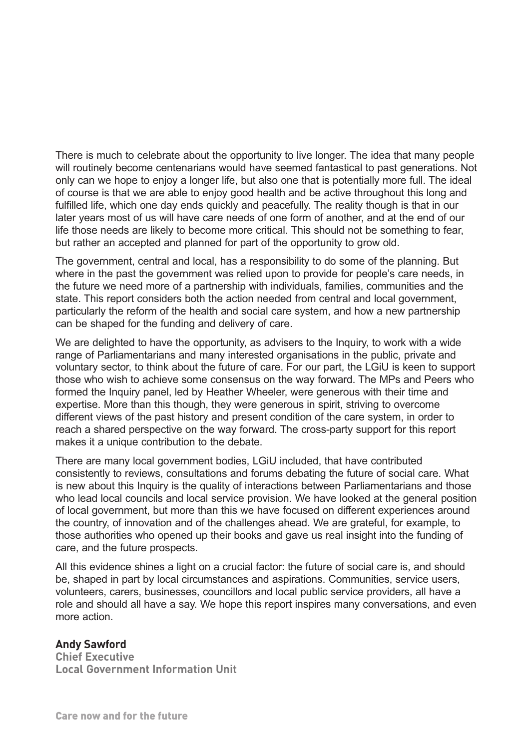There is much to celebrate about the opportunity to live longer. The idea that many people will routinely become centenarians would have seemed fantastical to past generations. Not only can we hope to enjoy a longer life, but also one that is potentially more full. The ideal of course is that we are able to enjoy good health and be active throughout this long and fulfilled life, which one day ends quickly and peacefully. The reality though is that in our later years most of us will have care needs of one form of another, and at the end of our life those needs are likely to become more critical. This should not be something to fear, but rather an accepted and planned for part of the opportunity to grow old.

The government, central and local, has a responsibility to do some of the planning. But where in the past the government was relied upon to provide for people's care needs, in the future we need more of a partnership with individuals, families, communities and the state. This report considers both the action needed from central and local government, particularly the reform of the health and social care system, and how a new partnership can be shaped for the funding and delivery of care.

We are delighted to have the opportunity, as advisers to the Inquiry, to work with a wide range of Parliamentarians and many interested organisations in the public, private and voluntary sector, to think about the future of care. For our part, the LGiU is keen to support those who wish to achieve some consensus on the way forward. The MPs and Peers who formed the Inquiry panel, led by Heather Wheeler, were generous with their time and expertise. More than this though, they were generous in spirit, striving to overcome different views of the past history and present condition of the care system, in order to reach a shared perspective on the way forward. The cross-party support for this report makes it a unique contribution to the debate.

There are many local government bodies, LGiU included, that have contributed consistently to reviews, consultations and forums debating the future of social care. What is new about this Inquiry is the quality of interactions between Parliamentarians and those who lead local councils and local service provision. We have looked at the general position of local government, but more than this we have focused on different experiences around the country, of innovation and of the challenges ahead. We are grateful, for example, to those authorities who opened up their books and gave us real insight into the funding of care, and the future prospects.

All this evidence shines a light on a crucial factor: the future of social care is, and should be, shaped in part by local circumstances and aspirations. Communities, service users, volunteers, carers, businesses, councillors and local public service providers, all have a role and should all have a say. We hope this report inspires many conversations, and even more action.

**Andy Sawford**
**Chief Executive**
**Local Government Information Unit**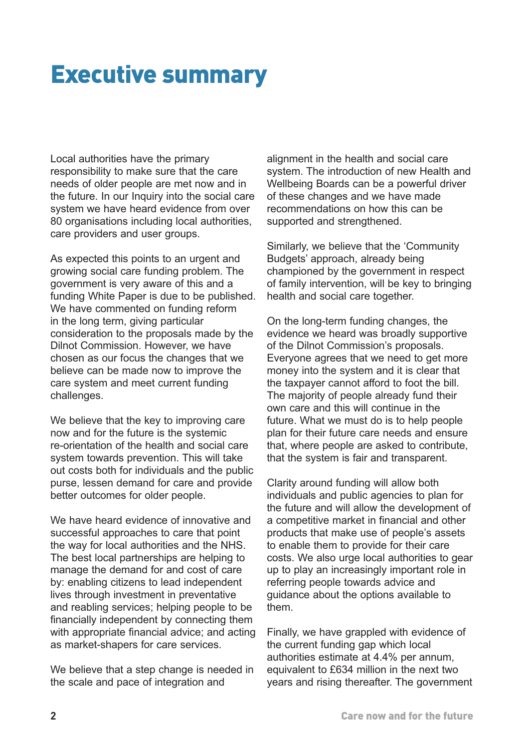# Executive summary

Local authorities have the primary responsibility to make sure that the care needs of older people are met now and in the future. In our Inquiry into the social care system we have heard evidence from over 80 organisations including local authorities, care providers and user groups.

As expected this points to an urgent and growing social care funding problem. The government is very aware of this and a funding White Paper is due to be published. We have commented on funding reform in the long term, giving particular consideration to the proposals made by the Dilnot Commission. However, we have chosen as our focus the changes that we believe can be made now to improve the care system and meet current funding challenges.

We believe that the key to improving care now and for the future is the systemic re-orientation of the health and social care system towards prevention. This will take out costs both for individuals and the public purse, lessen demand for care and provide better outcomes for older people.

We have heard evidence of innovative and successful approaches to care that point the way for local authorities and the NHS. The best local partnerships are helping to manage the demand for and cost of care by: enabling citizens to lead independent lives through investment in preventative and reabling services; helping people to be financially independent by connecting them with appropriate financial advice; and acting as market-shapers for care services.

We believe that a step change is needed in the scale and pace of integration and alignment in the health and social care system. The introduction of new Health and Wellbeing Boards can be a powerful driver of these changes and we have made recommendations on how this can be supported and strengthened.

Similarly, we believe that the 'Community Budgets' approach, already being championed by the government in respect of family intervention, will be key to bringing health and social care together.

On the long-term funding changes, the evidence we heard was broadly supportive of the Dilnot Commission's proposals. Everyone agrees that we need to get more money into the system and it is clear that the taxpayer cannot afford to foot the bill. The majority of people already fund their own care and this will continue in the future. What we must do is to help people plan for their future care needs and ensure that, where people are asked to contribute, that the system is fair and transparent.

Clarity around funding will allow both individuals and public agencies to plan for the future and will allow the development of a competitive market in financial and other products that make use of people's assets to enable them to provide for their care costs. We also urge local authorities to gear up to play an increasingly important role in referring people towards advice and guidance about the options available to them.

Finally, we have grappled with evidence of the current funding gap which local authorities estimate at 4.4% per annum, equivalent to £634 million in the next two years and rising thereafter. The government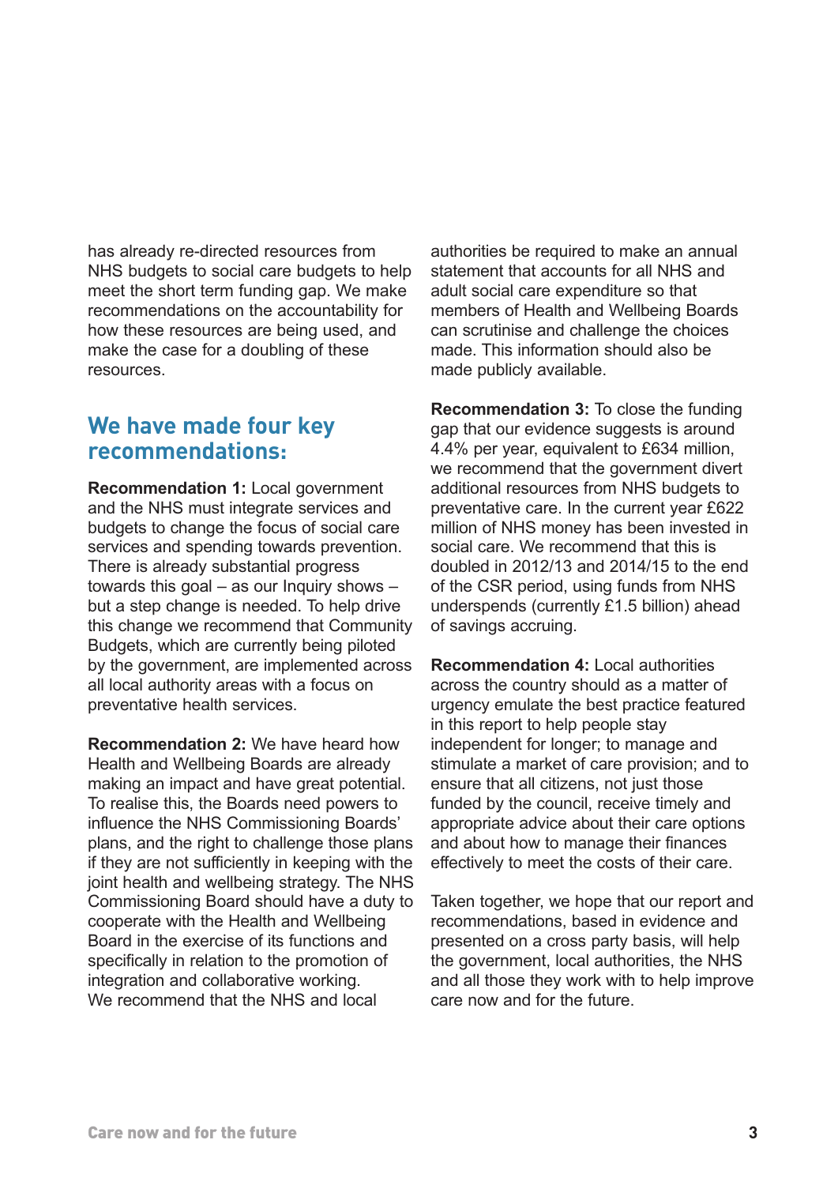has already re-directed resources from NHS budgets to social care budgets to help meet the short term funding gap. We make recommendations on the accountability for how these resources are being used, and make the case for a doubling of these resources.

## We have made four key recommendations:

**Recommendation 1:** Local government and the NHS must integrate services and budgets to change the focus of social care services and spending towards prevention. There is already substantial progress towards this goal – as our Inquiry shows – but a step change is needed. To help drive this change we recommend that Community Budgets, which are currently being piloted by the government, are implemented across all local authority areas with a focus on preventative health services.

**Recommendation 2:** We have heard how Health and Wellbeing Boards are already making an impact and have great potential. To realise this, the Boards need powers to influence the NHS Commissioning Boards' plans, and the right to challenge those plans if they are not sufficiently in keeping with the joint health and wellbeing strategy. The NHS Commissioning Board should have a duty to cooperate with the Health and Wellbeing Board in the exercise of its functions and specifically in relation to the promotion of integration and collaborative working. We recommend that the NHS and local authorities be required to make an annual statement that accounts for all NHS and adult social care expenditure so that members of Health and Wellbeing Boards can scrutinise and challenge the choices made. This information should also be made publicly available.

**Recommendation 3:** To close the funding gap that our evidence suggests is around 4.4% per year, equivalent to £634 million, we recommend that the government divert additional resources from NHS budgets to preventative care. In the current year £622 million of NHS money has been invested in social care. We recommend that this is doubled in 2012/13 and 2014/15 to the end of the CSR period, using funds from NHS underspends (currently £1.5 billion) ahead of savings accruing.

**Recommendation 4:** Local authorities across the country should as a matter of urgency emulate the best practice featured in this report to help people stay independent for longer; to manage and stimulate a market of care provision; and to ensure that all citizens, not just those funded by the council, receive timely and appropriate advice about their care options and about how to manage their finances effectively to meet the costs of their care.

Taken together, we hope that our report and recommendations, based in evidence and presented on a cross party basis, will help the government, local authorities, the NHS and all those they work with to help improve care now and for the future.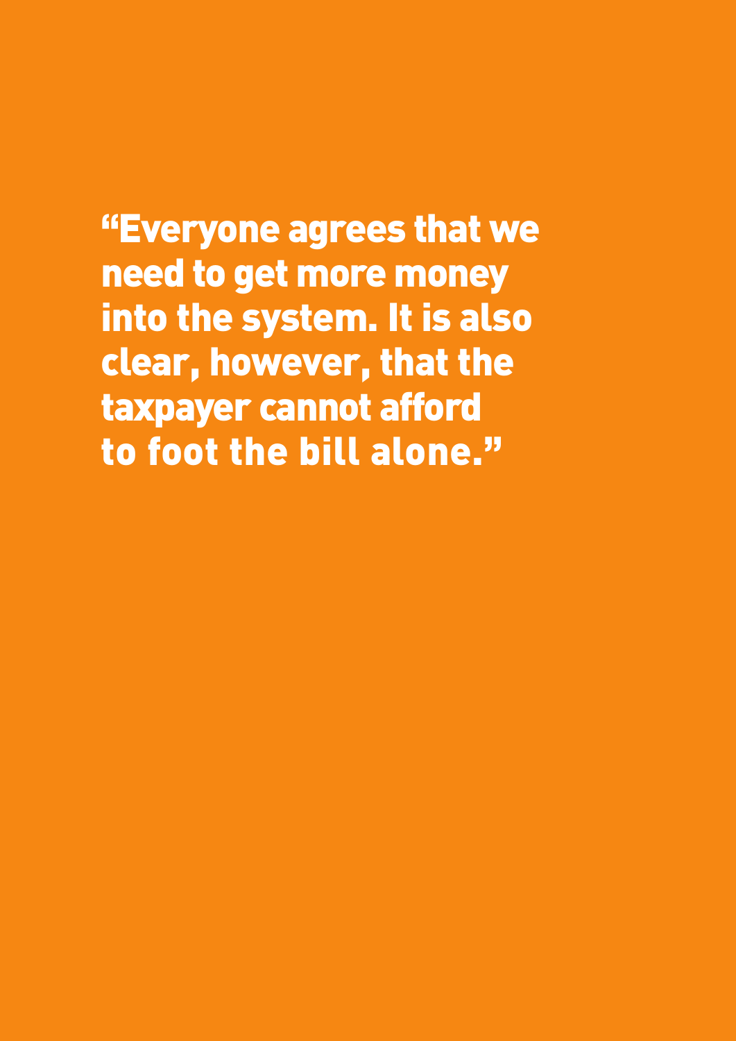**"Everyone agrees that we need to get more money into the system. It is also clear, however, that the taxpayer cannot afford to foot the bill alone."**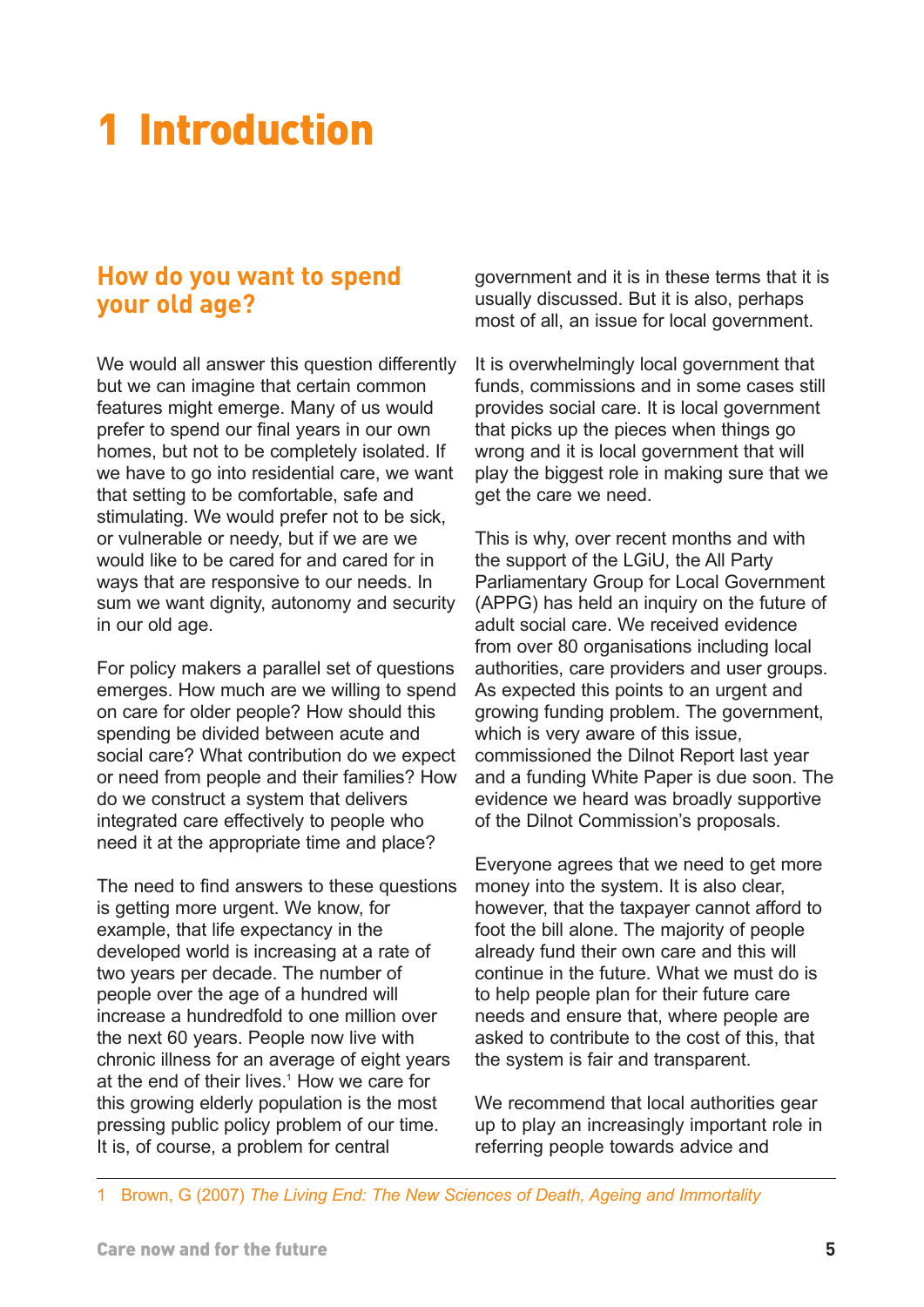# 1 Introduction

## How do you want to spend your old age?

We would all answer this question differently but we can imagine that certain common features might emerge. Many of us would prefer to spend our final years in our own homes, but not to be completely isolated. If we have to go into residential care, we want that setting to be comfortable, safe and stimulating. We would prefer not to be sick, or vulnerable or needy, but if we are we would like to be cared for and cared for in ways that are responsive to our needs. In sum we want dignity, autonomy and security in our old age.

For policy makers a parallel set of questions emerges. How much are we willing to spend on care for older people? How should this spending be divided between acute and social care? What contribution do we expect or need from people and their families? How do we construct a system that delivers integrated care effectively to people who need it at the appropriate time and place?

The need to find answers to these questions is getting more urgent. We know, for example, that life expectancy in the developed world is increasing at a rate of two years per decade. The number of people over the age of a hundred will increase a hundredfold to one million over the next 60 years. People now live with chronic illness for an average of eight years at the end of their lives.[1] How we care for this growing elderly population is the most pressing public policy problem of our time. It is, of course, a problem for central government and it is in these terms that it is usually discussed. But it is also, perhaps most of all, an issue for local government.

It is overwhelmingly local government that funds, commissions and in some cases still provides social care. It is local government that picks up the pieces when things go wrong and it is local government that will play the biggest role in making sure that we get the care we need.

This is why, over recent months and with the support of the LGiU, the All Party Parliamentary Group for Local Government (APPG) has held an inquiry on the future of adult social care. We received evidence from over 80 organisations including local authorities, care providers and user groups. As expected this points to an urgent and growing funding problem. The government, which is very aware of this issue, commissioned the Dilnot Report last year and a funding White Paper is due soon. The evidence we heard was broadly supportive of the Dilnot Commission's proposals.

Everyone agrees that we need to get more money into the system. It is also clear, however, that the taxpayer cannot afford to foot the bill alone. The majority of people already fund their own care and this will continue in the future. What we must do is to help people plan for their future care needs and ensure that, where people are asked to contribute to the cost of this, that the system is fair and transparent.

We recommend that local authorities gear up to play an increasingly important role in referring people towards advice and

---

1 Brown, G (2007) *The Living End: The New Sciences of Death, Ageing and Immortality*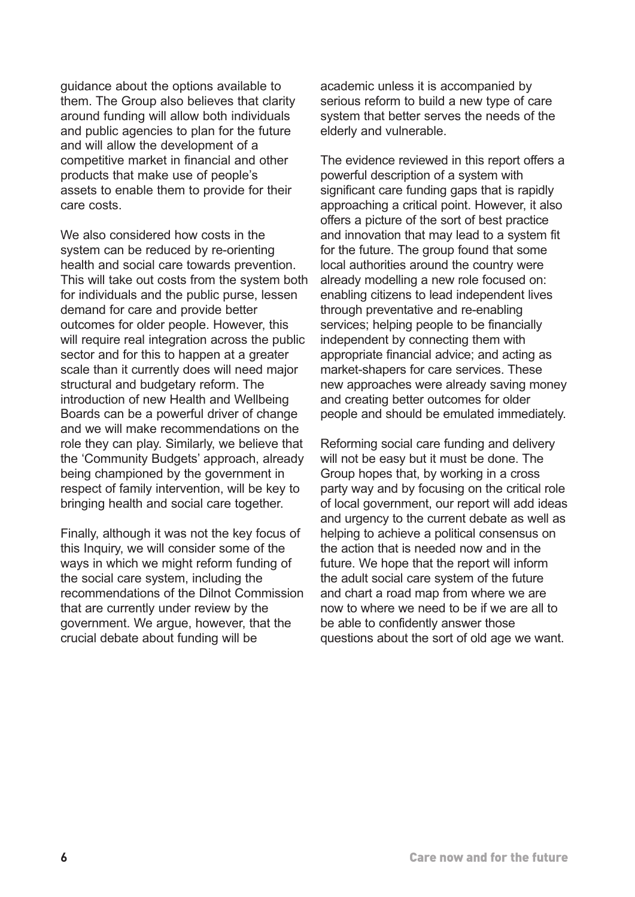guidance about the options available to them. The Group also believes that clarity around funding will allow both individuals and public agencies to plan for the future and will allow the development of a competitive market in financial and other products that make use of people's assets to enable them to provide for their care costs.

We also considered how costs in the system can be reduced by re-orienting health and social care towards prevention. This will take out costs from the system both for individuals and the public purse, lessen demand for care and provide better outcomes for older people. However, this will require real integration across the public sector and for this to happen at a greater scale than it currently does will need major structural and budgetary reform. The introduction of new Health and Wellbeing Boards can be a powerful driver of change and we will make recommendations on the role they can play. Similarly, we believe that the 'Community Budgets' approach, already being championed by the government in respect of family intervention, will be key to bringing health and social care together.

Finally, although it was not the key focus of this Inquiry, we will consider some of the ways in which we might reform funding of the social care system, including the recommendations of the Dilnot Commission that are currently under review by the government. We argue, however, that the crucial debate about funding will be academic unless it is accompanied by serious reform to build a new type of care system that better serves the needs of the elderly and vulnerable.

The evidence reviewed in this report offers a powerful description of a system with significant care funding gaps that is rapidly approaching a critical point. However, it also offers a picture of the sort of best practice and innovation that may lead to a system fit for the future. The group found that some local authorities around the country were already modelling a new role focused on: enabling citizens to lead independent lives through preventative and re-enabling services; helping people to be financially independent by connecting them with appropriate financial advice; and acting as market-shapers for care services. These new approaches were already saving money and creating better outcomes for older people and should be emulated immediately.

Reforming social care funding and delivery will not be easy but it must be done. The Group hopes that, by working in a cross party way and by focusing on the critical role of local government, our report will add ideas and urgency to the current debate as well as helping to achieve a political consensus on the action that is needed now and in the future. We hope that the report will inform the adult social care system of the future and chart a road map from where we are now to where we need to be if we are all to be able to confidently answer those questions about the sort of old age we want.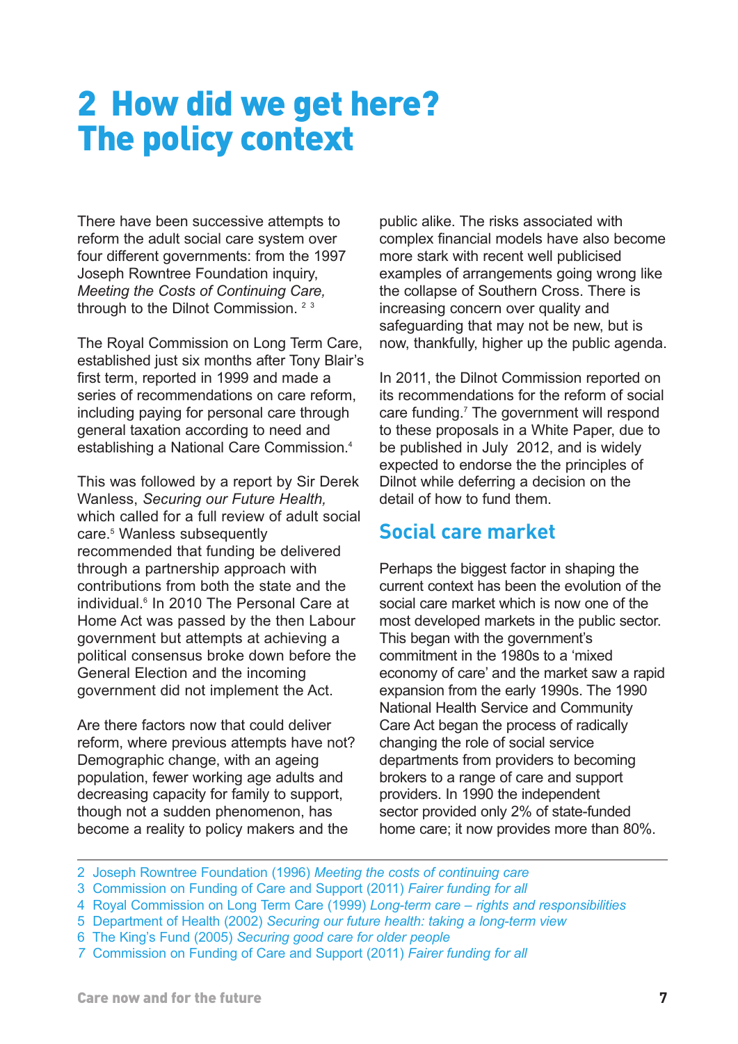# 2 How did we get here? The policy context

There have been successive attempts to reform the adult social care system over four different governments: from the 1997 Joseph Rowntree Foundation inquiry, *Meeting the Costs of Continuing Care,* through to the Dilnot Commission. [2] [3]

The Royal Commission on Long Term Care, established just six months after Tony Blair's first term, reported in 1999 and made a series of recommendations on care reform, including paying for personal care through general taxation according to need and establishing a National Care Commission.[4]

This was followed by a report by Sir Derek Wanless, *Securing our Future Health,* which called for a full review of adult social care.[5] Wanless subsequently recommended that funding be delivered through a partnership approach with contributions from both the state and the individual.[6] In 2010 The Personal Care at Home Act was passed by the then Labour government but attempts at achieving a political consensus broke down before the General Election and the incoming government did not implement the Act.

Are there factors now that could deliver reform, where previous attempts have not? Demographic change, with an ageing population, fewer working age adults and decreasing capacity for family to support, though not a sudden phenomenon, has become a reality to policy makers and the public alike. The risks associated with complex financial models have also become more stark with recent well publicised examples of arrangements going wrong like the collapse of Southern Cross. There is increasing concern over quality and safeguarding that may not be new, but is now, thankfully, higher up the public agenda.

In 2011, the Dilnot Commission reported on its recommendations for the reform of social care funding.[7] The government will respond to these proposals in a White Paper, due to be published in July 2012, and is widely expected to endorse the the principles of Dilnot while deferring a decision on the detail of how to fund them.

## Social care market

Perhaps the biggest factor in shaping the current context has been the evolution of the social care market which is now one of the most developed markets in the public sector. This began with the government's commitment in the 1980s to a 'mixed economy of care' and the market saw a rapid expansion from the early 1990s. The 1990 National Health Service and Community Care Act began the process of radically changing the role of social service departments from providers to becoming brokers to a range of care and support providers. In 1990 the independent sector provided only 2% of state-funded home care; it now provides more than 80%.

---

2 Joseph Rowntree Foundation (1996) *Meeting the costs of continuing care*
3 Commission on Funding of Care and Support (2011) *Fairer funding for all*
4 Royal Commission on Long Term Care (1999) *Long-term care – rights and responsibilities*
5 Department of Health (2002) *Securing our future health: taking a long-term view*
6 The King's Fund (2005) *Securing good care for older people*
7 Commission on Funding of Care and Support (2011) *Fairer funding for all*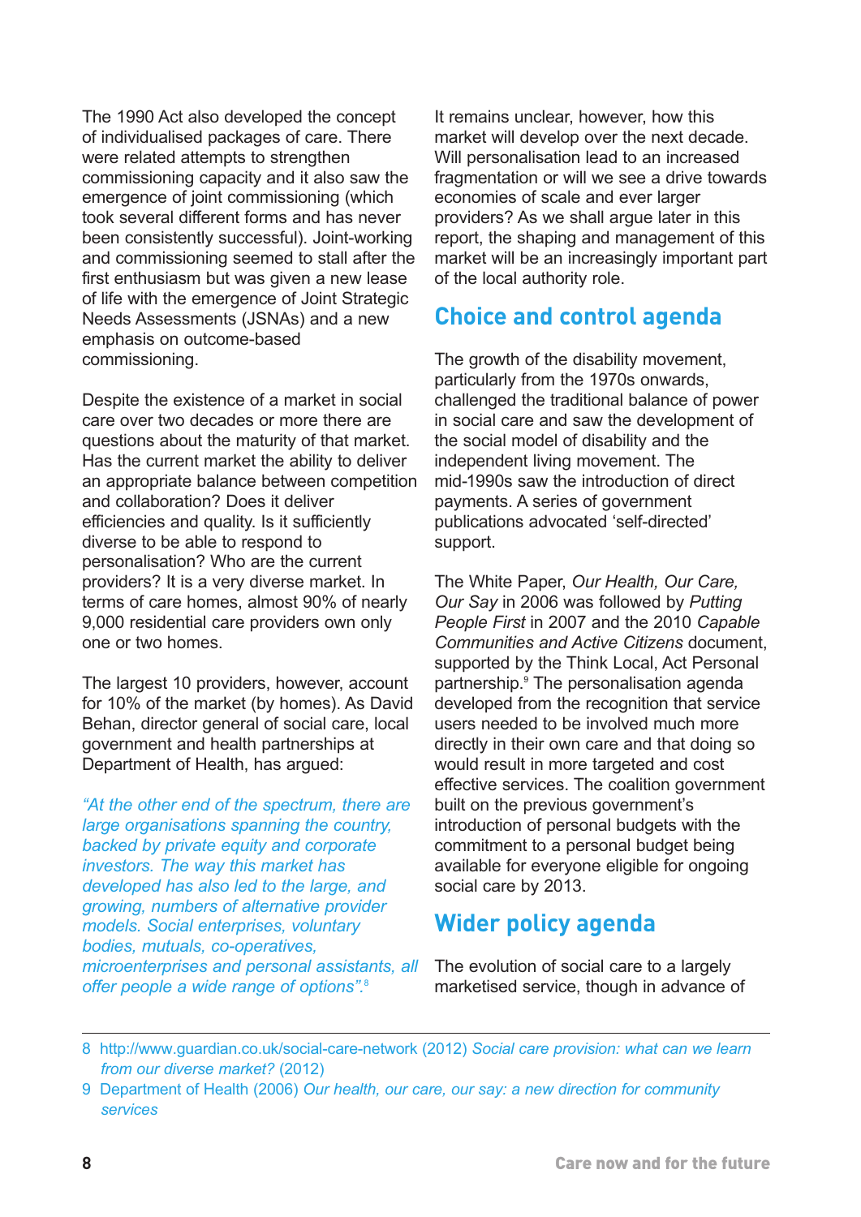The 1990 Act also developed the concept of individualised packages of care. There were related attempts to strengthen commissioning capacity and it also saw the emergence of joint commissioning (which took several different forms and has never been consistently successful). Joint-working and commissioning seemed to stall after the first enthusiasm but was given a new lease of life with the emergence of Joint Strategic Needs Assessments (JSNAs) and a new emphasis on outcome-based commissioning.

Despite the existence of a market in social care over two decades or more there are questions about the maturity of that market. Has the current market the ability to deliver an appropriate balance between competition and collaboration? Does it deliver efficiencies and quality. Is it sufficiently diverse to be able to respond to personalisation? Who are the current providers? It is a very diverse market. In terms of care homes, almost 90% of nearly 9,000 residential care providers own only one or two homes.

The largest 10 providers, however, account for 10% of the market (by homes). As David Behan, director general of social care, local government and health partnerships at Department of Health, has argued:

*"At the other end of the spectrum, there are large organisations spanning the country, backed by private equity and corporate investors. The way this market has developed has also led to the large, and growing, numbers of alternative provider models. Social enterprises, voluntary bodies, mutuals, co-operatives, microenterprises and personal assistants, all offer people a wide range of options".*[8]

It remains unclear, however, how this market will develop over the next decade. Will personalisation lead to an increased fragmentation or will we see a drive towards economies of scale and ever larger providers? As we shall argue later in this report, the shaping and management of this market will be an increasingly important part of the local authority role.

## Choice and control agenda

The growth of the disability movement, particularly from the 1970s onwards, challenged the traditional balance of power in social care and saw the development of the social model of disability and the independent living movement. The mid-1990s saw the introduction of direct payments. A series of government publications advocated 'self-directed' support.

The White Paper, *Our Health, Our Care, Our Say* in 2006 was followed by *Putting People First* in 2007 and the 2010 *Capable Communities and Active Citizens* document, supported by the Think Local, Act Personal partnership.[9] The personalisation agenda developed from the recognition that service users needed to be involved much more directly in their own care and that doing so would result in more targeted and cost effective services. The coalition government built on the previous government's introduction of personal budgets with the commitment to a personal budget being available for everyone eligible for ongoing social care by 2013.

## Wider policy agenda

The evolution of social care to a largely marketised service, though in advance of

---

8 http://www.guardian.co.uk/social-care-network (2012) *Social care provision: what can we learn from our diverse market?* (2012)

9 Department of Health (2006) *Our health, our care, our say: a new direction for community services*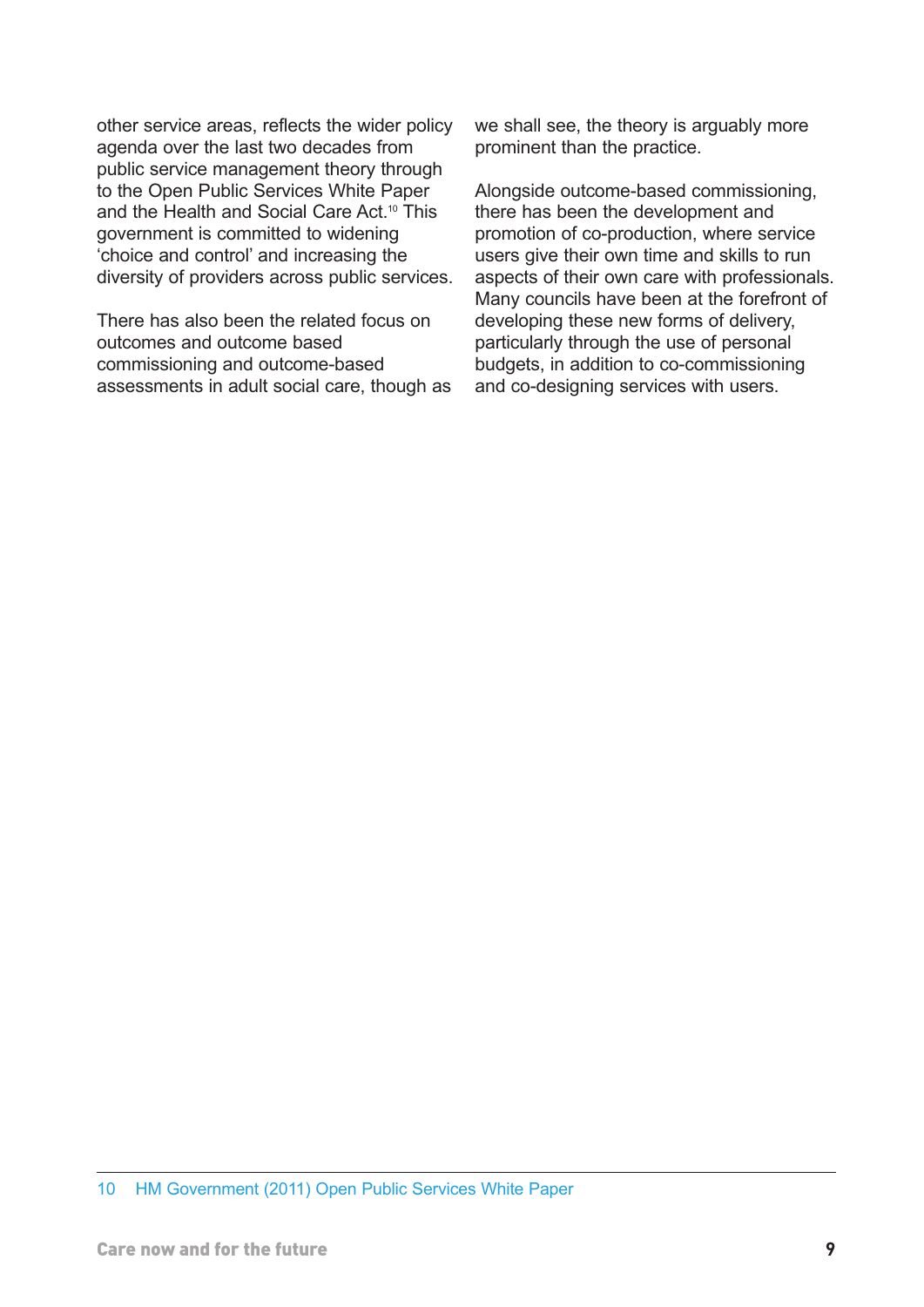other service areas, reflects the wider policy agenda over the last two decades from public service management theory through to the Open Public Services White Paper and the Health and Social Care Act.[10] This government is committed to widening 'choice and control' and increasing the diversity of providers across public services.

There has also been the related focus on outcomes and outcome based commissioning and outcome-based assessments in adult social care, though as we shall see, the theory is arguably more prominent than the practice.

Alongside outcome-based commissioning, there has been the development and promotion of co-production, where service users give their own time and skills to run aspects of their own care with professionals. Many councils have been at the forefront of developing these new forms of delivery, particularly through the use of personal budgets, in addition to co-commissioning and co-designing services with users.

10 HM Government (2011) Open Public Services White Paper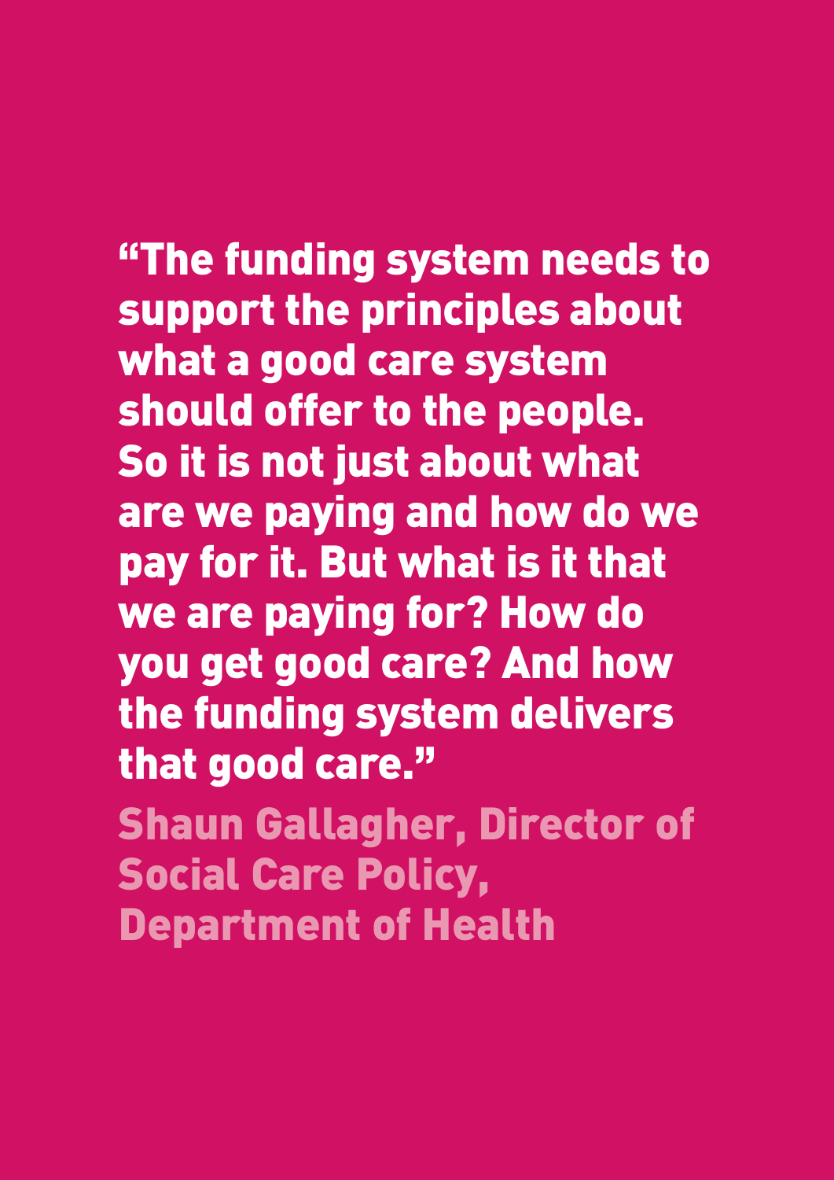**"The funding system needs to support the principles about what a good care system should offer to the people. So it is not just about what are we paying and how do we pay for it. But what is it that we are paying for? How do you get good care? And how the funding system delivers that good care."**

**Shaun Gallagher, Director of Social Care Policy, Department of Health**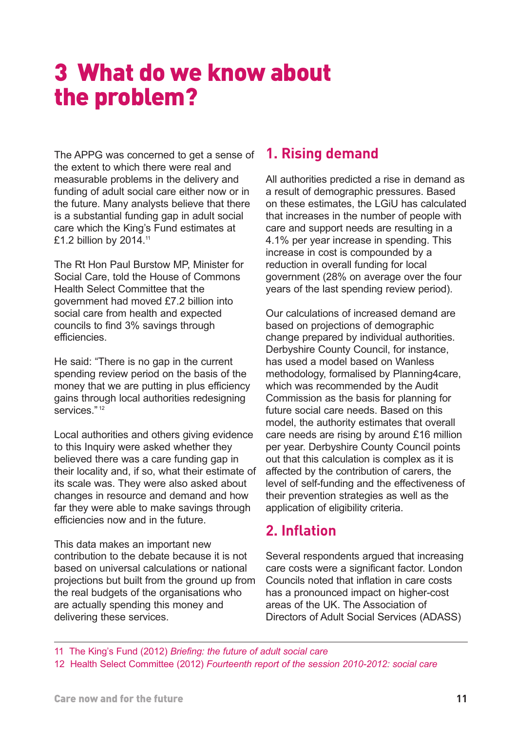# 3 What do we know about the problem?

The APPG was concerned to get a sense of the extent to which there were real and measurable problems in the delivery and funding of adult social care either now or in the future. Many analysts believe that there is a substantial funding gap in adult social care which the King's Fund estimates at £1.2 billion by 2014.[11]

The Rt Hon Paul Burstow MP, Minister for Social Care, told the House of Commons Health Select Committee that the government had moved £7.2 billion into social care from health and expected councils to find 3% savings through efficiencies.

He said: "There is no gap in the current spending review period on the basis of the money that we are putting in plus efficiency gains through local authorities redesigning services."[12]

Local authorities and others giving evidence to this Inquiry were asked whether they believed there was a care funding gap in their locality and, if so, what their estimate of its scale was. They were also asked about changes in resource and demand and how far they were able to make savings through efficiencies now and in the future.

This data makes an important new contribution to the debate because it is not based on universal calculations or national projections but built from the ground up from the real budgets of the organisations who are actually spending this money and delivering these services.

## 1. Rising demand

All authorities predicted a rise in demand as a result of demographic pressures. Based on these estimates, the LGiU has calculated that increases in the number of people with care and support needs are resulting in a 4.1% per year increase in spending. This increase in cost is compounded by a reduction in overall funding for local government (28% on average over the four years of the last spending review period).

Our calculations of increased demand are based on projections of demographic change prepared by individual authorities. Derbyshire County Council, for instance, has used a model based on Wanless methodology, formalised by Planning4care, which was recommended by the Audit Commission as the basis for planning for future social care needs. Based on this model, the authority estimates that overall care needs are rising by around £16 million per year. Derbyshire County Council points out that this calculation is complex as it is affected by the contribution of carers, the level of self-funding and the effectiveness of their prevention strategies as well as the application of eligibility criteria.

## 2. Inflation

Several respondents argued that increasing care costs were a significant factor. London Councils noted that inflation in care costs has a pronounced impact on higher-cost areas of the UK. The Association of Directors of Adult Social Services (ADASS)

---

11 The King's Fund (2012) *Briefing: the future of adult social care*

12 Health Select Committee (2012) *Fourteenth report of the session 2010-2012: social care*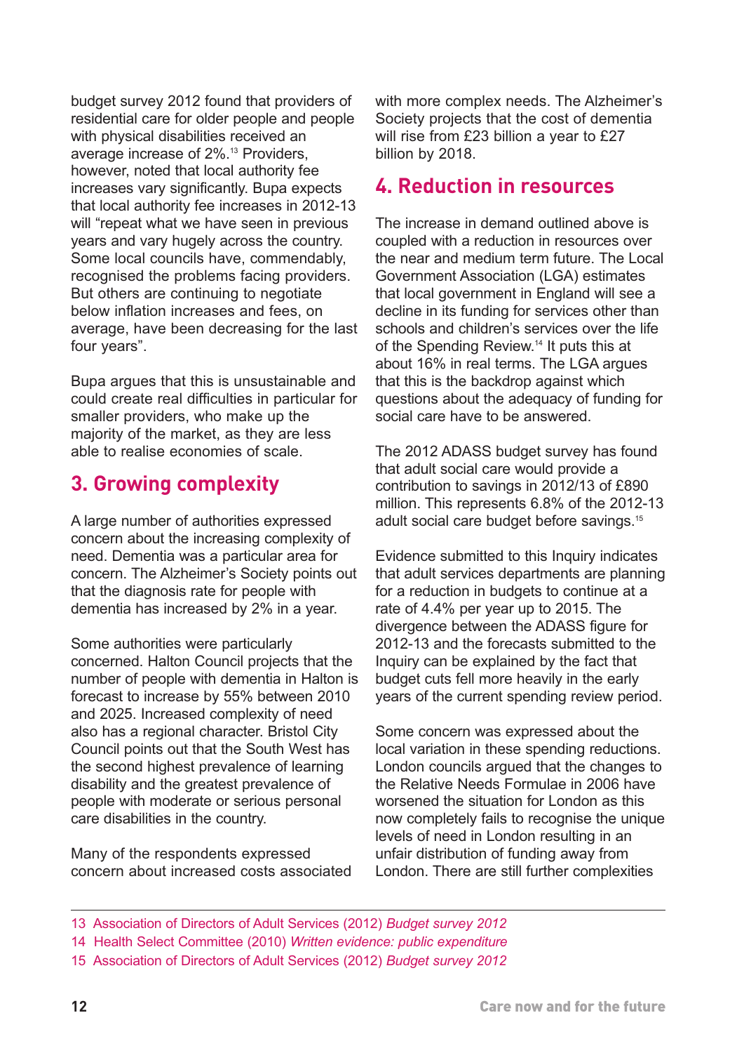budget survey 2012 found that providers of residential care for older people and people with physical disabilities received an average increase of 2%.[13] Providers, however, noted that local authority fee increases vary significantly. Bupa expects that local authority fee increases in 2012-13 will "repeat what we have seen in previous years and vary hugely across the country. Some local councils have, commendably, recognised the problems facing providers. But others are continuing to negotiate below inflation increases and fees, on average, have been decreasing for the last four years".

Bupa argues that this is unsustainable and could create real difficulties in particular for smaller providers, who make up the majority of the market, as they are less able to realise economies of scale.

## 3. Growing complexity

A large number of authorities expressed concern about the increasing complexity of need. Dementia was a particular area for concern. The Alzheimer's Society points out that the diagnosis rate for people with dementia has increased by 2% in a year.

Some authorities were particularly concerned. Halton Council projects that the number of people with dementia in Halton is forecast to increase by 55% between 2010 and 2025. Increased complexity of need also has a regional character. Bristol City Council points out that the South West has the second highest prevalence of learning disability and the greatest prevalence of people with moderate or serious personal care disabilities in the country.

Many of the respondents expressed concern about increased costs associated with more complex needs. The Alzheimer's Society projects that the cost of dementia will rise from £23 billion a year to £27 billion by 2018.

## 4. Reduction in resources

The increase in demand outlined above is coupled with a reduction in resources over the near and medium term future. The Local Government Association (LGA) estimates that local government in England will see a decline in its funding for services other than schools and children's services over the life of the Spending Review.[14] It puts this at about 16% in real terms. The LGA argues that this is the backdrop against which questions about the adequacy of funding for social care have to be answered.

The 2012 ADASS budget survey has found that adult social care would provide a contribution to savings in 2012/13 of £890 million. This represents 6.8% of the 2012-13 adult social care budget before savings.[15]

Evidence submitted to this Inquiry indicates that adult services departments are planning for a reduction in budgets to continue at a rate of 4.4% per year up to 2015. The divergence between the ADASS figure for 2012-13 and the forecasts submitted to the Inquiry can be explained by the fact that budget cuts fell more heavily in the early years of the current spending review period.

Some concern was expressed about the local variation in these spending reductions. London councils argued that the changes to the Relative Needs Formulae in 2006 have worsened the situation for London as this now completely fails to recognise the unique levels of need in London resulting in an unfair distribution of funding away from London. There are still further complexities

---

13 Association of Directors of Adult Services (2012) *Budget survey 2012*

14 Health Select Committee (2010) *Written evidence: public expenditure*

15 Association of Directors of Adult Services (2012) *Budget survey 2012*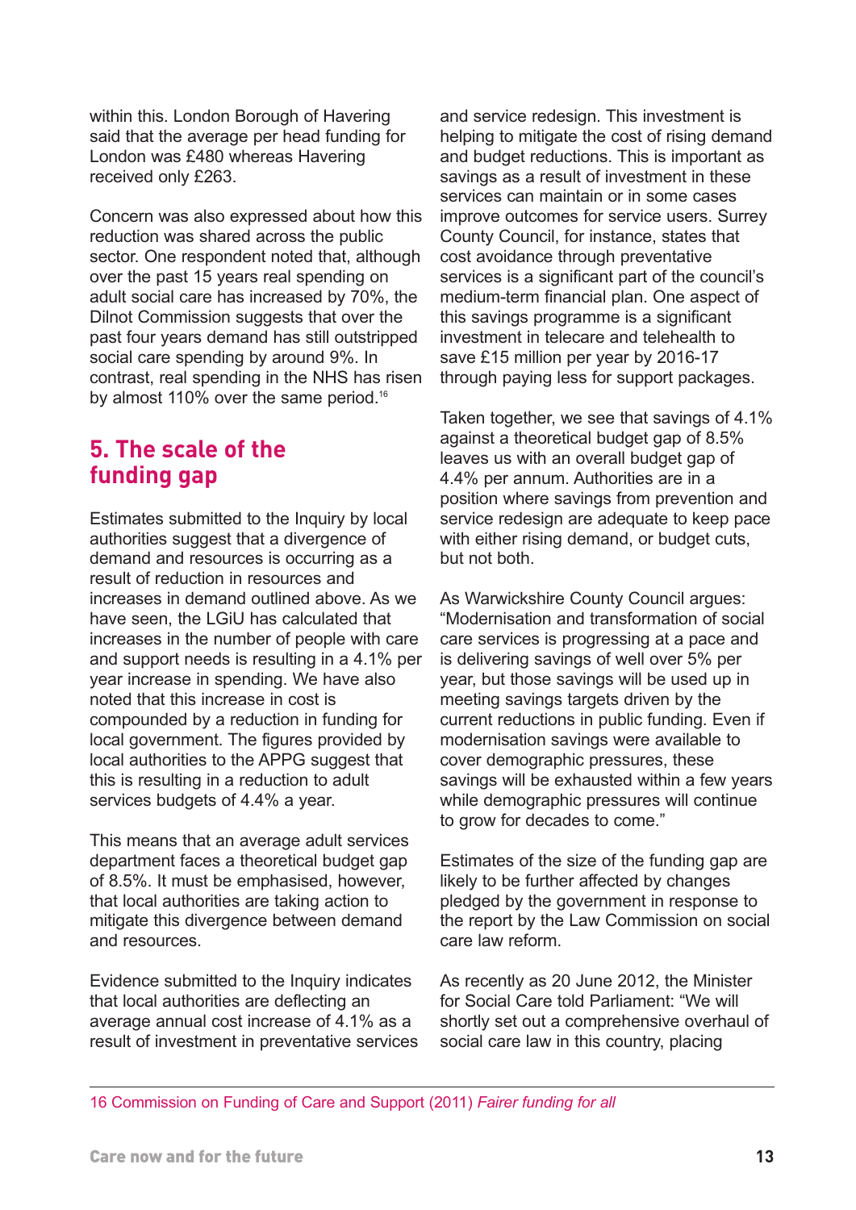within this. London Borough of Havering said that the average per head funding for London was £480 whereas Havering received only £263.

Concern was also expressed about how this reduction was shared across the public sector. One respondent noted that, although over the past 15 years real spending on adult social care has increased by 70%, the Dilnot Commission suggests that over the past four years demand has still outstripped social care spending by around 9%. In contrast, real spending in the NHS has risen by almost 110% over the same period.[16]

## 5. The scale of the funding gap

Estimates submitted to the Inquiry by local authorities suggest that a divergence of demand and resources is occurring as a result of reduction in resources and increases in demand outlined above. As we have seen, the LGiU has calculated that increases in the number of people with care and support needs is resulting in a 4.1% per year increase in spending. We have also noted that this increase in cost is compounded by a reduction in funding for local government. The figures provided by local authorities to the APPG suggest that this is resulting in a reduction to adult services budgets of 4.4% a year.

This means that an average adult services department faces a theoretical budget gap of 8.5%. It must be emphasised, however, that local authorities are taking action to mitigate this divergence between demand and resources.

Evidence submitted to the Inquiry indicates that local authorities are deflecting an average annual cost increase of 4.1% as a result of investment in preventative services and service redesign. This investment is helping to mitigate the cost of rising demand and budget reductions. This is important as savings as a result of investment in these services can maintain or in some cases improve outcomes for service users. Surrey County Council, for instance, states that cost avoidance through preventative services is a significant part of the council's medium-term financial plan. One aspect of this savings programme is a significant investment in telecare and telehealth to save £15 million per year by 2016-17 through paying less for support packages.

Taken together, we see that savings of 4.1% against a theoretical budget gap of 8.5% leaves us with an overall budget gap of 4.4% per annum. Authorities are in a position where savings from prevention and service redesign are adequate to keep pace with either rising demand, or budget cuts, but not both.

As Warwickshire County Council argues: "Modernisation and transformation of social care services is progressing at a pace and is delivering savings of well over 5% per year, but those savings will be used up in meeting savings targets driven by the current reductions in public funding. Even if modernisation savings were available to cover demographic pressures, these savings will be exhausted within a few years while demographic pressures will continue to grow for decades to come."

Estimates of the size of the funding gap are likely to be further affected by changes pledged by the government in response to the report by the Law Commission on social care law reform.

As recently as 20 June 2012, the Minister for Social Care told Parliament: "We will shortly set out a comprehensive overhaul of social care law in this country, placing

---

16 Commission on Funding of Care and Support (2011) *Fairer funding for all*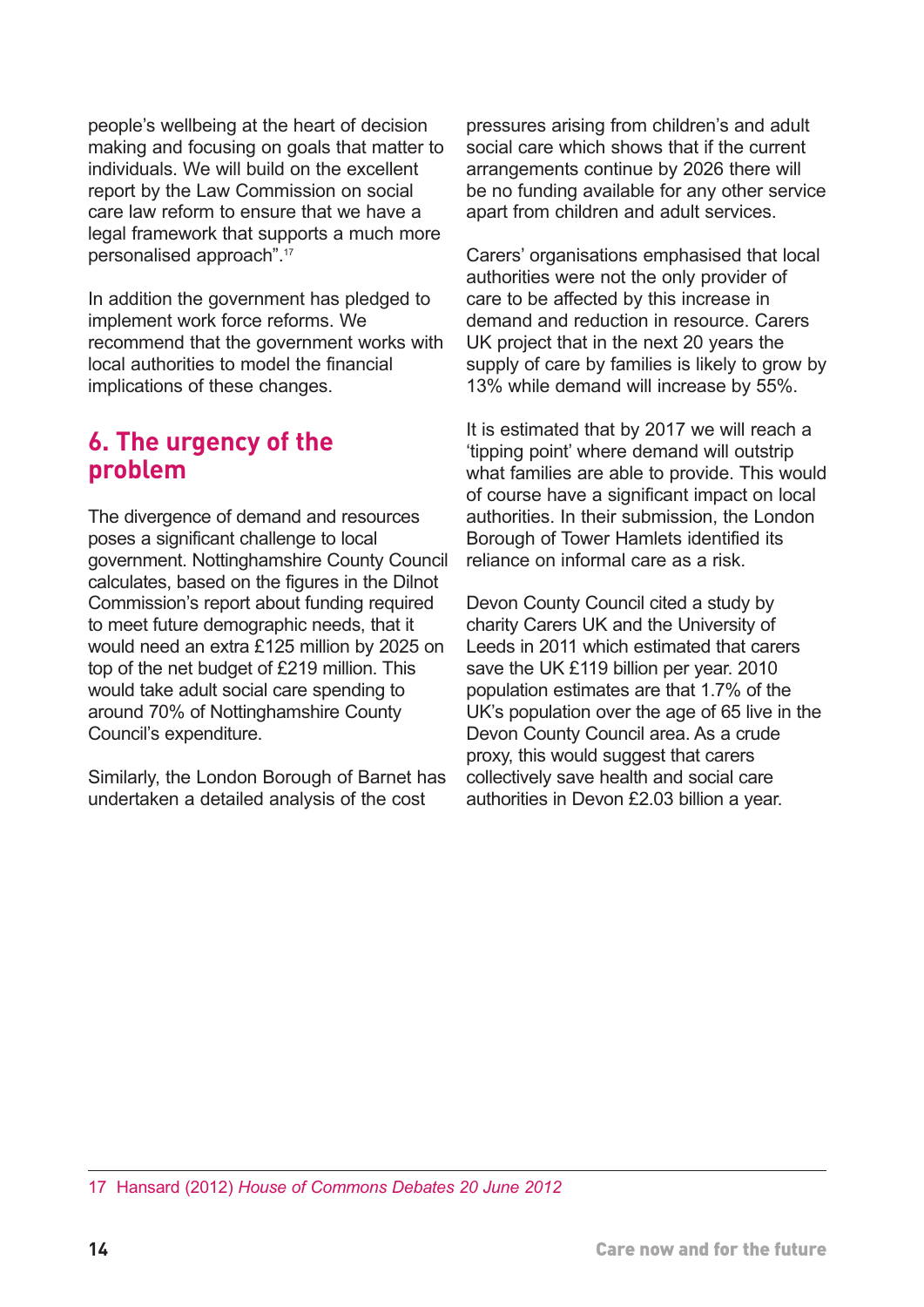people's wellbeing at the heart of decision making and focusing on goals that matter to individuals. We will build on the excellent report by the Law Commission on social care law reform to ensure that we have a legal framework that supports a much more personalised approach".[17]

In addition the government has pledged to implement work force reforms. We recommend that the government works with local authorities to model the financial implications of these changes.

## 6. The urgency of the problem

The divergence of demand and resources poses a significant challenge to local government. Nottinghamshire County Council calculates, based on the figures in the Dilnot Commission's report about funding required to meet future demographic needs, that it would need an extra £125 million by 2025 on top of the net budget of £219 million. This would take adult social care spending to around 70% of Nottinghamshire County Council's expenditure.

Similarly, the London Borough of Barnet has undertaken a detailed analysis of the cost pressures arising from children's and adult social care which shows that if the current arrangements continue by 2026 there will be no funding available for any other service apart from children and adult services.

Carers' organisations emphasised that local authorities were not the only provider of care to be affected by this increase in demand and reduction in resource. Carers UK project that in the next 20 years the supply of care by families is likely to grow by 13% while demand will increase by 55%.

It is estimated that by 2017 we will reach a 'tipping point' where demand will outstrip what families are able to provide. This would of course have a significant impact on local authorities. In their submission, the London Borough of Tower Hamlets identified its reliance on informal care as a risk.

Devon County Council cited a study by charity Carers UK and the University of Leeds in 2011 which estimated that carers save the UK £119 billion per year. 2010 population estimates are that 1.7% of the UK's population over the age of 65 live in the Devon County Council area. As a crude proxy, this would suggest that carers collectively save health and social care authorities in Devon £2.03 billion a year.

---

17 Hansard (2012) *House of Commons Debates 20 June 2012*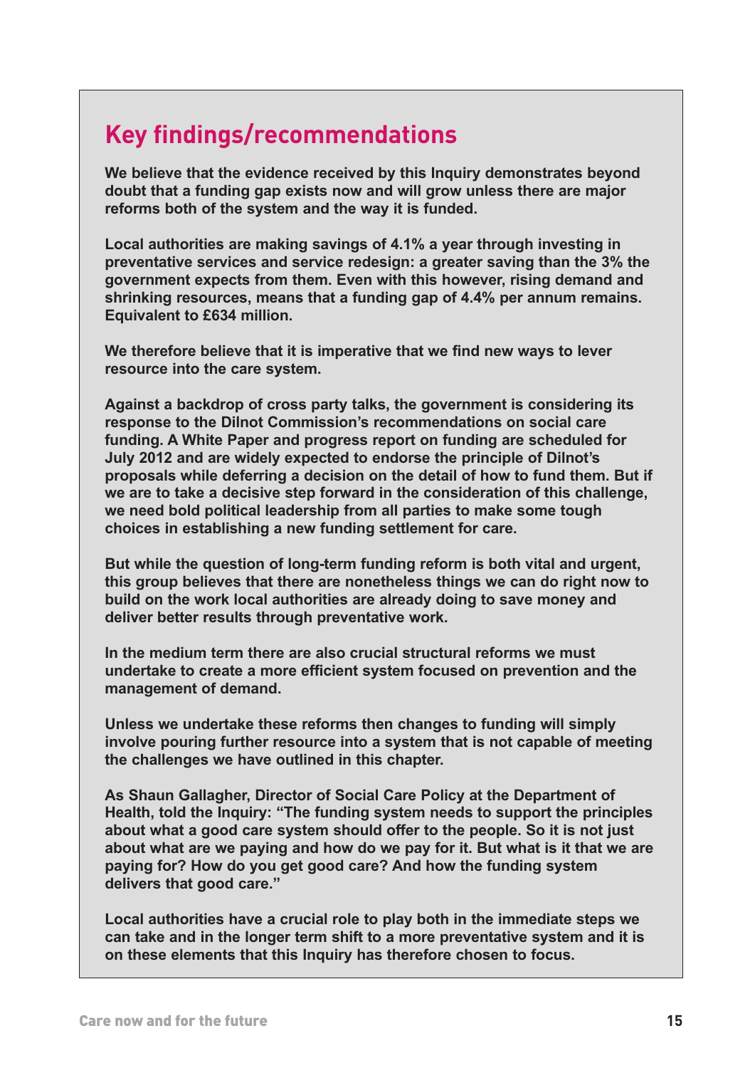## Key findings/recommendations

**We believe that the evidence received by this Inquiry demonstrates beyond doubt that a funding gap exists now and will grow unless there are major reforms both of the system and the way it is funded.**

**Local authorities are making savings of 4.1% a year through investing in preventative services and service redesign: a greater saving than the 3% the government expects from them. Even with this however, rising demand and shrinking resources, means that a funding gap of 4.4% per annum remains. Equivalent to £634 million.**

**We therefore believe that it is imperative that we find new ways to lever resource into the care system.**

**Against a backdrop of cross party talks, the government is considering its response to the Dilnot Commission's recommendations on social care funding. A White Paper and progress report on funding are scheduled for July 2012 and are widely expected to endorse the principle of Dilnot's proposals while deferring a decision on the detail of how to fund them. But if we are to take a decisive step forward in the consideration of this challenge, we need bold political leadership from all parties to make some tough choices in establishing a new funding settlement for care.**

**But while the question of long-term funding reform is both vital and urgent, this group believes that there are nonetheless things we can do right now to build on the work local authorities are already doing to save money and deliver better results through preventative work.**

**In the medium term there are also crucial structural reforms we must undertake to create a more efficient system focused on prevention and the management of demand.**

**Unless we undertake these reforms then changes to funding will simply involve pouring further resource into a system that is not capable of meeting the challenges we have outlined in this chapter.**

**As Shaun Gallagher, Director of Social Care Policy at the Department of Health, told the Inquiry: "The funding system needs to support the principles about what a good care system should offer to the people. So it is not just about what are we paying and how do we pay for it. But what is it that we are paying for? How do you get good care? And how the funding system delivers that good care."**

**Local authorities have a crucial role to play both in the immediate steps we can take and in the longer term shift to a more preventative system and it is on these elements that this Inquiry has therefore chosen to focus.**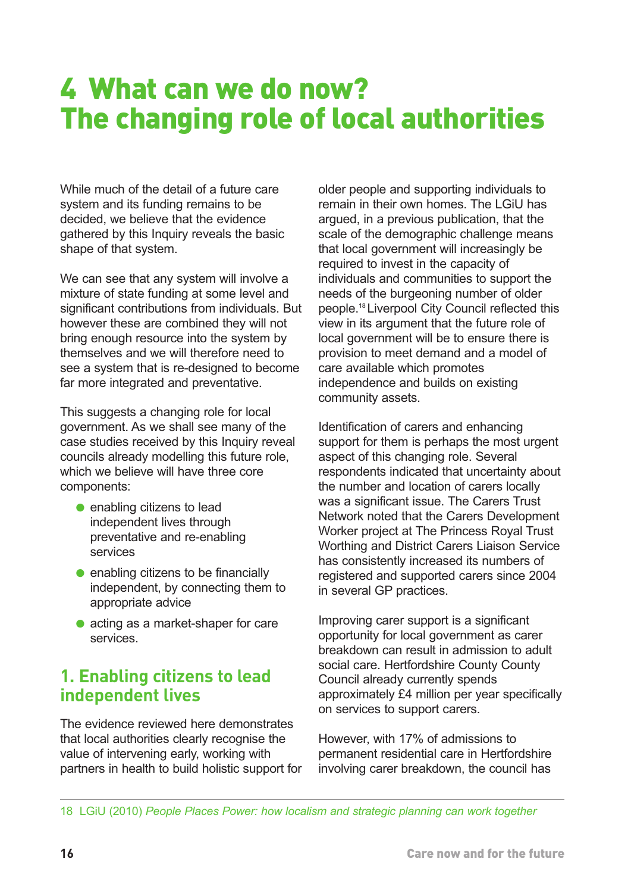# 4 What can we do now? The changing role of local authorities

While much of the detail of a future care system and its funding remains to be decided, we believe that the evidence gathered by this Inquiry reveals the basic shape of that system.

We can see that any system will involve a mixture of state funding at some level and significant contributions from individuals. But however these are combined they will not bring enough resource into the system by themselves and we will therefore need to see a system that is re-designed to become far more integrated and preventative.

This suggests a changing role for local government. As we shall see many of the case studies received by this Inquiry reveal councils already modelling this future role, which we believe will have three core components:

- enabling citizens to lead independent lives through preventative and re-enabling services
- enabling citizens to be financially independent, by connecting them to appropriate advice
- acting as a market-shaper for care services.

## 1. Enabling citizens to lead independent lives

The evidence reviewed here demonstrates that local authorities clearly recognise the value of intervening early, working with partners in health to build holistic support for older people and supporting individuals to remain in their own homes. The LGiU has argued, in a previous publication, that the scale of the demographic challenge means that local government will increasingly be required to invest in the capacity of individuals and communities to support the needs of the burgeoning number of older people.[18] Liverpool City Council reflected this view in its argument that the future role of local government will be to ensure there is provision to meet demand and a model of care available which promotes independence and builds on existing community assets.

Identification of carers and enhancing support for them is perhaps the most urgent aspect of this changing role. Several respondents indicated that uncertainty about the number and location of carers locally was a significant issue. The Carers Trust Network noted that the Carers Development Worker project at The Princess Royal Trust Worthing and District Carers Liaison Service has consistently increased its numbers of registered and supported carers since 2004 in several GP practices.

Improving carer support is a significant opportunity for local government as carer breakdown can result in admission to adult social care. Hertfordshire County County Council already currently spends approximately £4 million per year specifically on services to support carers.

However, with 17% of admissions to permanent residential care in Hertfordshire involving carer breakdown, the council has

---

18 LGiU (2010) *People Places Power: how localism and strategic planning can work together*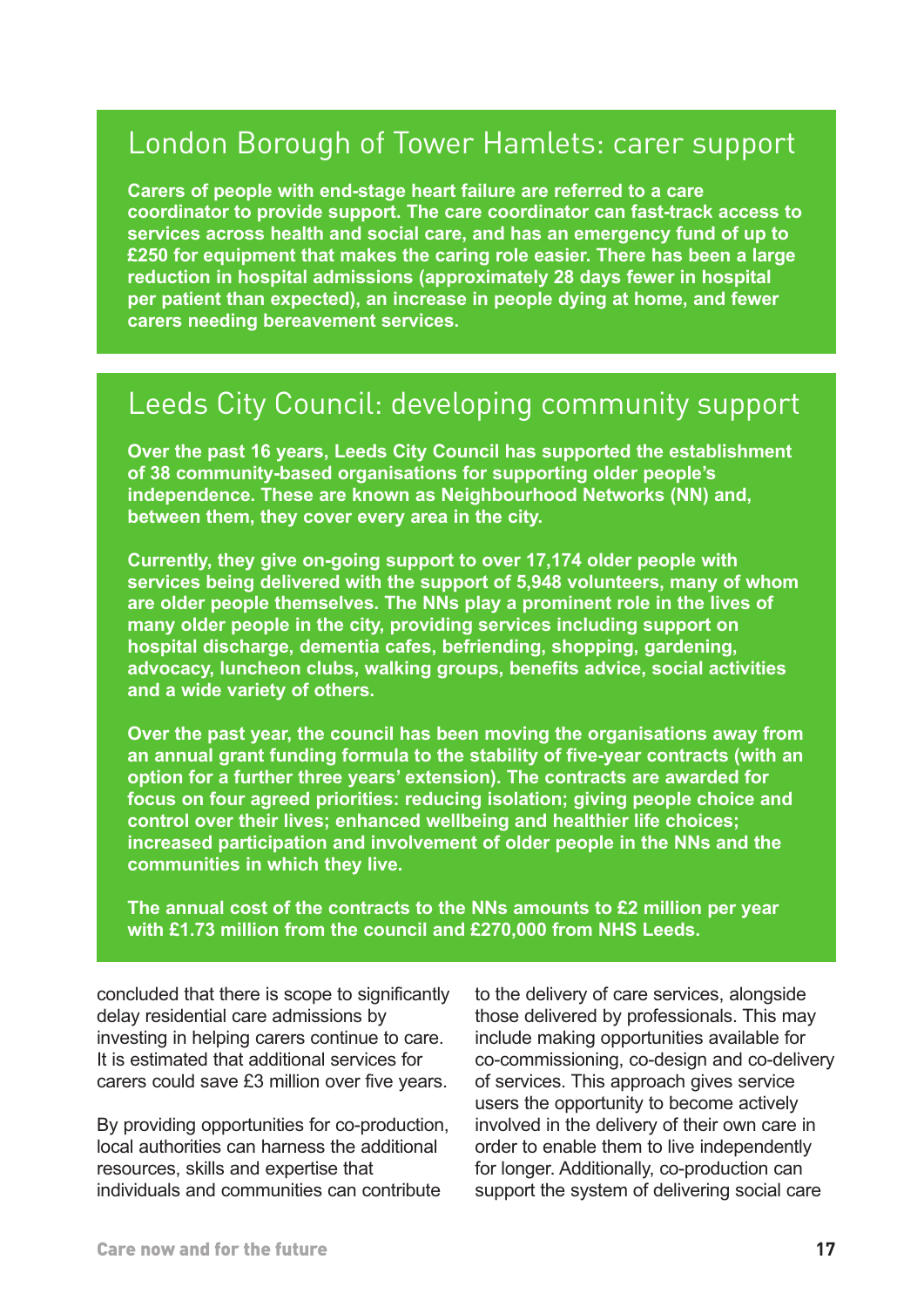## London Borough of Tower Hamlets: carer support

**Carers of people with end-stage heart failure are referred to a care coordinator to provide support. The care coordinator can fast-track access to services across health and social care, and has an emergency fund of up to £250 for equipment that makes the caring role easier. There has been a large reduction in hospital admissions (approximately 28 days fewer in hospital per patient than expected), an increase in people dying at home, and fewer carers needing bereavement services.**

## Leeds City Council: developing community support

**Over the past 16 years, Leeds City Council has supported the establishment of 38 community-based organisations for supporting older people's independence. These are known as Neighbourhood Networks (NN) and, between them, they cover every area in the city.**

**Currently, they give on-going support to over 17,174 older people with services being delivered with the support of 5,948 volunteers, many of whom are older people themselves. The NNs play a prominent role in the lives of many older people in the city, providing services including support on hospital discharge, dementia cafes, befriending, shopping, gardening, advocacy, luncheon clubs, walking groups, benefits advice, social activities and a wide variety of others.**

**Over the past year, the council has been moving the organisations away from an annual grant funding formula to the stability of five-year contracts (with an option for a further three years' extension). The contracts are awarded for focus on four agreed priorities: reducing isolation; giving people choice and control over their lives; enhanced wellbeing and healthier life choices; increased participation and involvement of older people in the NNs and the communities in which they live.**

**The annual cost of the contracts to the NNs amounts to £2 million per year with £1.73 million from the council and £270,000 from NHS Leeds.**

concluded that there is scope to significantly delay residential care admissions by investing in helping carers continue to care. It is estimated that additional services for carers could save £3 million over five years.

By providing opportunities for co-production, local authorities can harness the additional resources, skills and expertise that individuals and communities can contribute to the delivery of care services, alongside those delivered by professionals. This may include making opportunities available for co-commissioning, co-design and co-delivery of services. This approach gives service users the opportunity to become actively involved in the delivery of their own care in order to enable them to live independently for longer. Additionally, co-production can support the system of delivering social care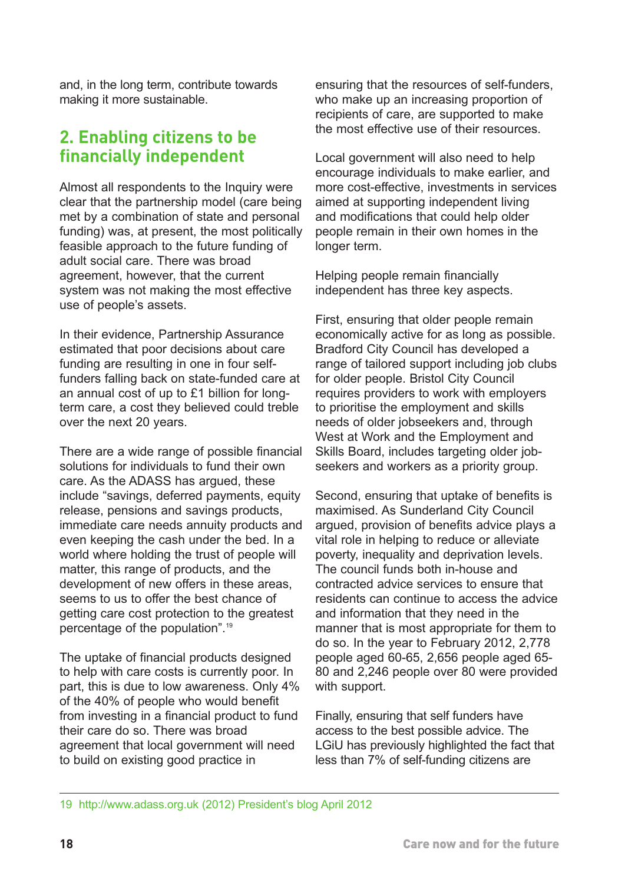and, in the long term, contribute towards making it more sustainable.

## 2. Enabling citizens to be financially independent

Almost all respondents to the Inquiry were clear that the partnership model (care being met by a combination of state and personal funding) was, at present, the most politically feasible approach to the future funding of adult social care. There was broad agreement, however, that the current system was not making the most effective use of people's assets.

In their evidence, Partnership Assurance estimated that poor decisions about care funding are resulting in one in four self-funders falling back on state-funded care at an annual cost of up to £1 billion for long-term care, a cost they believed could treble over the next 20 years.

There are a wide range of possible financial solutions for individuals to fund their own care. As the ADASS has argued, these include "savings, deferred payments, equity release, pensions and savings products, immediate care needs annuity products and even keeping the cash under the bed. In a world where holding the trust of people will matter, this range of products, and the development of new offers in these areas, seems to us to offer the best chance of getting care cost protection to the greatest percentage of the population".[19]

The uptake of financial products designed to help with care costs is currently poor. In part, this is due to low awareness. Only 4% of the 40% of people who would benefit from investing in a financial product to fund their care do so. There was broad agreement that local government will need to build on existing good practice in ensuring that the resources of self-funders, who make up an increasing proportion of recipients of care, are supported to make the most effective use of their resources.

Local government will also need to help encourage individuals to make earlier, and more cost-effective, investments in services aimed at supporting independent living and modifications that could help older people remain in their own homes in the longer term.

Helping people remain financially independent has three key aspects.

First, ensuring that older people remain economically active for as long as possible. Bradford City Council has developed a range of tailored support including job clubs for older people. Bristol City Council requires providers to work with employers to prioritise the employment and skills needs of older jobseekers and, through West at Work and the Employment and Skills Board, includes targeting older job-seekers and workers as a priority group.

Second, ensuring that uptake of benefits is maximised. As Sunderland City Council argued, provision of benefits advice plays a vital role in helping to reduce or alleviate poverty, inequality and deprivation levels. The council funds both in-house and contracted advice services to ensure that residents can continue to access the advice and information that they need in the manner that is most appropriate for them to do so. In the year to February 2012, 2,778 people aged 60-65, 2,656 people aged 65-80 and 2,246 people over 80 were provided with support.

Finally, ensuring that self funders have access to the best possible advice. The LGiU has previously highlighted the fact that less than 7% of self-funding citizens are

19 http://www.adass.org.uk (2012) President's blog April 2012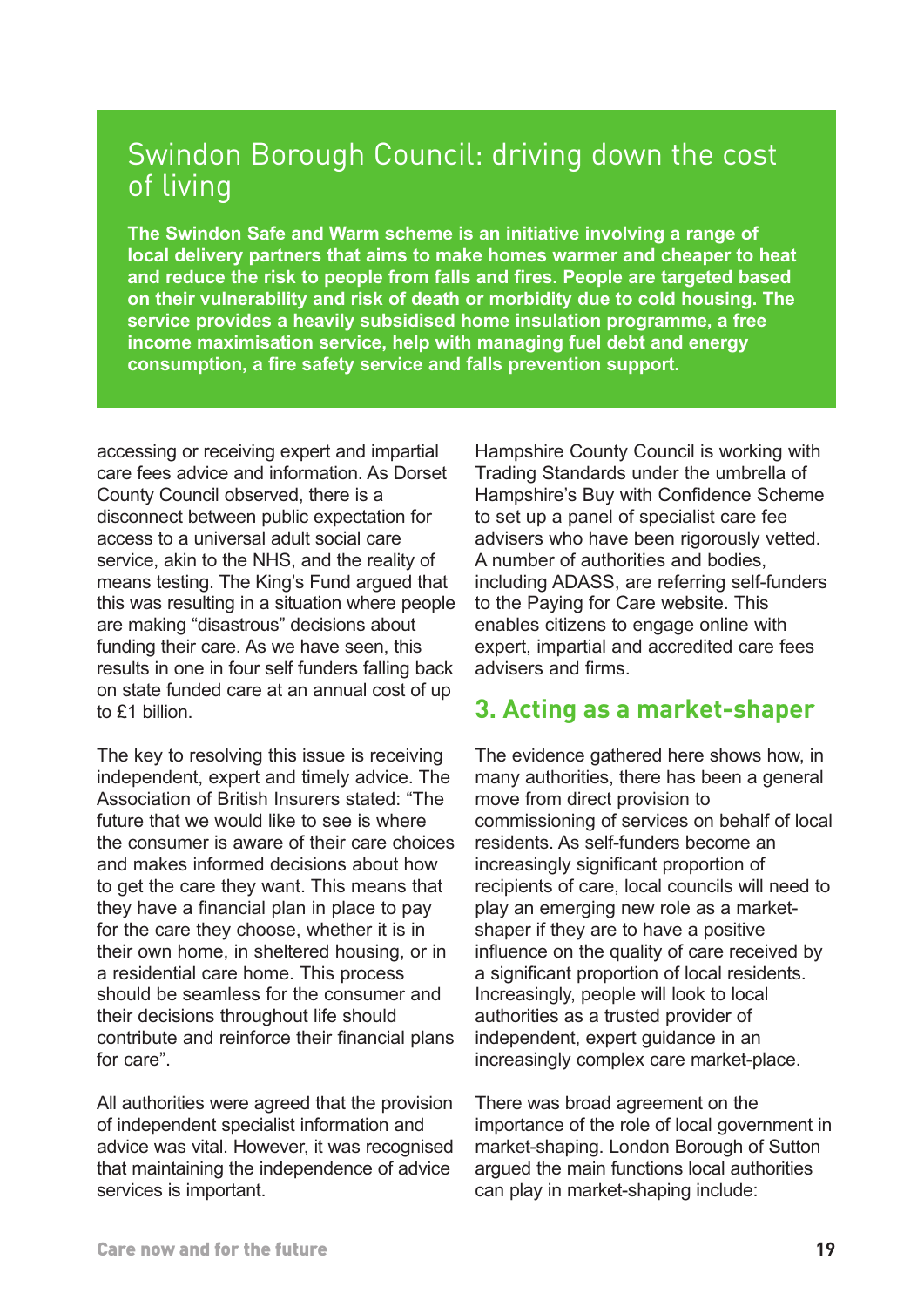## Swindon Borough Council: driving down the cost of living

**The Swindon Safe and Warm scheme is an initiative involving a range of local delivery partners that aims to make homes warmer and cheaper to heat and reduce the risk to people from falls and fires. People are targeted based on their vulnerability and risk of death or morbidity due to cold housing. The service provides a heavily subsidised home insulation programme, a free income maximisation service, help with managing fuel debt and energy consumption, a fire safety service and falls prevention support.**

accessing or receiving expert and impartial care fees advice and information. As Dorset County Council observed, there is a disconnect between public expectation for access to a universal adult social care service, akin to the NHS, and the reality of means testing. The King's Fund argued that this was resulting in a situation where people are making "disastrous" decisions about funding their care. As we have seen, this results in one in four self funders falling back on state funded care at an annual cost of up to £1 billion.

The key to resolving this issue is receiving independent, expert and timely advice. The Association of British Insurers stated: "The future that we would like to see is where the consumer is aware of their care choices and makes informed decisions about how to get the care they want. This means that they have a financial plan in place to pay for the care they choose, whether it is in their own home, in sheltered housing, or in a residential care home. This process should be seamless for the consumer and their decisions throughout life should contribute and reinforce their financial plans for care".

All authorities were agreed that the provision of independent specialist information and advice was vital. However, it was recognised that maintaining the independence of advice services is important.

Hampshire County Council is working with Trading Standards under the umbrella of Hampshire's Buy with Confidence Scheme to set up a panel of specialist care fee advisers who have been rigorously vetted. A number of authorities and bodies, including ADASS, are referring self-funders to the Paying for Care website. This enables citizens to engage online with expert, impartial and accredited care fees advisers and firms.

## 3. Acting as a market-shaper

The evidence gathered here shows how, in many authorities, there has been a general move from direct provision to commissioning of services on behalf of local residents. As self-funders become an increasingly significant proportion of recipients of care, local councils will need to play an emerging new role as a market-shaper if they are to have a positive influence on the quality of care received by a significant proportion of local residents. Increasingly, people will look to local authorities as a trusted provider of independent, expert guidance in an increasingly complex care market-place.

There was broad agreement on the importance of the role of local government in market-shaping. London Borough of Sutton argued the main functions local authorities can play in market-shaping include: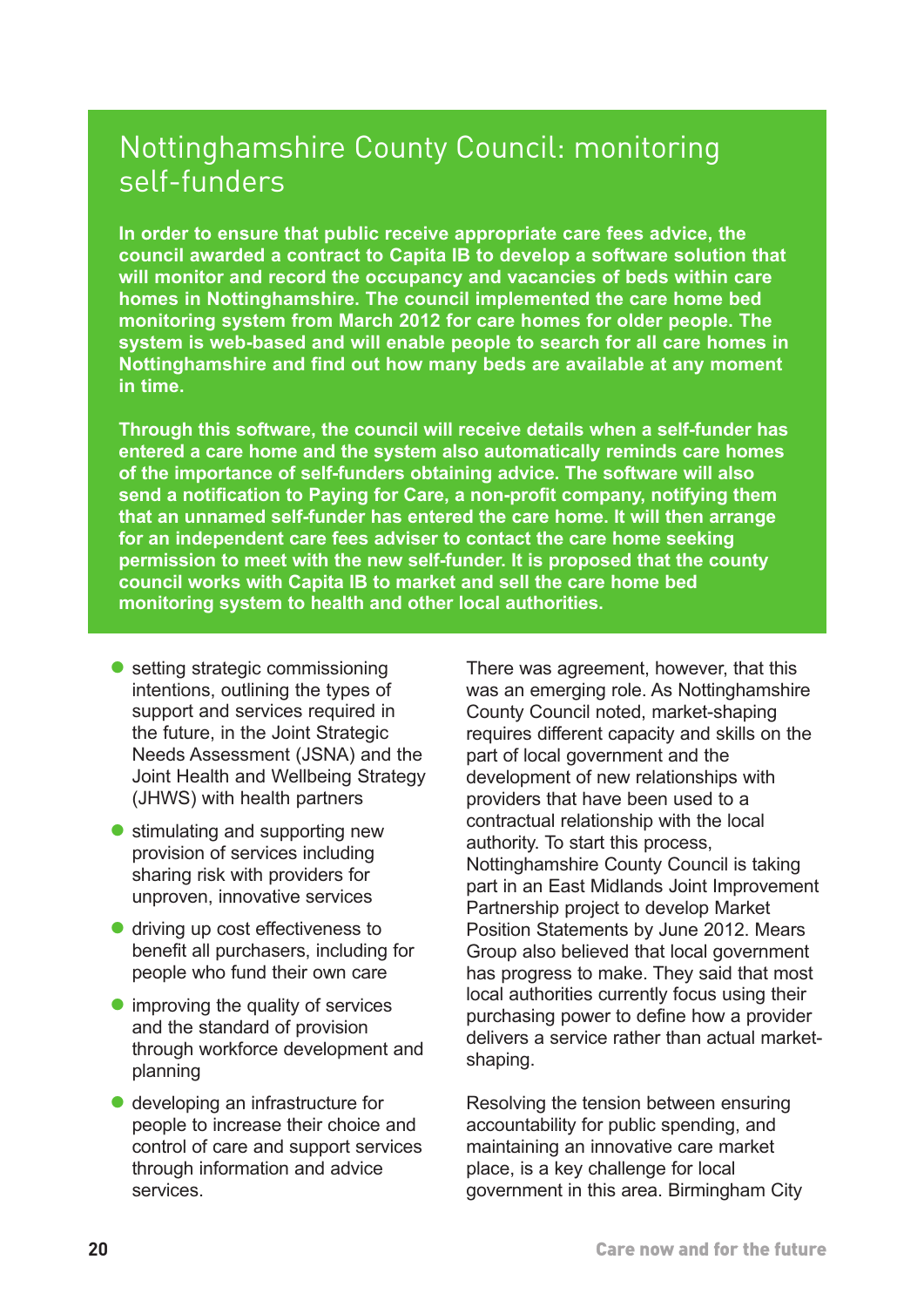## Nottinghamshire County Council: monitoring self-funders

**In order to ensure that public receive appropriate care fees advice, the council awarded a contract to Capita IB to develop a software solution that will monitor and record the occupancy and vacancies of beds within care homes in Nottinghamshire. The council implemented the care home bed monitoring system from March 2012 for care homes for older people. The system is web-based and will enable people to search for all care homes in Nottinghamshire and find out how many beds are available at any moment in time.**

**Through this software, the council will receive details when a self-funder has entered a care home and the system also automatically reminds care homes of the importance of self-funders obtaining advice. The software will also send a notification to Paying for Care, a non-profit company, notifying them that an unnamed self-funder has entered the care home. It will then arrange for an independent care fees adviser to contact the care home seeking permission to meet with the new self-funder. It is proposed that the county council works with Capita IB to market and sell the care home bed monitoring system to health and other local authorities.**

- setting strategic commissioning intentions, outlining the types of support and services required in the future, in the Joint Strategic Needs Assessment (JSNA) and the Joint Health and Wellbeing Strategy (JHWS) with health partners
- stimulating and supporting new provision of services including sharing risk with providers for unproven, innovative services
- driving up cost effectiveness to benefit all purchasers, including for people who fund their own care
- improving the quality of services and the standard of provision through workforce development and planning
- developing an infrastructure for people to increase their choice and control of care and support services through information and advice services.

There was agreement, however, that this was an emerging role. As Nottinghamshire County Council noted, market-shaping requires different capacity and skills on the part of local government and the development of new relationships with providers that have been used to a contractual relationship with the local authority. To start this process, Nottinghamshire County Council is taking part in an East Midlands Joint Improvement Partnership project to develop Market Position Statements by June 2012. Mears Group also believed that local government has progress to make. They said that most local authorities currently focus using their purchasing power to define how a provider delivers a service rather than actual market-shaping.

Resolving the tension between ensuring accountability for public spending, and maintaining an innovative care market place, is a key challenge for local government in this area. Birmingham City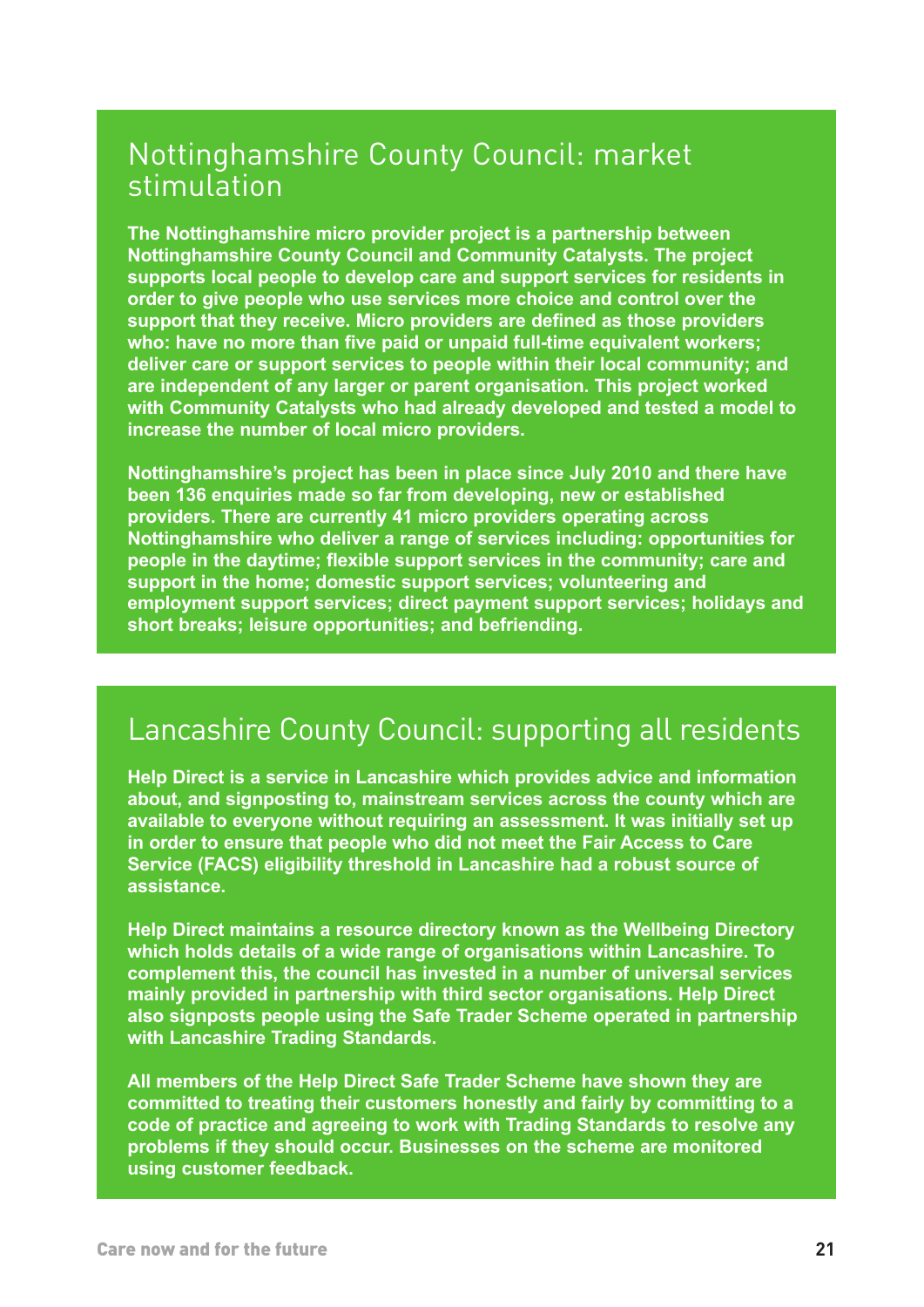## Nottinghamshire County Council: market stimulation

**The Nottinghamshire micro provider project is a partnership between Nottinghamshire County Council and Community Catalysts. The project supports local people to develop care and support services for residents in order to give people who use services more choice and control over the support that they receive. Micro providers are defined as those providers who: have no more than five paid or unpaid full-time equivalent workers; deliver care or support services to people within their local community; and are independent of any larger or parent organisation. This project worked with Community Catalysts who had already developed and tested a model to increase the number of local micro providers.**

**Nottinghamshire's project has been in place since July 2010 and there have been 136 enquiries made so far from developing, new or established providers. There are currently 41 micro providers operating across Nottinghamshire who deliver a range of services including: opportunities for people in the daytime; flexible support services in the community; care and support in the home; domestic support services; volunteering and employment support services; direct payment support services; holidays and short breaks; leisure opportunities; and befriending.**

## Lancashire County Council: supporting all residents

**Help Direct is a service in Lancashire which provides advice and information about, and signposting to, mainstream services across the county which are available to everyone without requiring an assessment. It was initially set up in order to ensure that people who did not meet the Fair Access to Care Service (FACS) eligibility threshold in Lancashire had a robust source of assistance.**

**Help Direct maintains a resource directory known as the Wellbeing Directory which holds details of a wide range of organisations within Lancashire. To complement this, the council has invested in a number of universal services mainly provided in partnership with third sector organisations. Help Direct also signposts people using the Safe Trader Scheme operated in partnership with Lancashire Trading Standards.**

**All members of the Help Direct Safe Trader Scheme have shown they are committed to treating their customers honestly and fairly by committing to a code of practice and agreeing to work with Trading Standards to resolve any problems if they should occur. Businesses on the scheme are monitored using customer feedback.**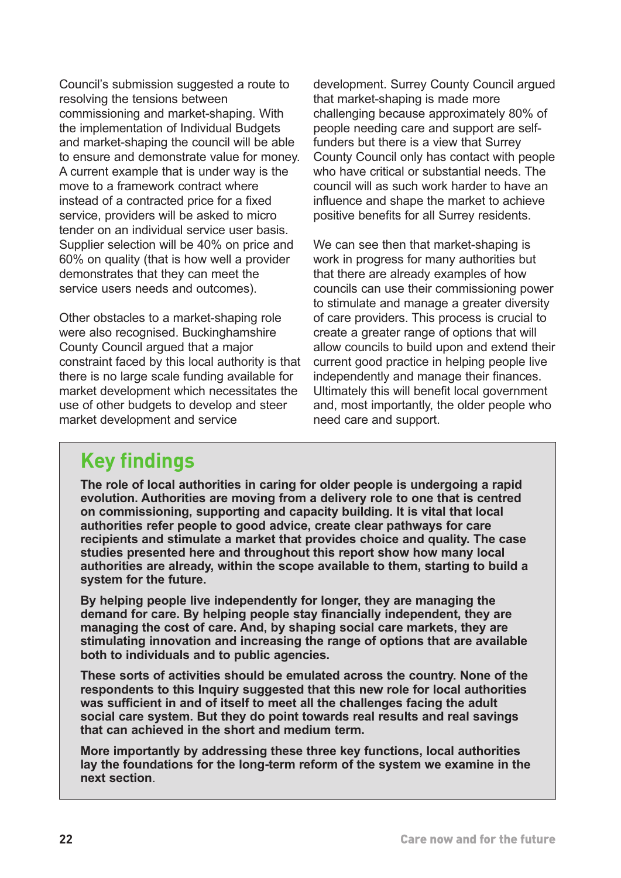Council's submission suggested a route to resolving the tensions between commissioning and market-shaping. With the implementation of Individual Budgets and market-shaping the council will be able to ensure and demonstrate value for money. A current example that is under way is the move to a framework contract where instead of a contracted price for a fixed service, providers will be asked to micro tender on an individual service user basis. Supplier selection will be 40% on price and 60% on quality (that is how well a provider demonstrates that they can meet the service users needs and outcomes).

Other obstacles to a market-shaping role were also recognised. Buckinghamshire County Council argued that a major constraint faced by this local authority is that there is no large scale funding available for market development which necessitates the use of other budgets to develop and steer market development and service development. Surrey County Council argued that market-shaping is made more challenging because approximately 80% of people needing care and support are self-funders but there is a view that Surrey County Council only has contact with people who have critical or substantial needs. The council will as such work harder to have an influence and shape the market to achieve positive benefits for all Surrey residents.

We can see then that market-shaping is work in progress for many authorities but that there are already examples of how councils can use their commissioning power to stimulate and manage a greater diversity of care providers. This process is crucial to create a greater range of options that will allow councils to build upon and extend their current good practice in helping people live independently and manage their finances. Ultimately this will benefit local government and, most importantly, the older people who need care and support.

## Key findings

**The role of local authorities in caring for older people is undergoing a rapid evolution. Authorities are moving from a delivery role to one that is centred on commissioning, supporting and capacity building. It is vital that local authorities refer people to good advice, create clear pathways for care recipients and stimulate a market that provides choice and quality. The case studies presented here and throughout this report show how many local authorities are already, within the scope available to them, starting to build a system for the future.**

**By helping people live independently for longer, they are managing the demand for care. By helping people stay financially independent, they are managing the cost of care. And, by shaping social care markets, they are stimulating innovation and increasing the range of options that are available both to individuals and to public agencies.**

**These sorts of activities should be emulated across the country. None of the respondents to this Inquiry suggested that this new role for local authorities was sufficient in and of itself to meet all the challenges facing the adult social care system. But they do point towards real results and real savings that can achieved in the short and medium term.**

**More importantly by addressing these three key functions, local authorities lay the foundations for the long-term reform of the system we examine in the next section**.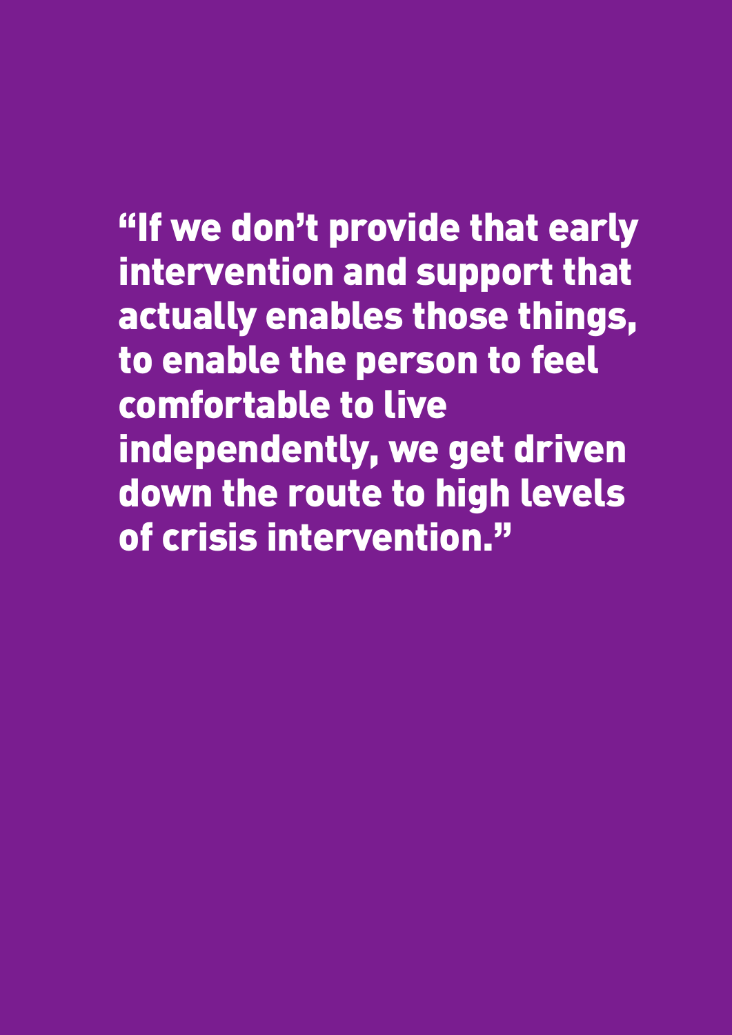**“If we don’t provide that early intervention and support that actually enables those things, to enable the person to feel comfortable to live independently, we get driven down the route to high levels of crisis intervention.”**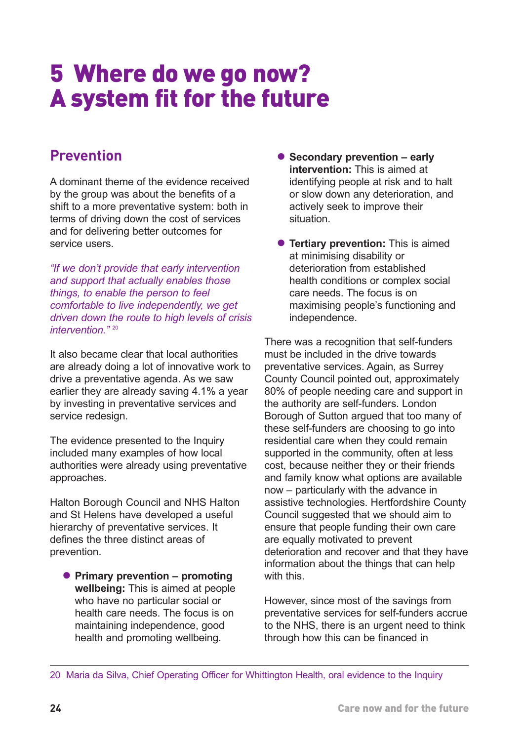# 5 Where do we go now? A system fit for the future

## Prevention

A dominant theme of the evidence received by the group was about the benefits of a shift to a more preventative system: both in terms of driving down the cost of services and for delivering better outcomes for service users.

*"If we don't provide that early intervention and support that actually enables those things, to enable the person to feel comfortable to live independently, we get driven down the route to high levels of crisis intervention."* [20]

It also became clear that local authorities are already doing a lot of innovative work to drive a preventative agenda. As we saw earlier they are already saving 4.1% a year by investing in preventative services and service redesign.

The evidence presented to the Inquiry included many examples of how local authorities were already using preventative approaches.

Halton Borough Council and NHS Halton and St Helens have developed a useful hierarchy of preventative services. It defines the three distinct areas of prevention.

- **Primary prevention – promoting wellbeing:** This is aimed at people who have no particular social or health care needs. The focus is on maintaining independence, good health and promoting wellbeing.
- **Secondary prevention – early intervention:** This is aimed at identifying people at risk and to halt or slow down any deterioration, and actively seek to improve their situation.
- **Tertiary prevention:** This is aimed at minimising disability or deterioration from established health conditions or complex social care needs. The focus is on maximising people's functioning and independence.

There was a recognition that self-funders must be included in the drive towards preventative services. Again, as Surrey County Council pointed out, approximately 80% of people needing care and support in the authority are self-funders. London Borough of Sutton argued that too many of these self-funders are choosing to go into residential care when they could remain supported in the community, often at less cost, because neither they or their friends and family know what options are available now – particularly with the advance in assistive technologies. Hertfordshire County Council suggested that we should aim to ensure that people funding their own care are equally motivated to prevent deterioration and recover and that they have information about the things that can help with this.

However, since most of the savings from preventative services for self-funders accrue to the NHS, there is an urgent need to think through how this can be financed in

20 Maria da Silva, Chief Operating Officer for Whittington Health, oral evidence to the Inquiry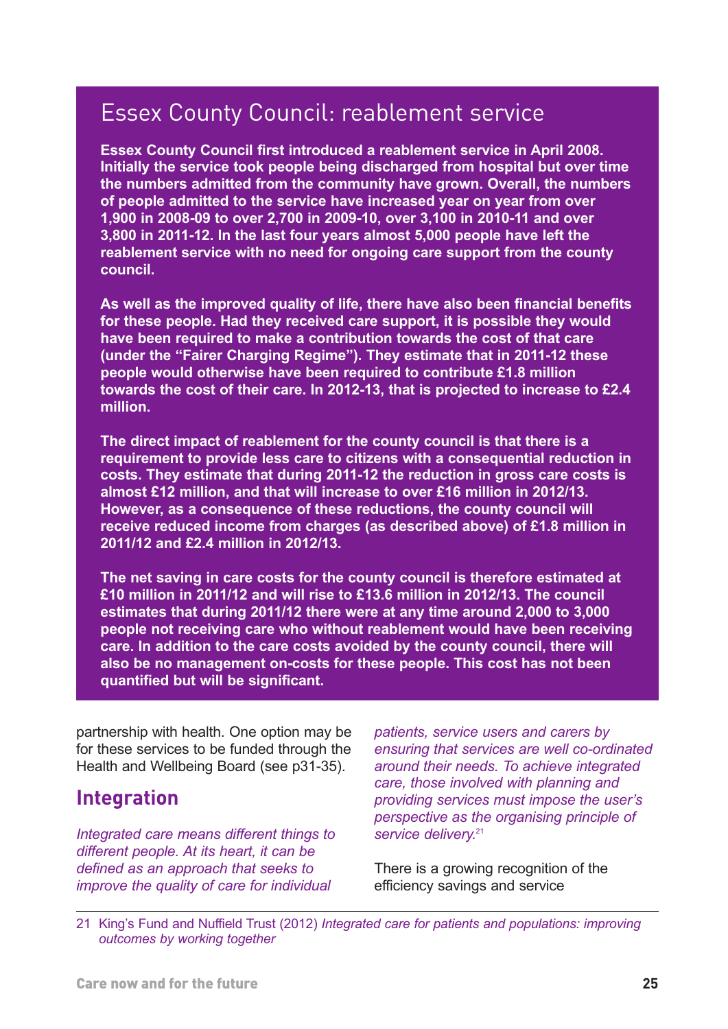## Essex County Council: reablement service

**Essex County Council first introduced a reablement service in April 2008. Initially the service took people being discharged from hospital but over time the numbers admitted from the community have grown. Overall, the numbers of people admitted to the service have increased year on year from over 1,900 in 2008-09 to over 2,700 in 2009-10, over 3,100 in 2010-11 and over 3,800 in 2011-12. In the last four years almost 5,000 people have left the reablement service with no need for ongoing care support from the county council.**

**As well as the improved quality of life, there have also been financial benefits for these people. Had they received care support, it is possible they would have been required to make a contribution towards the cost of that care (under the "Fairer Charging Regime"). They estimate that in 2011-12 these people would otherwise have been required to contribute £1.8 million towards the cost of their care. In 2012-13, that is projected to increase to £2.4 million.**

**The direct impact of reablement for the county council is that there is a requirement to provide less care to citizens with a consequential reduction in costs. They estimate that during 2011-12 the reduction in gross care costs is almost £12 million, and that will increase to over £16 million in 2012/13. However, as a consequence of these reductions, the county council will receive reduced income from charges (as described above) of £1.8 million in 2011/12 and £2.4 million in 2012/13.**

**The net saving in care costs for the county council is therefore estimated at £10 million in 2011/12 and will rise to £13.6 million in 2012/13. The council estimates that during 2011/12 there were at any time around 2,000 to 3,000 people not receiving care who without reablement would have been receiving care. In addition to the care costs avoided by the county council, there will also be no management on-costs for these people. This cost has not been quantified but will be significant.**

partnership with health. One option may be for these services to be funded through the Health and Wellbeing Board (see p31-35).

## Integration

*Integrated care means different things to different people. At its heart, it can be defined as an approach that seeks to improve the quality of care for individual patients, service users and carers by ensuring that services are well co-ordinated around their needs. To achieve integrated care, those involved with planning and providing services must impose the user's perspective as the organising principle of service delivery.*[21]

There is a growing recognition of the efficiency savings and service

---

21 King's Fund and Nuffield Trust (2012) *Integrated care for patients and populations: improving outcomes by working together*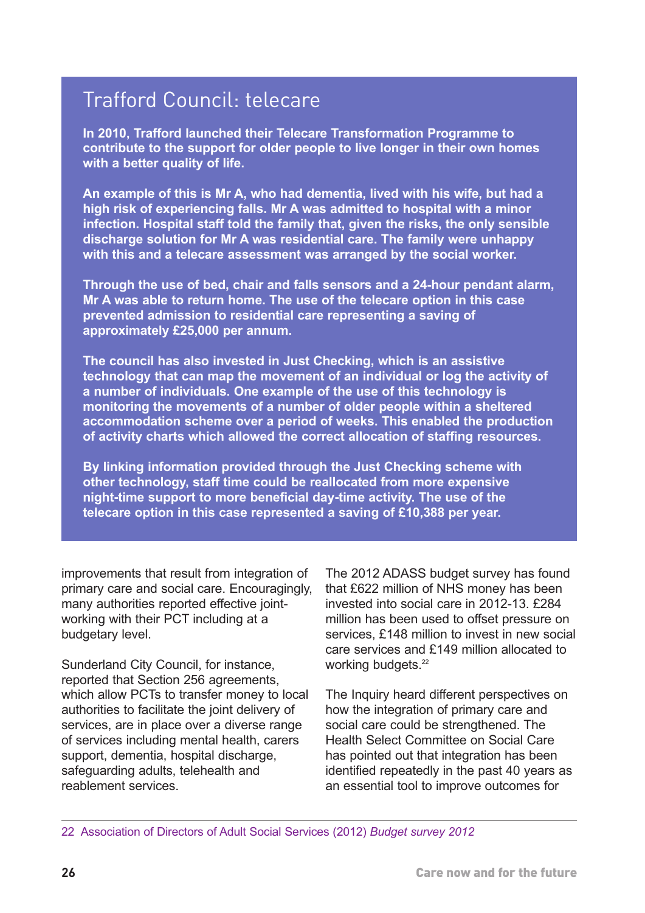## Trafford Council: telecare

**In 2010, Trafford launched their Telecare Transformation Programme to contribute to the support for older people to live longer in their own homes with a better quality of life.**

**An example of this is Mr A, who had dementia, lived with his wife, but had a high risk of experiencing falls. Mr A was admitted to hospital with a minor infection. Hospital staff told the family that, given the risks, the only sensible discharge solution for Mr A was residential care. The family were unhappy with this and a telecare assessment was arranged by the social worker.**

**Through the use of bed, chair and falls sensors and a 24-hour pendant alarm, Mr A was able to return home. The use of the telecare option in this case prevented admission to residential care representing a saving of approximately £25,000 per annum.**

**The council has also invested in Just Checking, which is an assistive technology that can map the movement of an individual or log the activity of a number of individuals. One example of the use of this technology is monitoring the movements of a number of older people within a sheltered accommodation scheme over a period of weeks. This enabled the production of activity charts which allowed the correct allocation of staffing resources.**

**By linking information provided through the Just Checking scheme with other technology, staff time could be reallocated from more expensive night-time support to more beneficial day-time activity. The use of the telecare option in this case represented a saving of £10,388 per year.**

improvements that result from integration of primary care and social care. Encouragingly, many authorities reported effective joint-working with their PCT including at a budgetary level.

Sunderland City Council, for instance, reported that Section 256 agreements, which allow PCTs to transfer money to local authorities to facilitate the joint delivery of services, are in place over a diverse range of services including mental health, carers support, dementia, hospital discharge, safeguarding adults, telehealth and reablement services.

The 2012 ADASS budget survey has found that £622 million of NHS money has been invested into social care in 2012-13. £284 million has been used to offset pressure on services, £148 million to invest in new social care services and £149 million allocated to working budgets.[22]

The Inquiry heard different perspectives on how the integration of primary care and social care could be strengthened. The Health Select Committee on Social Care has pointed out that integration has been identified repeatedly in the past 40 years as an essential tool to improve outcomes for

22 Association of Directors of Adult Social Services (2012) *Budget survey 2012*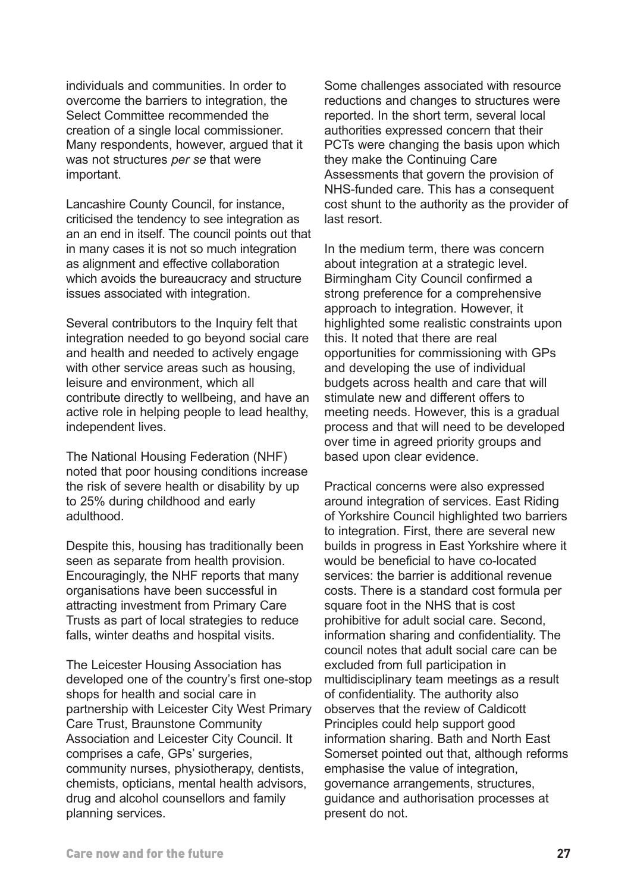individuals and communities. In order to overcome the barriers to integration, the Select Committee recommended the creation of a single local commissioner. Many respondents, however, argued that it was not structures *per se* that were important.

Lancashire County Council, for instance, criticised the tendency to see integration as an an end in itself. The council points out that in many cases it is not so much integration as alignment and effective collaboration which avoids the bureaucracy and structure issues associated with integration.

Several contributors to the Inquiry felt that integration needed to go beyond social care and health and needed to actively engage with other service areas such as housing, leisure and environment, which all contribute directly to wellbeing, and have an active role in helping people to lead healthy, independent lives.

The National Housing Federation (NHF) noted that poor housing conditions increase the risk of severe health or disability by up to 25% during childhood and early adulthood.

Despite this, housing has traditionally been seen as separate from health provision. Encouragingly, the NHF reports that many organisations have been successful in attracting investment from Primary Care Trusts as part of local strategies to reduce falls, winter deaths and hospital visits.

The Leicester Housing Association has developed one of the country's first one-stop shops for health and social care in partnership with Leicester City West Primary Care Trust, Braunstone Community Association and Leicester City Council. It comprises a cafe, GPs' surgeries, community nurses, physiotherapy, dentists, chemists, opticians, mental health advisors, drug and alcohol counsellors and family planning services.

Some challenges associated with resource reductions and changes to structures were reported. In the short term, several local authorities expressed concern that their PCTs were changing the basis upon which they make the Continuing Care Assessments that govern the provision of NHS-funded care. This has a consequent cost shunt to the authority as the provider of last resort.

In the medium term, there was concern about integration at a strategic level. Birmingham City Council confirmed a strong preference for a comprehensive approach to integration. However, it highlighted some realistic constraints upon this. It noted that there are real opportunities for commissioning with GPs and developing the use of individual budgets across health and care that will stimulate new and different offers to meeting needs. However, this is a gradual process and that will need to be developed over time in agreed priority groups and based upon clear evidence.

Practical concerns were also expressed around integration of services. East Riding of Yorkshire Council highlighted two barriers to integration. First, there are several new builds in progress in East Yorkshire where it would be beneficial to have co-located services: the barrier is additional revenue costs. There is a standard cost formula per square foot in the NHS that is cost prohibitive for adult social care. Second, information sharing and confidentiality. The council notes that adult social care can be excluded from full participation in multidisciplinary team meetings as a result of confidentiality. The authority also observes that the review of Caldicott Principles could help support good information sharing. Bath and North East Somerset pointed out that, although reforms emphasise the value of integration, governance arrangements, structures, guidance and authorisation processes at present do not.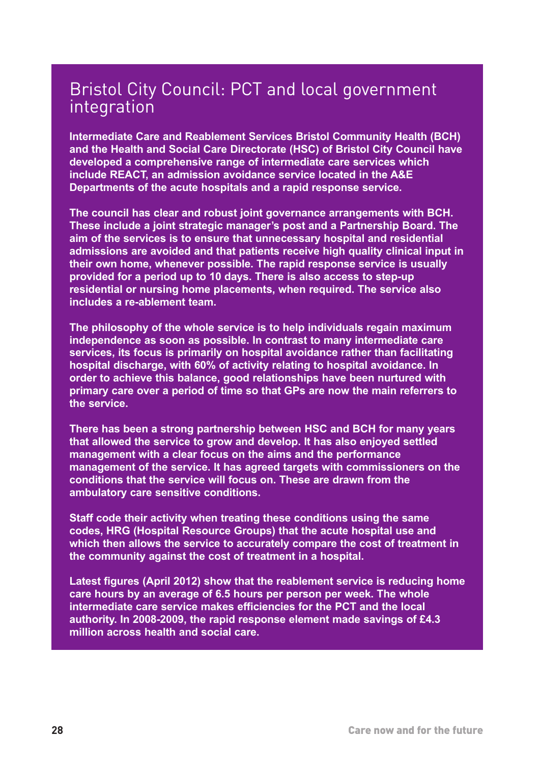## Bristol City Council: PCT and local government integration

**Intermediate Care and Reablement Services Bristol Community Health (BCH) and the Health and Social Care Directorate (HSC) of Bristol City Council have developed a comprehensive range of intermediate care services which include REACT, an admission avoidance service located in the A&E Departments of the acute hospitals and a rapid response service.**

**The council has clear and robust joint governance arrangements with BCH. These include a joint strategic manager's post and a Partnership Board. The aim of the services is to ensure that unnecessary hospital and residential admissions are avoided and that patients receive high quality clinical input in their own home, whenever possible. The rapid response service is usually provided for a period up to 10 days. There is also access to step-up residential or nursing home placements, when required. The service also includes a re-ablement team.**

**The philosophy of the whole service is to help individuals regain maximum independence as soon as possible. In contrast to many intermediate care services, its focus is primarily on hospital avoidance rather than facilitating hospital discharge, with 60% of activity relating to hospital avoidance. In order to achieve this balance, good relationships have been nurtured with primary care over a period of time so that GPs are now the main referrers to the service.**

**There has been a strong partnership between HSC and BCH for many years that allowed the service to grow and develop. It has also enjoyed settled management with a clear focus on the aims and the performance management of the service. It has agreed targets with commissioners on the conditions that the service will focus on. These are drawn from the ambulatory care sensitive conditions.**

**Staff code their activity when treating these conditions using the same codes, HRG (Hospital Resource Groups) that the acute hospital use and which then allows the service to accurately compare the cost of treatment in the community against the cost of treatment in a hospital.**

**Latest figures (April 2012) show that the reablement service is reducing home care hours by an average of 6.5 hours per person per week. The whole intermediate care service makes efficiencies for the PCT and the local authority. In 2008-2009, the rapid response element made savings of £4.3 million across health and social care.**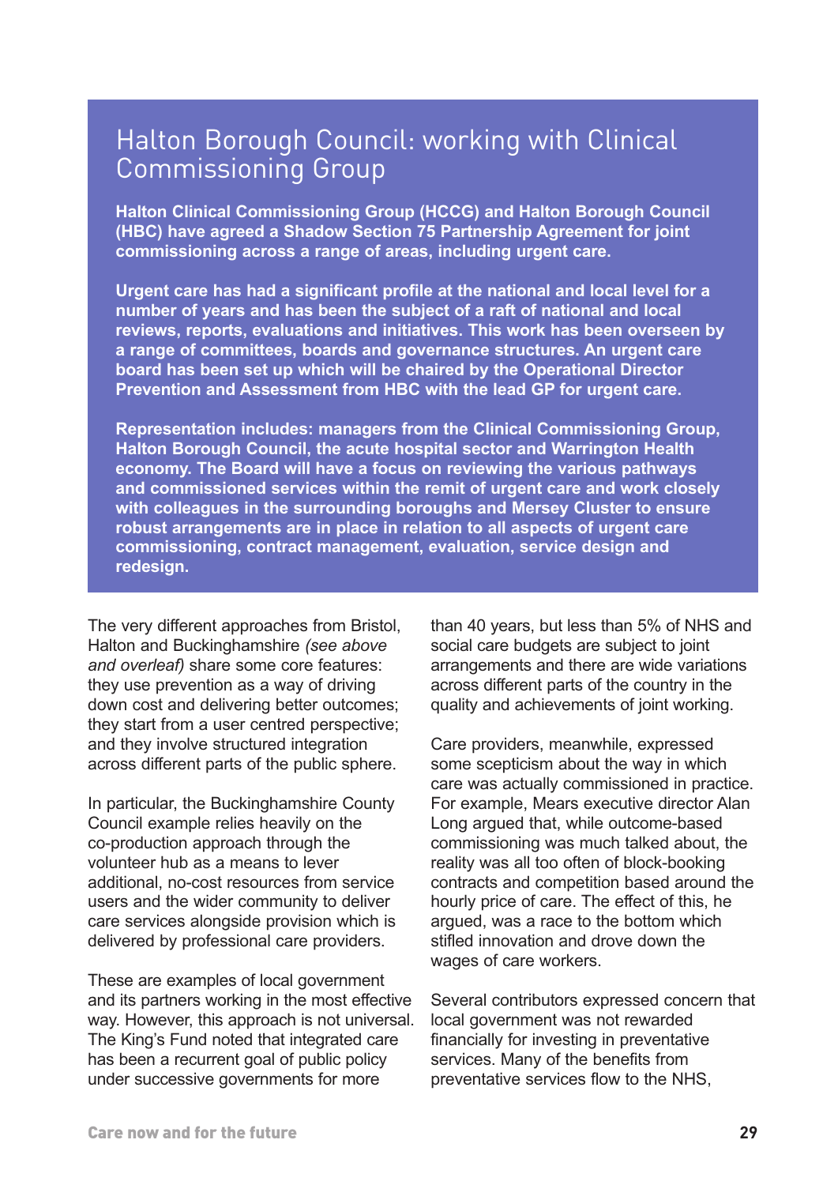## Halton Borough Council: working with Clinical Commissioning Group

**Halton Clinical Commissioning Group (HCCG) and Halton Borough Council (HBC) have agreed a Shadow Section 75 Partnership Agreement for joint commissioning across a range of areas, including urgent care.**

**Urgent care has had a significant profile at the national and local level for a number of years and has been the subject of a raft of national and local reviews, reports, evaluations and initiatives. This work has been overseen by a range of committees, boards and governance structures. An urgent care board has been set up which will be chaired by the Operational Director Prevention and Assessment from HBC with the lead GP for urgent care.**

**Representation includes: managers from the Clinical Commissioning Group, Halton Borough Council, the acute hospital sector and Warrington Health economy. The Board will have a focus on reviewing the various pathways and commissioned services within the remit of urgent care and work closely with colleagues in the surrounding boroughs and Mersey Cluster to ensure robust arrangements are in place in relation to all aspects of urgent care commissioning, contract management, evaluation, service design and redesign.**

The very different approaches from Bristol, Halton and Buckinghamshire *(see above and overleaf)* share some core features: they use prevention as a way of driving down cost and delivering better outcomes; they start from a user centred perspective; and they involve structured integration across different parts of the public sphere.

In particular, the Buckinghamshire County Council example relies heavily on the co-production approach through the volunteer hub as a means to lever additional, no-cost resources from service users and the wider community to deliver care services alongside provision which is delivered by professional care providers.

These are examples of local government and its partners working in the most effective way. However, this approach is not universal. The King's Fund noted that integrated care has been a recurrent goal of public policy under successive governments for more than 40 years, but less than 5% of NHS and social care budgets are subject to joint arrangements and there are wide variations across different parts of the country in the quality and achievements of joint working.

Care providers, meanwhile, expressed some scepticism about the way in which care was actually commissioned in practice. For example, Mears executive director Alan Long argued that, while outcome-based commissioning was much talked about, the reality was all too often of block-booking contracts and competition based around the hourly price of care. The effect of this, he argued, was a race to the bottom which stifled innovation and drove down the wages of care workers.

Several contributors expressed concern that local government was not rewarded financially for investing in preventative services. Many of the benefits from preventative services flow to the NHS,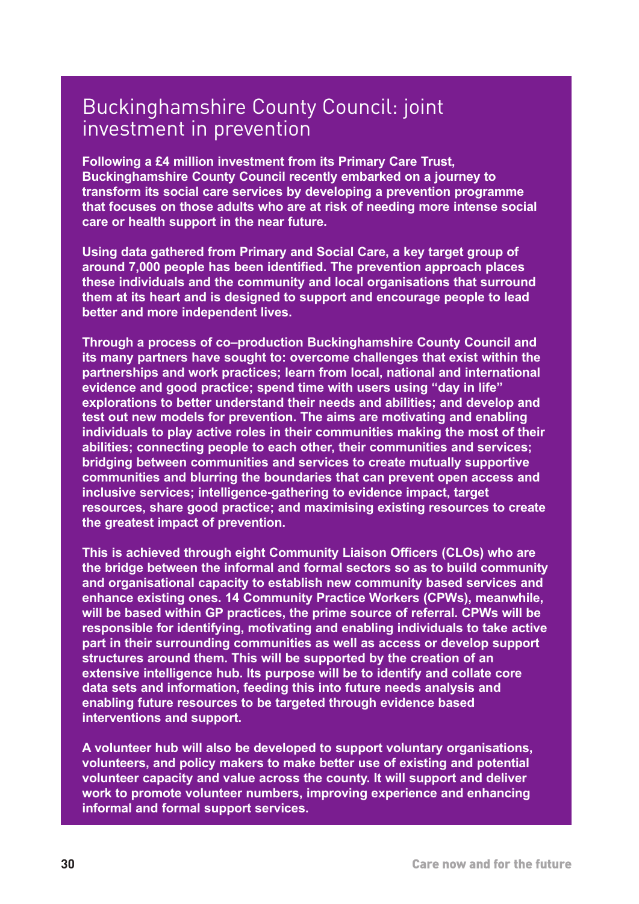## Buckinghamshire County Council: joint investment in prevention

**Following a £4 million investment from its Primary Care Trust, Buckinghamshire County Council recently embarked on a journey to transform its social care services by developing a prevention programme that focuses on those adults who are at risk of needing more intense social care or health support in the near future.**

**Using data gathered from Primary and Social Care, a key target group of around 7,000 people has been identified. The prevention approach places these individuals and the community and local organisations that surround them at its heart and is designed to support and encourage people to lead better and more independent lives.**

**Through a process of co–production Buckinghamshire County Council and its many partners have sought to: overcome challenges that exist within the partnerships and work practices; learn from local, national and international evidence and good practice; spend time with users using "day in life" explorations to better understand their needs and abilities; and develop and test out new models for prevention. The aims are motivating and enabling individuals to play active roles in their communities making the most of their abilities; connecting people to each other, their communities and services; bridging between communities and services to create mutually supportive communities and blurring the boundaries that can prevent open access and inclusive services; intelligence-gathering to evidence impact, target resources, share good practice; and maximising existing resources to create the greatest impact of prevention.**

**This is achieved through eight Community Liaison Officers (CLOs) who are the bridge between the informal and formal sectors so as to build community and organisational capacity to establish new community based services and enhance existing ones. 14 Community Practice Workers (CPWs), meanwhile, will be based within GP practices, the prime source of referral. CPWs will be responsible for identifying, motivating and enabling individuals to take active part in their surrounding communities as well as access or develop support structures around them. This will be supported by the creation of an extensive intelligence hub. Its purpose will be to identify and collate core data sets and information, feeding this into future needs analysis and enabling future resources to be targeted through evidence based interventions and support.**

**A volunteer hub will also be developed to support voluntary organisations, volunteers, and policy makers to make better use of existing and potential volunteer capacity and value across the county. It will support and deliver work to promote volunteer numbers, improving experience and enhancing informal and formal support services.**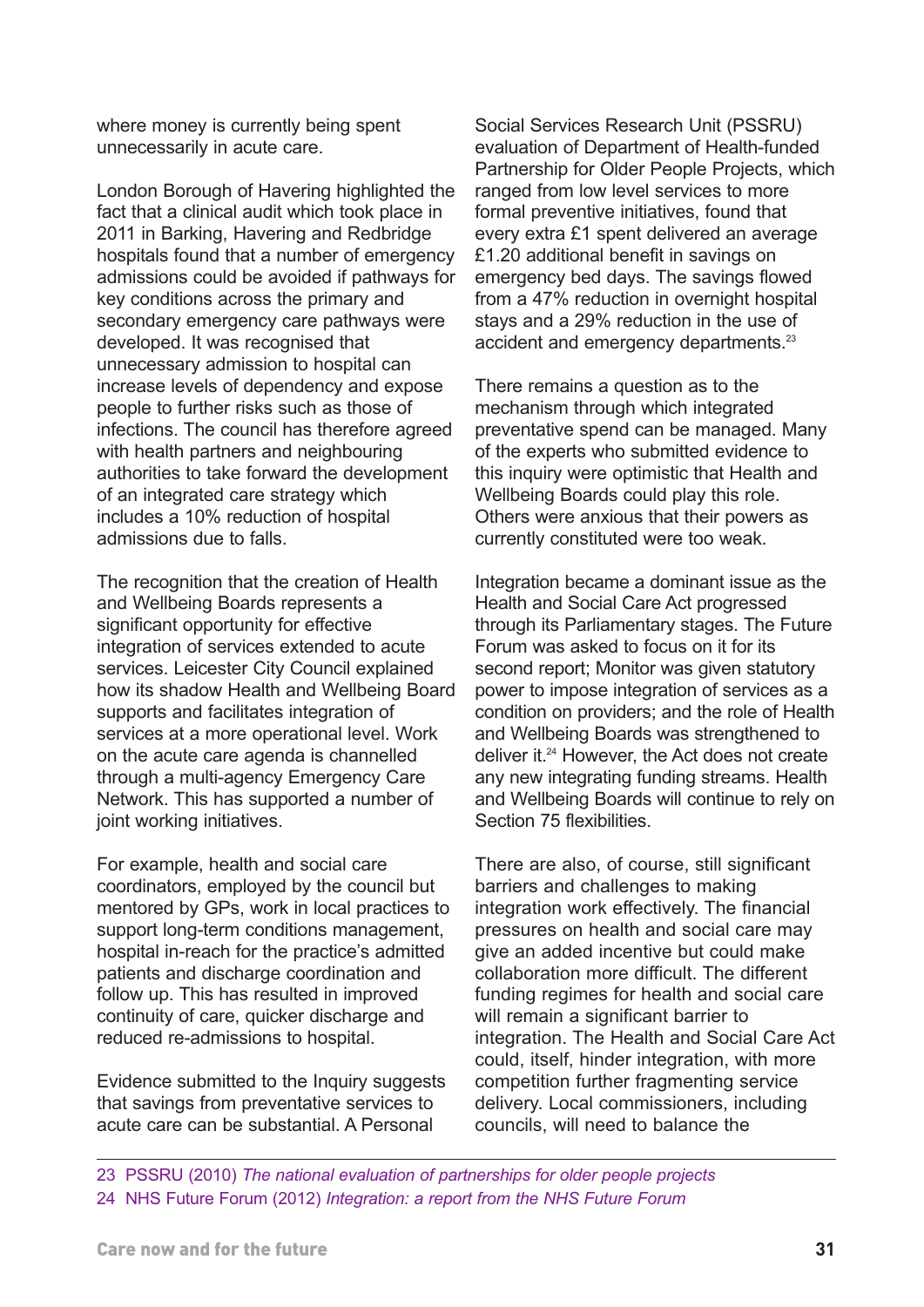where money is currently being spent unnecessarily in acute care.

London Borough of Havering highlighted the fact that a clinical audit which took place in 2011 in Barking, Havering and Redbridge hospitals found that a number of emergency admissions could be avoided if pathways for key conditions across the primary and secondary emergency care pathways were developed. It was recognised that unnecessary admission to hospital can increase levels of dependency and expose people to further risks such as those of infections. The council has therefore agreed with health partners and neighbouring authorities to take forward the development of an integrated care strategy which includes a 10% reduction of hospital admissions due to falls.

The recognition that the creation of Health and Wellbeing Boards represents a significant opportunity for effective integration of services extended to acute services. Leicester City Council explained how its shadow Health and Wellbeing Board supports and facilitates integration of services at a more operational level. Work on the acute care agenda is channelled through a multi-agency Emergency Care Network. This has supported a number of joint working initiatives.

For example, health and social care coordinators, employed by the council but mentored by GPs, work in local practices to support long-term conditions management, hospital in-reach for the practice's admitted patients and discharge coordination and follow up. This has resulted in improved continuity of care, quicker discharge and reduced re-admissions to hospital.

Evidence submitted to the Inquiry suggests that savings from preventative services to acute care can be substantial. A Personal Social Services Research Unit (PSSRU) evaluation of Department of Health-funded Partnership for Older People Projects, which ranged from low level services to more formal preventive initiatives, found that every extra £1 spent delivered an average £1.20 additional benefit in savings on emergency bed days. The savings flowed from a 47% reduction in overnight hospital stays and a 29% reduction in the use of accident and emergency departments.[23]

There remains a question as to the mechanism through which integrated preventative spend can be managed. Many of the experts who submitted evidence to this inquiry were optimistic that Health and Wellbeing Boards could play this role. Others were anxious that their powers as currently constituted were too weak.

Integration became a dominant issue as the Health and Social Care Act progressed through its Parliamentary stages. The Future Forum was asked to focus on it for its second report; Monitor was given statutory power to impose integration of services as a condition on providers; and the role of Health and Wellbeing Boards was strengthened to deliver it.[24] However, the Act does not create any new integrating funding streams. Health and Wellbeing Boards will continue to rely on Section 75 flexibilities.

There are also, of course, still significant barriers and challenges to making integration work effectively. The financial pressures on health and social care may give an added incentive but could make collaboration more difficult. The different funding regimes for health and social care will remain a significant barrier to integration. The Health and Social Care Act could, itself, hinder integration, with more competition further fragmenting service delivery. Local commissioners, including councils, will need to balance the

---

23 PSSRU (2010) *The national evaluation of partnerships for older people projects*

24 NHS Future Forum (2012) *Integration: a report from the NHS Future Forum*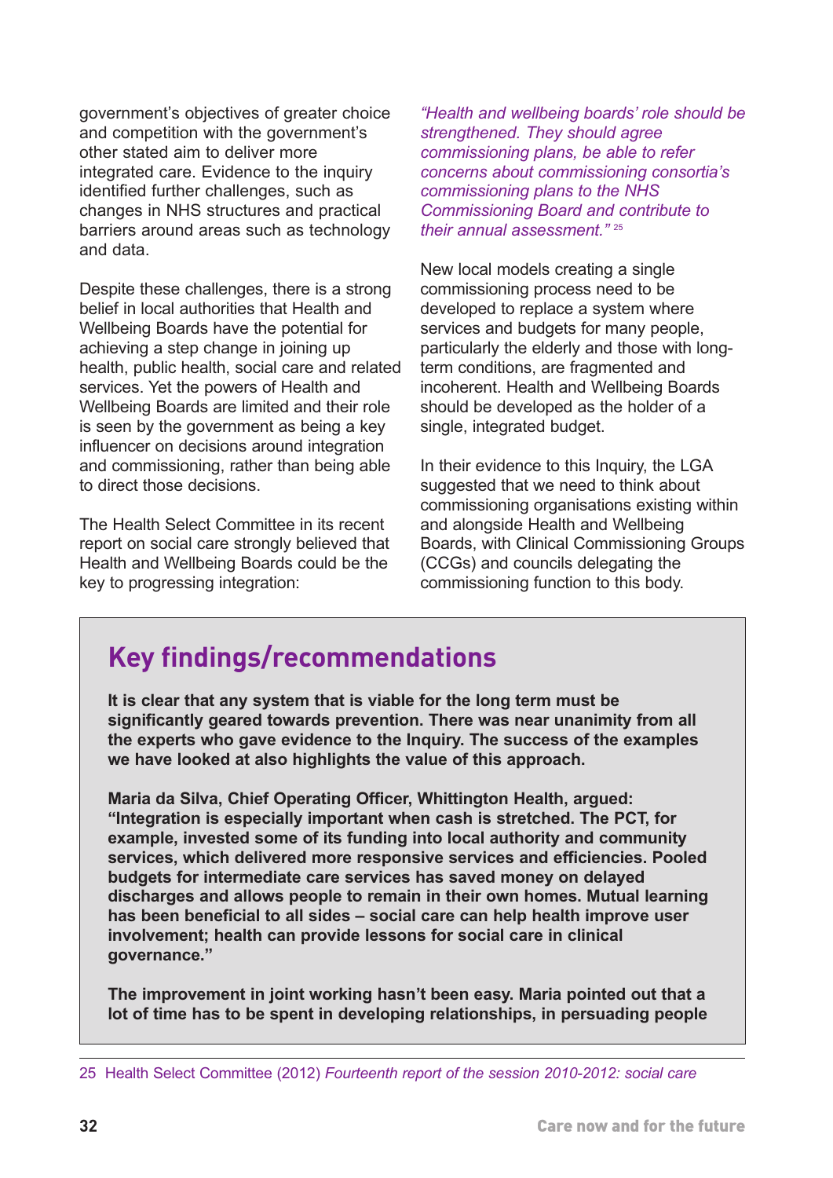government's objectives of greater choice and competition with the government's other stated aim to deliver more integrated care. Evidence to the inquiry identified further challenges, such as changes in NHS structures and practical barriers around areas such as technology and data.

Despite these challenges, there is a strong belief in local authorities that Health and Wellbeing Boards have the potential for achieving a step change in joining up health, public health, social care and related services. Yet the powers of Health and Wellbeing Boards are limited and their role is seen by the government as being a key influencer on decisions around integration and commissioning, rather than being able to direct those decisions.

The Health Select Committee in its recent report on social care strongly believed that Health and Wellbeing Boards could be the key to progressing integration:

*"Health and wellbeing boards' role should be strengthened. They should agree commissioning plans, be able to refer concerns about commissioning consortia's commissioning plans to the NHS Commissioning Board and contribute to their annual assessment."* [25]

New local models creating a single commissioning process need to be developed to replace a system where services and budgets for many people, particularly the elderly and those with long-term conditions, are fragmented and incoherent. Health and Wellbeing Boards should be developed as the holder of a single, integrated budget.

In their evidence to this Inquiry, the LGA suggested that we need to think about commissioning organisations existing within and alongside Health and Wellbeing Boards, with Clinical Commissioning Groups (CCGs) and councils delegating the commissioning function to this body.

## Key findings/recommendations

**It is clear that any system that is viable for the long term must be significantly geared towards prevention. There was near unanimity from all the experts who gave evidence to the Inquiry. The success of the examples we have looked at also highlights the value of this approach.**

**Maria da Silva, Chief Operating Officer, Whittington Health, argued: "Integration is especially important when cash is stretched. The PCT, for example, invested some of its funding into local authority and community services, which delivered more responsive services and efficiencies. Pooled budgets for intermediate care services has saved money on delayed discharges and allows people to remain in their own homes. Mutual learning has been beneficial to all sides – social care can help health improve user involvement; health can provide lessons for social care in clinical governance."**

**The improvement in joint working hasn't been easy. Maria pointed out that a lot of time has to be spent in developing relationships, in persuading people**

25 Health Select Committee (2012) *Fourteenth report of the session 2010-2012: social care*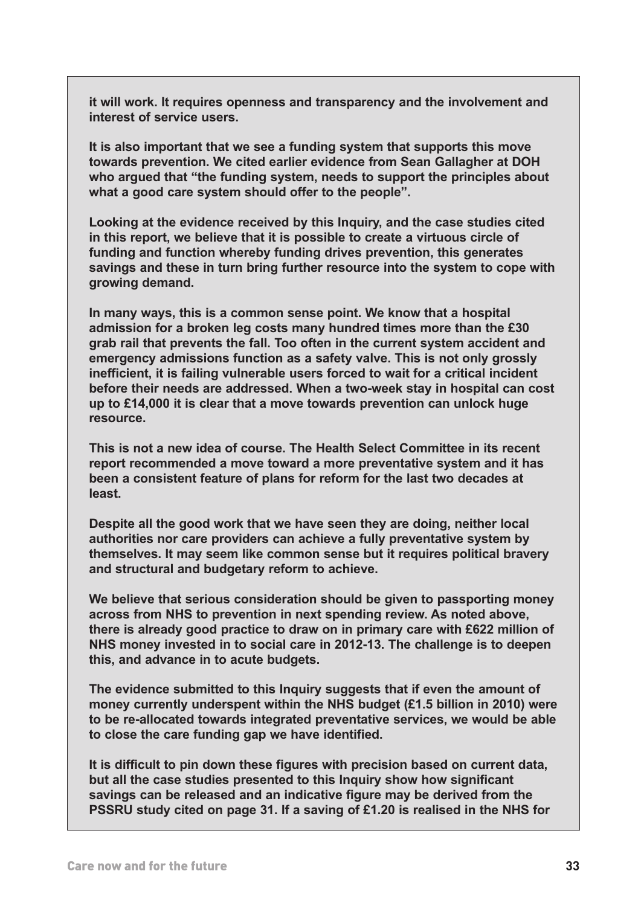**it will work. It requires openness and transparency and the involvement and interest of service users.**

**It is also important that we see a funding system that supports this move towards prevention. We cited earlier evidence from Sean Gallagher at DOH who argued that "the funding system, needs to support the principles about what a good care system should offer to the people".**

**Looking at the evidence received by this Inquiry, and the case studies cited in this report, we believe that it is possible to create a virtuous circle of funding and function whereby funding drives prevention, this generates savings and these in turn bring further resource into the system to cope with growing demand.**

**In many ways, this is a common sense point. We know that a hospital admission for a broken leg costs many hundred times more than the £30 grab rail that prevents the fall. Too often in the current system accident and emergency admissions function as a safety valve. This is not only grossly inefficient, it is failing vulnerable users forced to wait for a critical incident before their needs are addressed. When a two-week stay in hospital can cost up to £14,000 it is clear that a move towards prevention can unlock huge resource.**

**This is not a new idea of course. The Health Select Committee in its recent report recommended a move toward a more preventative system and it has been a consistent feature of plans for reform for the last two decades at least.**

**Despite all the good work that we have seen they are doing, neither local authorities nor care providers can achieve a fully preventative system by themselves. It may seem like common sense but it requires political bravery and structural and budgetary reform to achieve.**

**We believe that serious consideration should be given to passporting money across from NHS to prevention in next spending review. As noted above, there is already good practice to draw on in primary care with £622 million of NHS money invested in to social care in 2012-13. The challenge is to deepen this, and advance in to acute budgets.**

**The evidence submitted to this Inquiry suggests that if even the amount of money currently underspent within the NHS budget (£1.5 billion in 2010) were to be re-allocated towards integrated preventative services, we would be able to close the care funding gap we have identified.**

**It is difficult to pin down these figures with precision based on current data, but all the case studies presented to this Inquiry show how significant savings can be released and an indicative figure may be derived from the PSSRU study cited on page 31. If a saving of £1.20 is realised in the NHS for**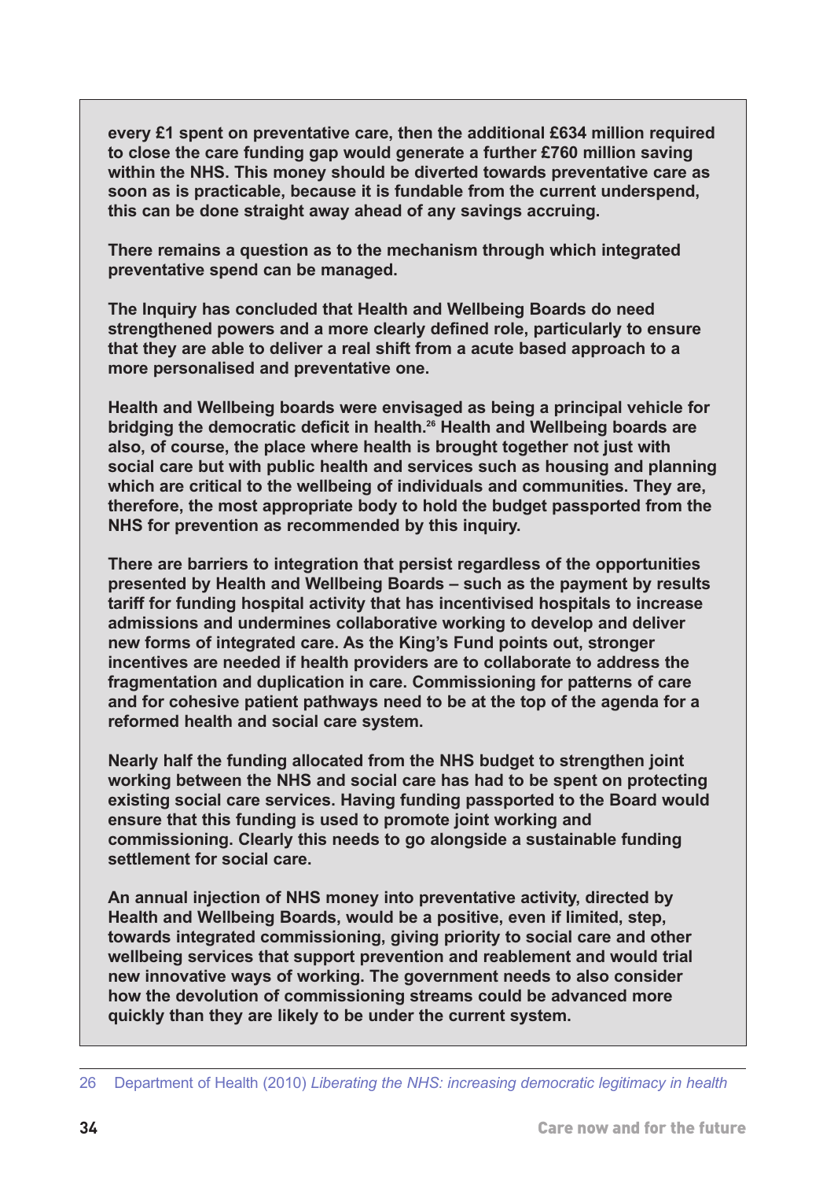**every £1 spent on preventative care, then the additional £634 million required to close the care funding gap would generate a further £760 million saving within the NHS. This money should be diverted towards preventative care as soon as is practicable, because it is fundable from the current underspend, this can be done straight away ahead of any savings accruing.**

**There remains a question as to the mechanism through which integrated preventative spend can be managed.**

**The Inquiry has concluded that Health and Wellbeing Boards do need strengthened powers and a more clearly defined role, particularly to ensure that they are able to deliver a real shift from a acute based approach to a more personalised and preventative one.**

**Health and Wellbeing boards were envisaged as being a principal vehicle for bridging the democratic deficit in health.[26] Health and Wellbeing boards are also, of course, the place where health is brought together not just with social care but with public health and services such as housing and planning which are critical to the wellbeing of individuals and communities. They are, therefore, the most appropriate body to hold the budget passported from the NHS for prevention as recommended by this inquiry.**

**There are barriers to integration that persist regardless of the opportunities presented by Health and Wellbeing Boards – such as the payment by results tariff for funding hospital activity that has incentivised hospitals to increase admissions and undermines collaborative working to develop and deliver new forms of integrated care. As the King's Fund points out, stronger incentives are needed if health providers are to collaborate to address the fragmentation and duplication in care. Commissioning for patterns of care and for cohesive patient pathways need to be at the top of the agenda for a reformed health and social care system.**

**Nearly half the funding allocated from the NHS budget to strengthen joint working between the NHS and social care has had to be spent on protecting existing social care services. Having funding passported to the Board would ensure that this funding is used to promote joint working and commissioning. Clearly this needs to go alongside a sustainable funding settlement for social care.**

**An annual injection of NHS money into preventative activity, directed by Health and Wellbeing Boards, would be a positive, even if limited, step, towards integrated commissioning, giving priority to social care and other wellbeing services that support prevention and reablement and would trial new innovative ways of working. The government needs to also consider how the devolution of commissioning streams could be advanced more quickly than they are likely to be under the current system.**

---

26 Department of Health (2010) *Liberating the NHS: increasing democratic legitimacy in health*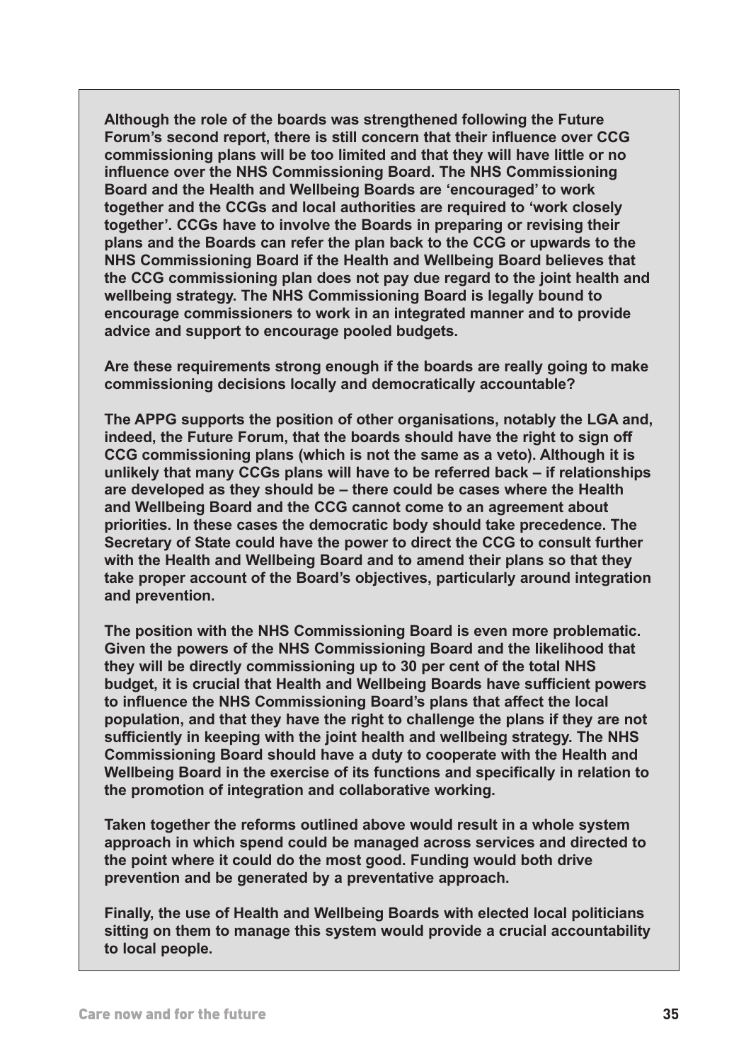**Although the role of the boards was strengthened following the Future Forum's second report, there is still concern that their influence over CCG commissioning plans will be too limited and that they will have little or no influence over the NHS Commissioning Board. The NHS Commissioning Board and the Health and Wellbeing Boards are 'encouraged' to work together and the CCGs and local authorities are required to 'work closely together'. CCGs have to involve the Boards in preparing or revising their plans and the Boards can refer the plan back to the CCG or upwards to the NHS Commissioning Board if the Health and Wellbeing Board believes that the CCG commissioning plan does not pay due regard to the joint health and wellbeing strategy. The NHS Commissioning Board is legally bound to encourage commissioners to work in an integrated manner and to provide advice and support to encourage pooled budgets.**

**Are these requirements strong enough if the boards are really going to make commissioning decisions locally and democratically accountable?**

**The APPG supports the position of other organisations, notably the LGA and, indeed, the Future Forum, that the boards should have the right to sign off CCG commissioning plans (which is not the same as a veto). Although it is unlikely that many CCGs plans will have to be referred back – if relationships are developed as they should be – there could be cases where the Health and Wellbeing Board and the CCG cannot come to an agreement about priorities. In these cases the democratic body should take precedence. The Secretary of State could have the power to direct the CCG to consult further with the Health and Wellbeing Board and to amend their plans so that they take proper account of the Board's objectives, particularly around integration and prevention.**

**The position with the NHS Commissioning Board is even more problematic. Given the powers of the NHS Commissioning Board and the likelihood that they will be directly commissioning up to 30 per cent of the total NHS budget, it is crucial that Health and Wellbeing Boards have sufficient powers to influence the NHS Commissioning Board's plans that affect the local population, and that they have the right to challenge the plans if they are not sufficiently in keeping with the joint health and wellbeing strategy. The NHS Commissioning Board should have a duty to cooperate with the Health and Wellbeing Board in the exercise of its functions and specifically in relation to the promotion of integration and collaborative working.**

**Taken together the reforms outlined above would result in a whole system approach in which spend could be managed across services and directed to the point where it could do the most good. Funding would both drive prevention and be generated by a preventative approach.**

**Finally, the use of Health and Wellbeing Boards with elected local politicians sitting on them to manage this system would provide a crucial accountability to local people.**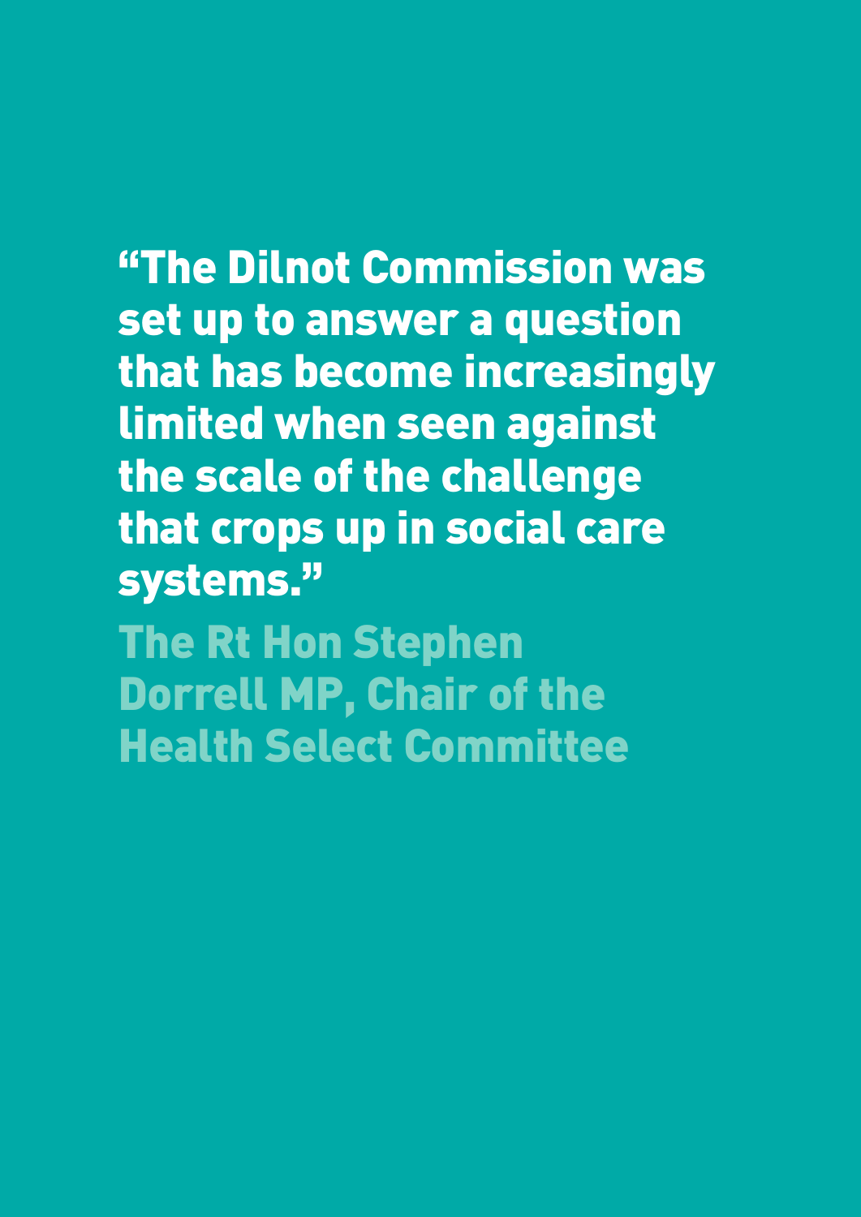**"The Dilnot Commission was set up to answer a question that has become increasingly limited when seen against the scale of the challenge that crops up in social care systems."**

**The Rt Hon Stephen Dorrell MP, Chair of the Health Select Committee**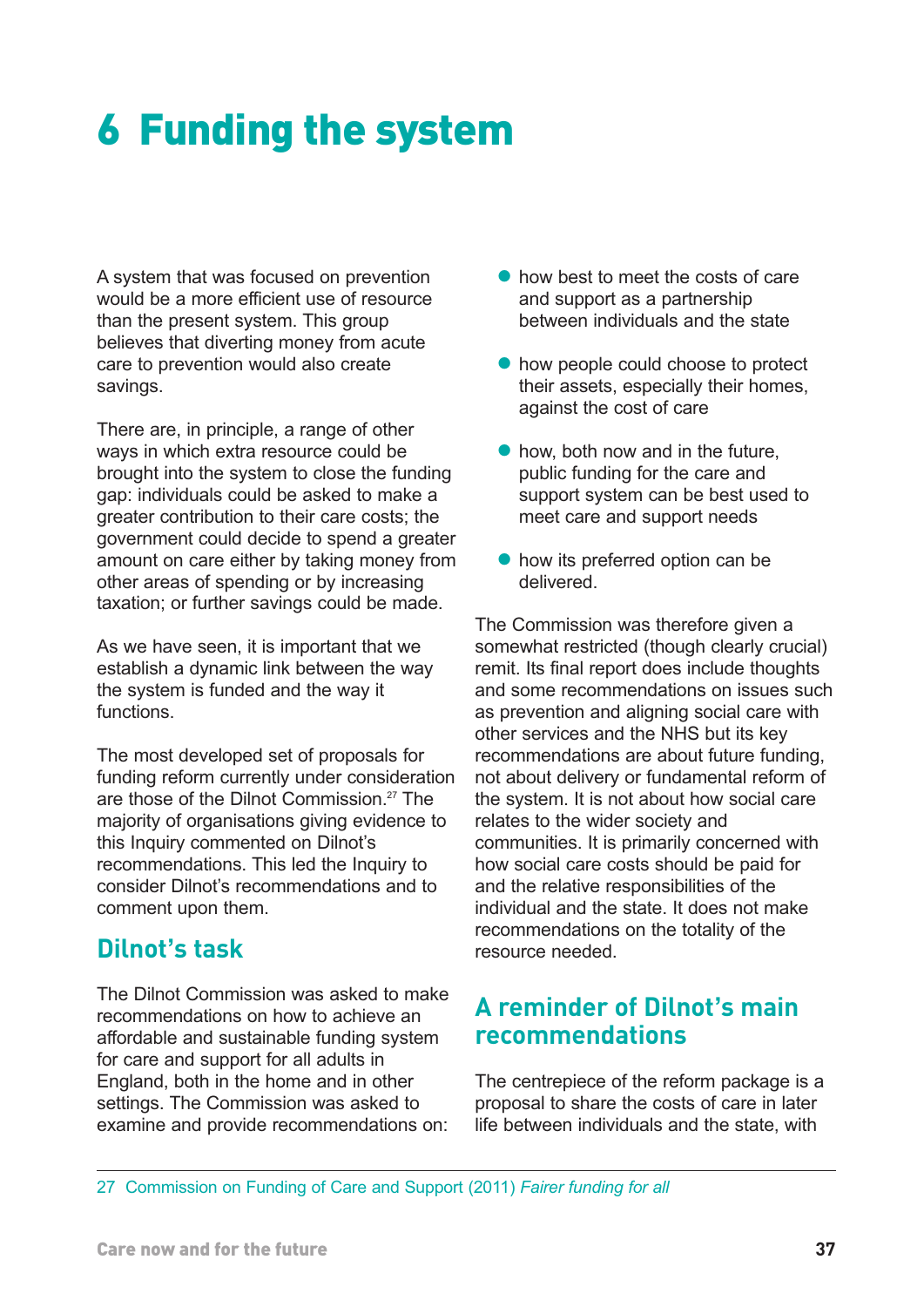# 6 Funding the system

A system that was focused on prevention would be a more efficient use of resource than the present system. This group believes that diverting money from acute care to prevention would also create savings.

There are, in principle, a range of other ways in which extra resource could be brought into the system to close the funding gap: individuals could be asked to make a greater contribution to their care costs; the government could decide to spend a greater amount on care either by taking money from other areas of spending or by increasing taxation; or further savings could be made.

As we have seen, it is important that we establish a dynamic link between the way the system is funded and the way it functions.

The most developed set of proposals for funding reform currently under consideration are those of the Dilnot Commission.[27] The majority of organisations giving evidence to this Inquiry commented on Dilnot's recommendations. This led the Inquiry to consider Dilnot's recommendations and to comment upon them.

## Dilnot's task

The Dilnot Commission was asked to make recommendations on how to achieve an affordable and sustainable funding system for care and support for all adults in England, both in the home and in other settings. The Commission was asked to examine and provide recommendations on:

- how best to meet the costs of care and support as a partnership between individuals and the state
- how people could choose to protect their assets, especially their homes, against the cost of care
- how, both now and in the future, public funding for the care and support system can be best used to meet care and support needs
- how its preferred option can be delivered.

The Commission was therefore given a somewhat restricted (though clearly crucial) remit. Its final report does include thoughts and some recommendations on issues such as prevention and aligning social care with other services and the NHS but its key recommendations are about future funding, not about delivery or fundamental reform of the system. It is not about how social care relates to the wider society and communities. It is primarily concerned with how social care costs should be paid for and the relative responsibilities of the individual and the state. It does not make recommendations on the totality of the resource needed.

## A reminder of Dilnot's main recommendations

The centrepiece of the reform package is a proposal to share the costs of care in later life between individuals and the state, with

27 Commission on Funding of Care and Support (2011) *Fairer funding for all*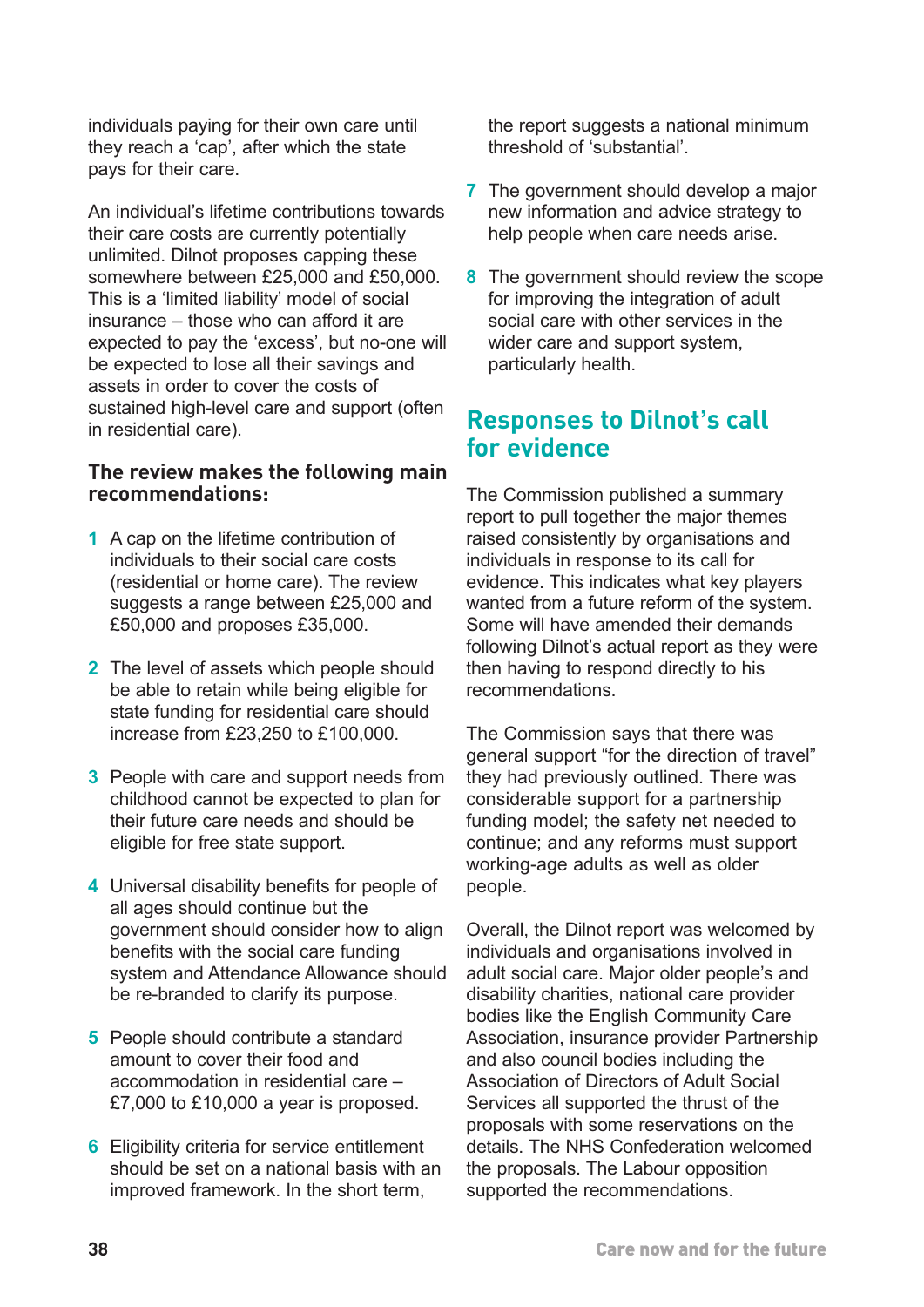individuals paying for their own care until they reach a 'cap', after which the state pays for their care.

An individual's lifetime contributions towards their care costs are currently potentially unlimited. Dilnot proposes capping these somewhere between £25,000 and £50,000. This is a 'limited liability' model of social insurance – those who can afford it are expected to pay the 'excess', but no-one will be expected to lose all their savings and assets in order to cover the costs of sustained high-level care and support (often in residential care).

### The review makes the following main recommendations:

1. A cap on the lifetime contribution of individuals to their social care costs (residential or home care). The review suggests a range between £25,000 and £50,000 and proposes £35,000.
2. The level of assets which people should be able to retain while being eligible for state funding for residential care should increase from £23,250 to £100,000.
3. People with care and support needs from childhood cannot be expected to plan for their future care needs and should be eligible for free state support.
4. Universal disability benefits for people of all ages should continue but the government should consider how to align benefits with the social care funding system and Attendance Allowance should be re-branded to clarify its purpose.
5. People should contribute a standard amount to cover their food and accommodation in residential care – £7,000 to £10,000 a year is proposed.
6. Eligibility criteria for service entitlement should be set on a national basis with an improved framework. In the short term, the report suggests a national minimum threshold of 'substantial'.
7. The government should develop a major new information and advice strategy to help people when care needs arise.
8. The government should review the scope for improving the integration of adult social care with other services in the wider care and support system, particularly health.

## Responses to Dilnot's call for evidence

The Commission published a summary report to pull together the major themes raised consistently by organisations and individuals in response to its call for evidence. This indicates what key players wanted from a future reform of the system. Some will have amended their demands following Dilnot's actual report as they were then having to respond directly to his recommendations.

The Commission says that there was general support "for the direction of travel" they had previously outlined. There was considerable support for a partnership funding model; the safety net needed to continue; and any reforms must support working-age adults as well as older people.

Overall, the Dilnot report was welcomed by individuals and organisations involved in adult social care. Major older people's and disability charities, national care provider bodies like the English Community Care Association, insurance provider Partnership and also council bodies including the Association of Directors of Adult Social Services all supported the thrust of the proposals with some reservations on the details. The NHS Confederation welcomed the proposals. The Labour opposition supported the recommendations.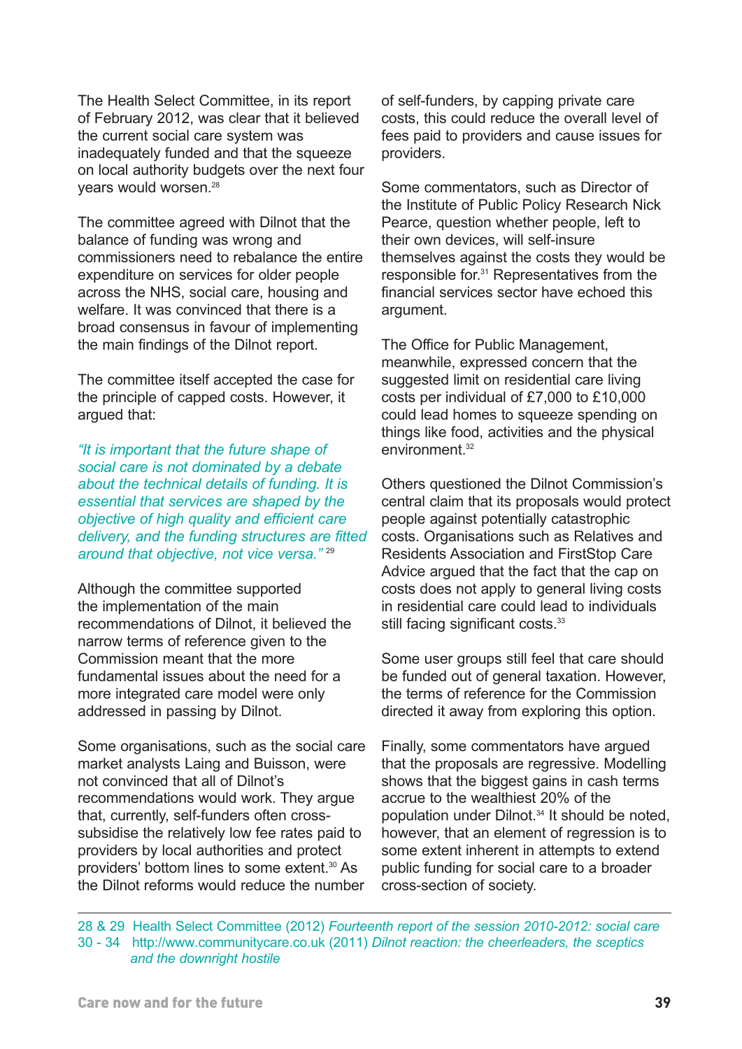The Health Select Committee, in its report of February 2012, was clear that it believed the current social care system was inadequately funded and that the squeeze on local authority budgets over the next four years would worsen.[28]

The committee agreed with Dilnot that the balance of funding was wrong and commissioners need to rebalance the entire expenditure on services for older people across the NHS, social care, housing and welfare. It was convinced that there is a broad consensus in favour of implementing the main findings of the Dilnot report.

The committee itself accepted the case for the principle of capped costs. However, it argued that:

*"It is important that the future shape of social care is not dominated by a debate about the technical details of funding. It is essential that services are shaped by the objective of high quality and efficient care delivery, and the funding structures are fitted around that objective, not vice versa."* [29]

Although the committee supported the implementation of the main recommendations of Dilnot, it believed the narrow terms of reference given to the Commission meant that the more fundamental issues about the need for a more integrated care model were only addressed in passing by Dilnot.

Some organisations, such as the social care market analysts Laing and Buisson, were not convinced that all of Dilnot's recommendations would work. They argue that, currently, self-funders often cross-subsidise the relatively low fee rates paid to providers by local authorities and protect providers' bottom lines to some extent.[30] As the Dilnot reforms would reduce the number of self-funders, by capping private care costs, this could reduce the overall level of fees paid to providers and cause issues for providers.

Some commentators, such as Director of the Institute of Public Policy Research Nick Pearce, question whether people, left to their own devices, will self-insure themselves against the costs they would be responsible for.[31] Representatives from the financial services sector have echoed this argument.

The Office for Public Management, meanwhile, expressed concern that the suggested limit on residential care living costs per individual of £7,000 to £10,000 could lead homes to squeeze spending on things like food, activities and the physical environment.[32]

Others questioned the Dilnot Commission's central claim that its proposals would protect people against potentially catastrophic costs. Organisations such as Relatives and Residents Association and FirstStop Care Advice argued that the fact that the cap on costs does not apply to general living costs in residential care could lead to individuals still facing significant costs.[33]

Some user groups still feel that care should be funded out of general taxation. However, the terms of reference for the Commission directed it away from exploring this option.

Finally, some commentators have argued that the proposals are regressive. Modelling shows that the biggest gains in cash terms accrue to the wealthiest 20% of the population under Dilnot.[34] It should be noted, however, that an element of regression is to some extent inherent in attempts to extend public funding for social care to a broader cross-section of society.

---

28 & 29 Health Select Committee (2012) *Fourteenth report of the session 2010-2012: social care*
30 - 34 http://www.communitycare.co.uk (2011) *Dilnot reaction: the cheerleaders, the sceptics and the downright hostile*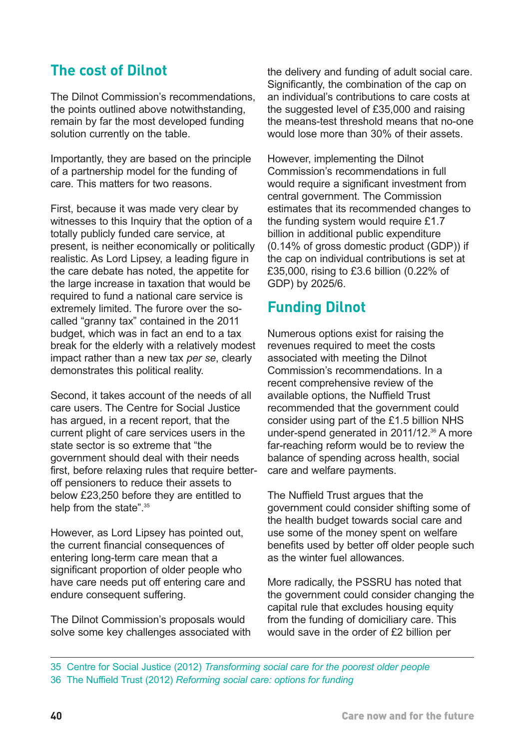## The cost of Dilnot

The Dilnot Commission's recommendations, the points outlined above notwithstanding, remain by far the most developed funding solution currently on the table.

Importantly, they are based on the principle of a partnership model for the funding of care. This matters for two reasons.

First, because it was made very clear by witnesses to this Inquiry that the option of a totally publicly funded care service, at present, is neither economically or politically realistic. As Lord Lipsey, a leading figure in the care debate has noted, the appetite for the large increase in taxation that would be required to fund a national care service is extremely limited. The furore over the so-called "granny tax" contained in the 2011 budget, which was in fact an end to a tax break for the elderly with a relatively modest impact rather than a new tax *per se*, clearly demonstrates this political reality.

Second, it takes account of the needs of all care users. The Centre for Social Justice has argued, in a recent report, that the current plight of care services users in the state sector is so extreme that "the government should deal with their needs first, before relaxing rules that require better-off pensioners to reduce their assets to below £23,250 before they are entitled to help from the state".[35]

However, as Lord Lipsey has pointed out, the current financial consequences of entering long-term care mean that a significant proportion of older people who have care needs put off entering care and endure consequent suffering.

The Dilnot Commission's proposals would solve some key challenges associated with the delivery and funding of adult social care. Significantly, the combination of the cap on an individual's contributions to care costs at the suggested level of £35,000 and raising the means-test threshold means that no-one would lose more than 30% of their assets.

However, implementing the Dilnot Commission's recommendations in full would require a significant investment from central government. The Commission estimates that its recommended changes to the funding system would require £1.7 billion in additional public expenditure (0.14% of gross domestic product (GDP)) if the cap on individual contributions is set at £35,000, rising to £3.6 billion (0.22% of GDP) by 2025/6.

## Funding Dilnot

Numerous options exist for raising the revenues required to meet the costs associated with meeting the Dilnot Commission's recommendations. In a recent comprehensive review of the available options, the Nuffield Trust recommended that the government could consider using part of the £1.5 billion NHS under-spend generated in 2011/12.[36] A more far-reaching reform would be to review the balance of spending across health, social care and welfare payments.

The Nuffield Trust argues that the government could consider shifting some of the health budget towards social care and use some of the money spent on welfare benefits used by better off older people such as the winter fuel allowances.

More radically, the PSSRU has noted that the government could consider changing the capital rule that excludes housing equity from the funding of domiciliary care. This would save in the order of £2 billion per

---

35 Centre for Social Justice (2012) *Transforming social care for the poorest older people*

36 The Nuffield Trust (2012) *Reforming social care: options for funding*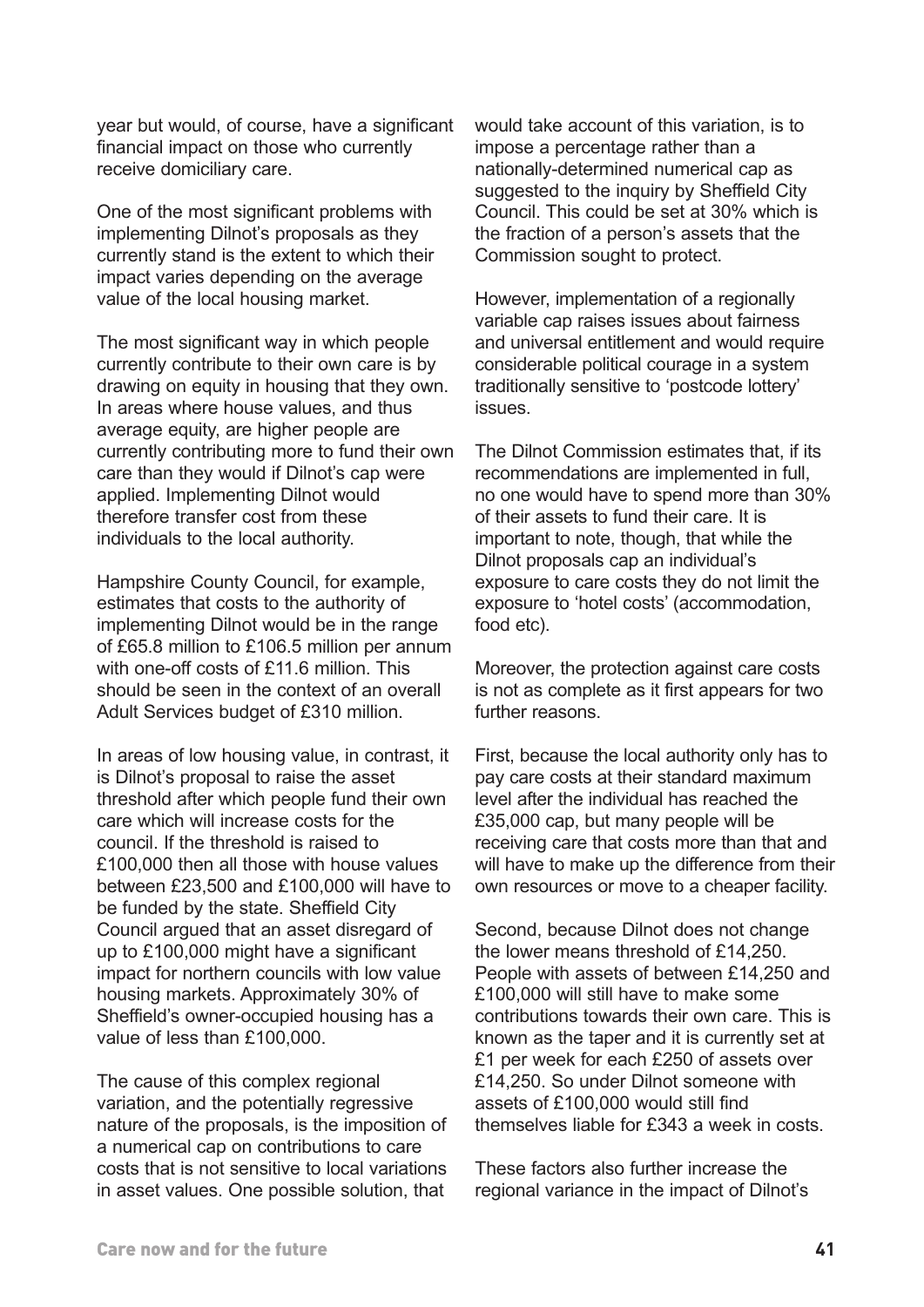year but would, of course, have a significant financial impact on those who currently receive domiciliary care.

One of the most significant problems with implementing Dilnot's proposals as they currently stand is the extent to which their impact varies depending on the average value of the local housing market.

The most significant way in which people currently contribute to their own care is by drawing on equity in housing that they own. In areas where house values, and thus average equity, are higher people are currently contributing more to fund their own care than they would if Dilnot's cap were applied. Implementing Dilnot would therefore transfer cost from these individuals to the local authority.

Hampshire County Council, for example, estimates that costs to the authority of implementing Dilnot would be in the range of £65.8 million to £106.5 million per annum with one-off costs of £11.6 million. This should be seen in the context of an overall Adult Services budget of £310 million.

In areas of low housing value, in contrast, it is Dilnot's proposal to raise the asset threshold after which people fund their own care which will increase costs for the council. If the threshold is raised to £100,000 then all those with house values between £23,500 and £100,000 will have to be funded by the state. Sheffield City Council argued that an asset disregard of up to £100,000 might have a significant impact for northern councils with low value housing markets. Approximately 30% of Sheffield's owner-occupied housing has a value of less than £100,000.

The cause of this complex regional variation, and the potentially regressive nature of the proposals, is the imposition of a numerical cap on contributions to care costs that is not sensitive to local variations in asset values. One possible solution, that would take account of this variation, is to impose a percentage rather than a nationally-determined numerical cap as suggested to the inquiry by Sheffield City Council. This could be set at 30% which is the fraction of a person's assets that the Commission sought to protect.

However, implementation of a regionally variable cap raises issues about fairness and universal entitlement and would require considerable political courage in a system traditionally sensitive to 'postcode lottery' issues.

The Dilnot Commission estimates that, if its recommendations are implemented in full, no one would have to spend more than 30% of their assets to fund their care. It is important to note, though, that while the Dilnot proposals cap an individual's exposure to care costs they do not limit the exposure to 'hotel costs' (accommodation, food etc).

Moreover, the protection against care costs is not as complete as it first appears for two further reasons.

First, because the local authority only has to pay care costs at their standard maximum level after the individual has reached the £35,000 cap, but many people will be receiving care that costs more than that and will have to make up the difference from their own resources or move to a cheaper facility.

Second, because Dilnot does not change the lower means threshold of £14,250. People with assets of between £14,250 and £100,000 will still have to make some contributions towards their own care. This is known as the taper and it is currently set at £1 per week for each £250 of assets over £14,250. So under Dilnot someone with assets of £100,000 would still find themselves liable for £343 a week in costs.

These factors also further increase the regional variance in the impact of Dilnot's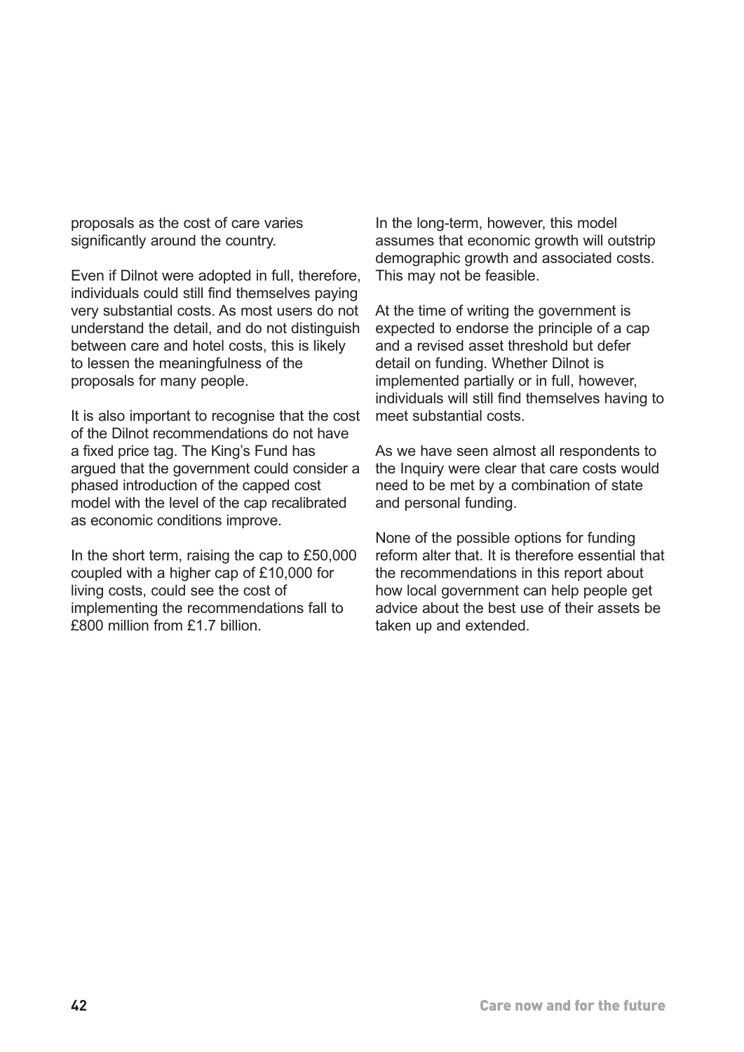proposals as the cost of care varies significantly around the country.

Even if Dilnot were adopted in full, therefore, individuals could still find themselves paying very substantial costs. As most users do not understand the detail, and do not distinguish between care and hotel costs, this is likely to lessen the meaningfulness of the proposals for many people.

It is also important to recognise that the cost of the Dilnot recommendations do not have a fixed price tag. The King's Fund has argued that the government could consider a phased introduction of the capped cost model with the level of the cap recalibrated as economic conditions improve.

In the short term, raising the cap to £50,000 coupled with a higher cap of £10,000 for living costs, could see the cost of implementing the recommendations fall to £800 million from £1.7 billion.

In the long-term, however, this model assumes that economic growth will outstrip demographic growth and associated costs. This may not be feasible.

At the time of writing the government is expected to endorse the principle of a cap and a revised asset threshold but defer detail on funding. Whether Dilnot is implemented partially or in full, however, individuals will still find themselves having to meet substantial costs.

As we have seen almost all respondents to the Inquiry were clear that care costs would need to be met by a combination of state and personal funding.

None of the possible options for funding reform alter that. It is therefore essential that the recommendations in this report about how local government can help people get advice about the best use of their assets be taken up and extended.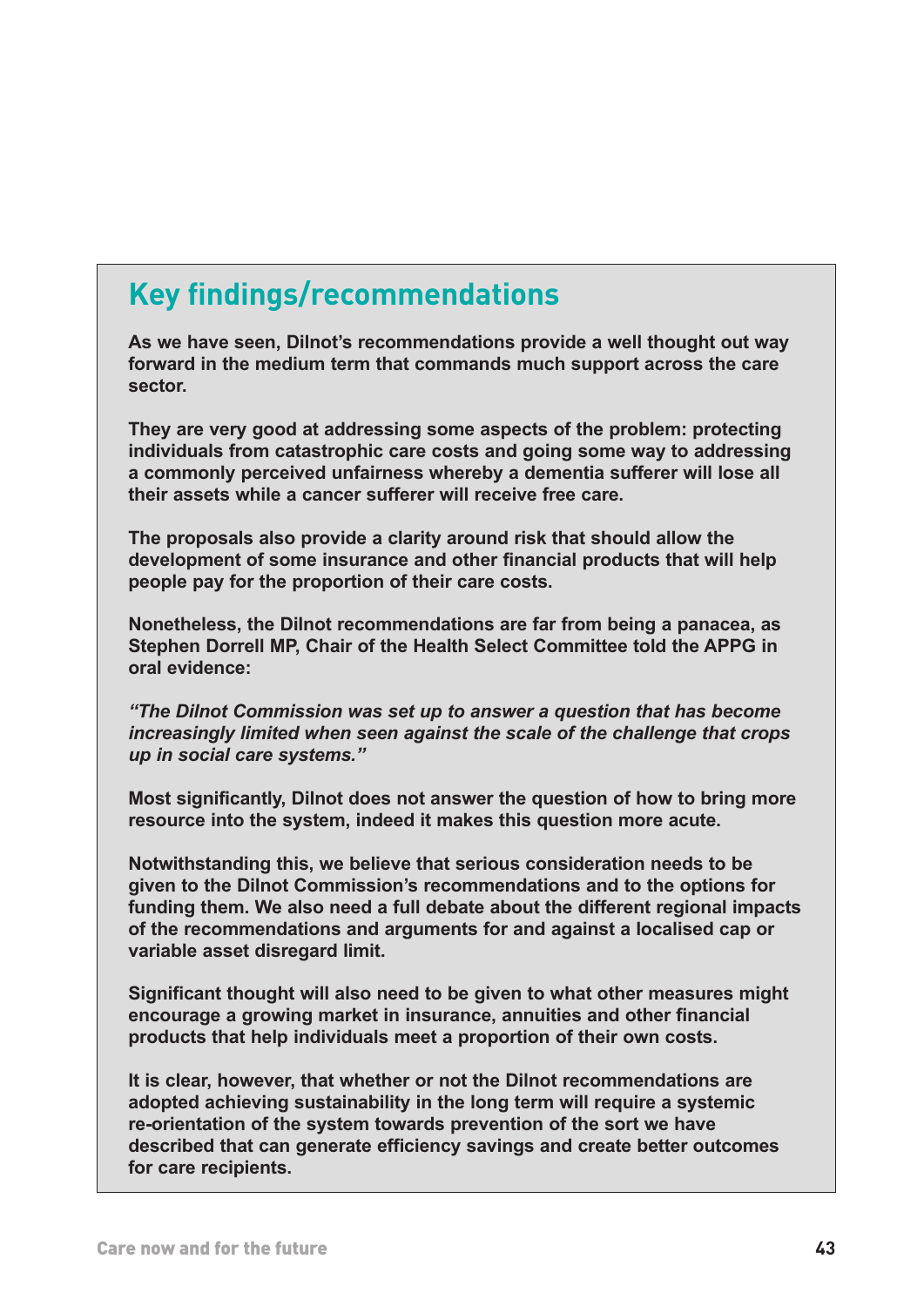## Key findings/recommendations

**As we have seen, Dilnot's recommendations provide a well thought out way forward in the medium term that commands much support across the care sector.**

**They are very good at addressing some aspects of the problem: protecting individuals from catastrophic care costs and going some way to addressing a commonly perceived unfairness whereby a dementia sufferer will lose all their assets while a cancer sufferer will receive free care.**

**The proposals also provide a clarity around risk that should allow the development of some insurance and other financial products that will help people pay for the proportion of their care costs.**

**Nonetheless, the Dilnot recommendations are far from being a panacea, as Stephen Dorrell MP, Chair of the Health Select Committee told the APPG in oral evidence:**

***"The Dilnot Commission was set up to answer a question that has become increasingly limited when seen against the scale of the challenge that crops up in social care systems."***

**Most significantly, Dilnot does not answer the question of how to bring more resource into the system, indeed it makes this question more acute.**

**Notwithstanding this, we believe that serious consideration needs to be given to the Dilnot Commission's recommendations and to the options for funding them. We also need a full debate about the different regional impacts of the recommendations and arguments for and against a localised cap or variable asset disregard limit.**

**Significant thought will also need to be given to what other measures might encourage a growing market in insurance, annuities and other financial products that help individuals meet a proportion of their own costs.**

**It is clear, however, that whether or not the Dilnot recommendations are adopted achieving sustainability in the long term will require a systemic re-orientation of the system towards prevention of the sort we have described that can generate efficiency savings and create better outcomes for care recipients.**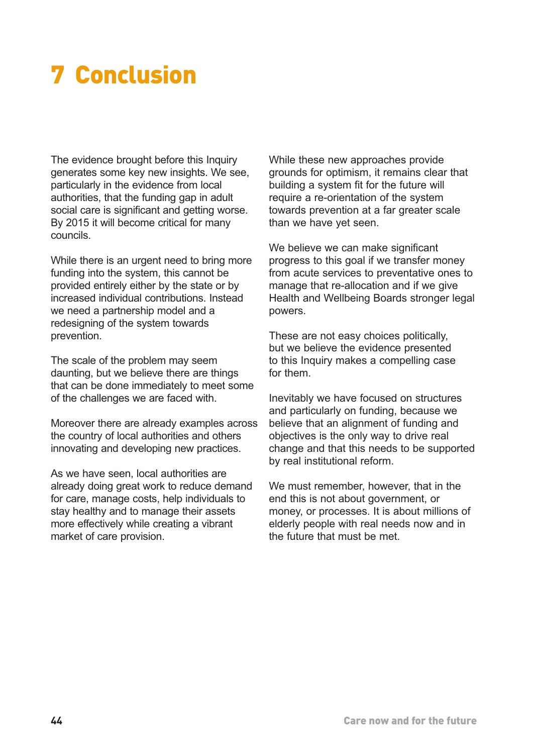# 7 Conclusion

The evidence brought before this Inquiry generates some key new insights. We see, particularly in the evidence from local authorities, that the funding gap in adult social care is significant and getting worse. By 2015 it will become critical for many councils.

While there is an urgent need to bring more funding into the system, this cannot be provided entirely either by the state or by increased individual contributions. Instead we need a partnership model and a redesigning of the system towards prevention.

The scale of the problem may seem daunting, but we believe there are things that can be done immediately to meet some of the challenges we are faced with.

Moreover there are already examples across the country of local authorities and others innovating and developing new practices.

As we have seen, local authorities are already doing great work to reduce demand for care, manage costs, help individuals to stay healthy and to manage their assets more effectively while creating a vibrant market of care provision.

While these new approaches provide grounds for optimism, it remains clear that building a system fit for the future will require a re-orientation of the system towards prevention at a far greater scale than we have yet seen.

We believe we can make significant progress to this goal if we transfer money from acute services to preventative ones to manage that re-allocation and if we give Health and Wellbeing Boards stronger legal powers.

These are not easy choices politically, but we believe the evidence presented to this Inquiry makes a compelling case for them.

Inevitably we have focused on structures and particularly on funding, because we believe that an alignment of funding and objectives is the only way to drive real change and that this needs to be supported by real institutional reform.

We must remember, however, that in the end this is not about government, or money, or processes. It is about millions of elderly people with real needs now and in the future that must be met.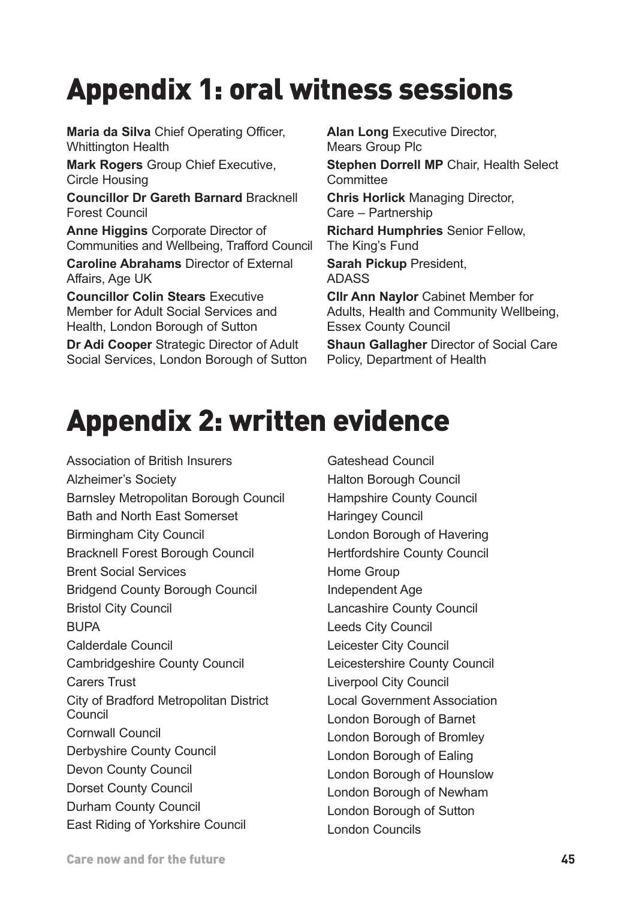# Appendix 1: oral witness sessions

**Maria da Silva** Chief Operating Officer, Whittington Health

**Mark Rogers** Group Chief Executive, Circle Housing

**Councillor Dr Gareth Barnard** Bracknell Forest Council

**Anne Higgins** Corporate Director of Communities and Wellbeing, Trafford Council

**Caroline Abrahams** Director of External Affairs, Age UK

**Councillor Colin Stears** Executive Member for Adult Social Services and Health, London Borough of Sutton

**Dr Adi Cooper** Strategic Director of Adult Social Services, London Borough of Sutton

**Alan Long** Executive Director, Mears Group Plc

**Stephen Dorrell MP** Chair, Health Select Committee

**Chris Horlick** Managing Director, Care – Partnership

**Richard Humphries** Senior Fellow, The King's Fund

**Sarah Pickup** President, ADASS

**Cllr Ann Naylor** Cabinet Member for Adults, Health and Community Wellbeing, Essex County Council

**Shaun Gallagher** Director of Social Care Policy, Department of Health

# Appendix 2: written evidence

Association of British Insurers
Alzheimer's Society
Barnsley Metropolitan Borough Council
Bath and North East Somerset
Birmingham City Council
Bracknell Forest Borough Council
Brent Social Services
Bridgend County Borough Council
Bristol City Council
BUPA
Calderdale Council
Cambridgeshire County Council
Carers Trust
City of Bradford Metropolitan District Council
Cornwall Council
Derbyshire County Council
Devon County Council
Dorset County Council
Durham County Council
East Riding of Yorkshire Council
Gateshead Council
Halton Borough Council
Hampshire County Council
Haringey Council
London Borough of Havering
Hertfordshire County Council
Home Group
Independent Age
Lancashire County Council
Leeds City Council
Leicester City Council
Leicestershire County Council
Liverpool City Council
Local Government Association
London Borough of Barnet
London Borough of Bromley
London Borough of Ealing
London Borough of Hounslow
London Borough of Newham
London Borough of Sutton
London Councils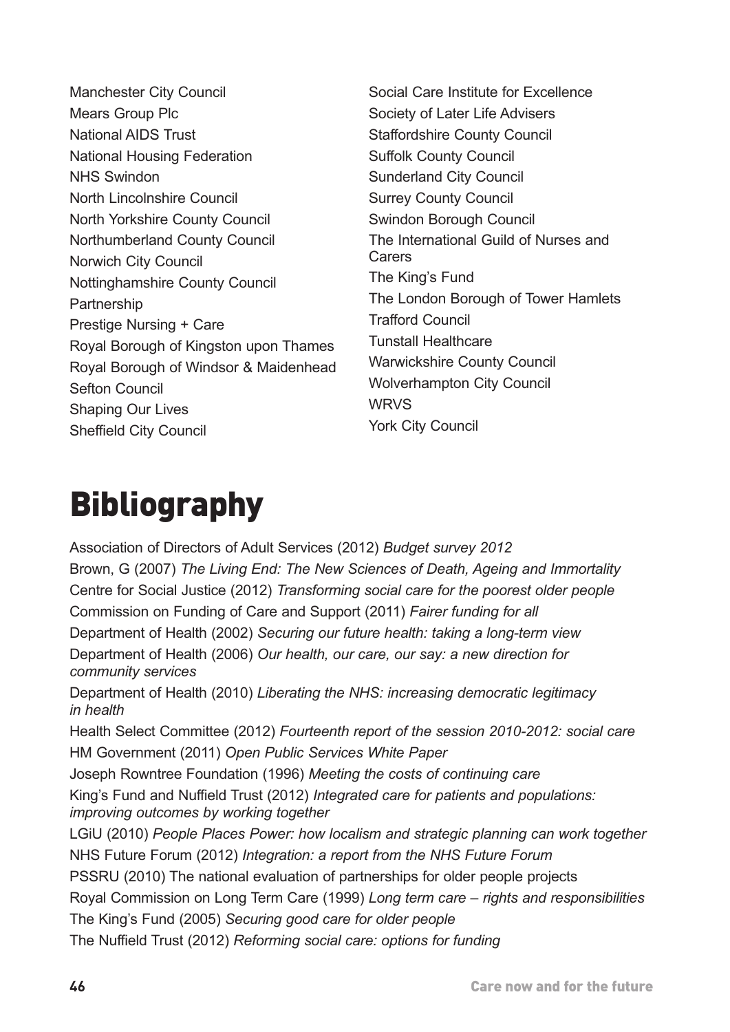Manchester City Council
Mears Group Plc
National AIDS Trust
National Housing Federation
NHS Swindon
North Lincolnshire Council
North Yorkshire County Council
Northumberland County Council
Norwich City Council
Nottinghamshire County Council
Partnership
Prestige Nursing + Care
Royal Borough of Kingston upon Thames
Royal Borough of Windsor & Maidenhead
Sefton Council
Shaping Our Lives
Sheffield City Council
Social Care Institute for Excellence
Society of Later Life Advisers
Staffordshire County Council
Suffolk County Council
Sunderland City Council
Surrey County Council
Swindon Borough Council
The International Guild of Nurses and Carers
The King's Fund
The London Borough of Tower Hamlets
Trafford Council
Tunstall Healthcare
Warwickshire County Council
Wolverhampton City Council
WRVS
York City Council

# Bibliography

Association of Directors of Adult Services (2012) *Budget survey 2012*

Brown, G (2007) *The Living End: The New Sciences of Death, Ageing and Immortality*

Centre for Social Justice (2012) *Transforming social care for the poorest older people*

Commission on Funding of Care and Support (2011) *Fairer funding for all*

Department of Health (2002) *Securing our future health: taking a long-term view*

Department of Health (2006) *Our health, our care, our say: a new direction for community services*

Department of Health (2010) *Liberating the NHS: increasing democratic legitimacy in health*

Health Select Committee (2012) *Fourteenth report of the session 2010-2012: social care*

HM Government (2011) *Open Public Services White Paper*

Joseph Rowntree Foundation (1996) *Meeting the costs of continuing care*

King's Fund and Nuffield Trust (2012) *Integrated care for patients and populations: improving outcomes by working together*

LGiU (2010) *People Places Power: how localism and strategic planning can work together*

NHS Future Forum (2012) *Integration: a report from the NHS Future Forum*

PSSRU (2010) The national evaluation of partnerships for older people projects

Royal Commission on Long Term Care (1999) *Long term care – rights and responsibilities*

The King's Fund (2005) *Securing good care for older people*

The Nuffield Trust (2012) *Reforming social care: options for funding*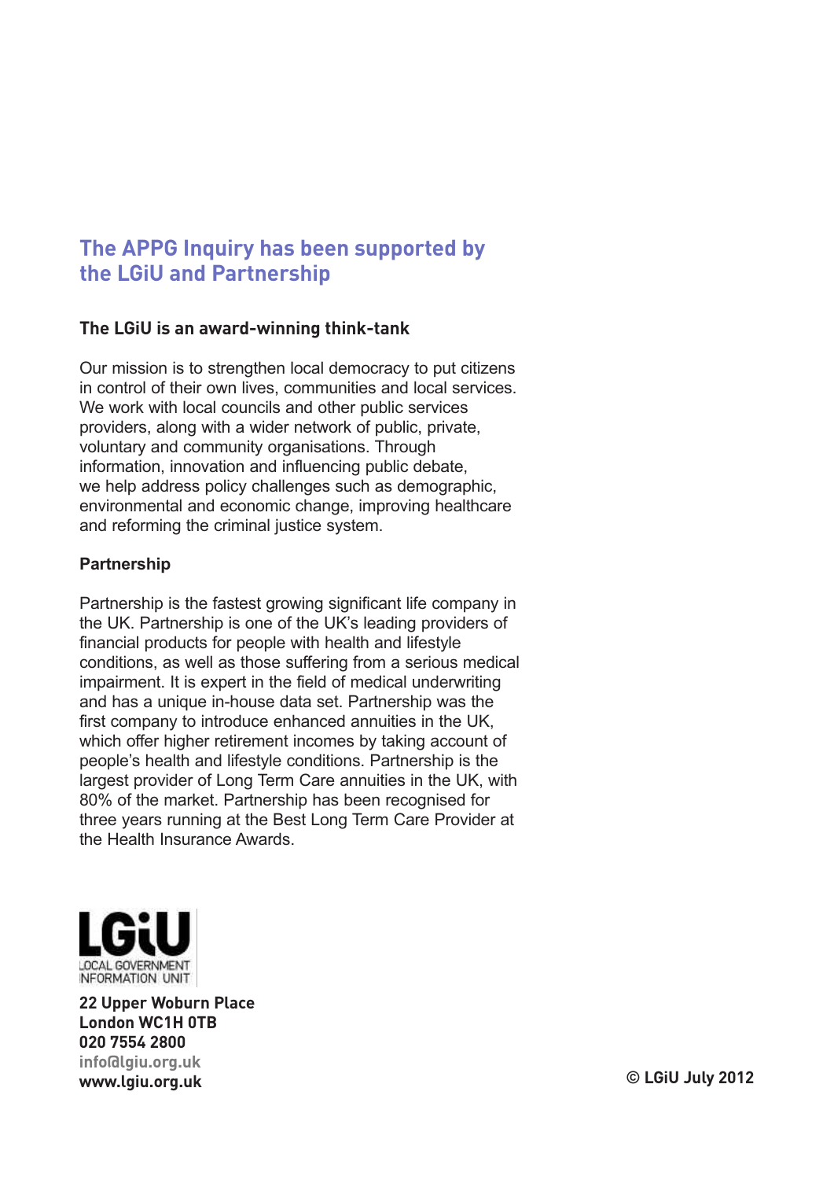## The APPG Inquiry has been supported by the LGiU and Partnership

### The LGiU is an award-winning think-tank

Our mission is to strengthen local democracy to put citizens in control of their own lives, communities and local services. We work with local councils and other public services providers, along with a wider network of public, private, voluntary and community organisations. Through information, innovation and influencing public debate, we help address policy challenges such as demographic, environmental and economic change, improving healthcare and reforming the criminal justice system.

### Partnership

Partnership is the fastest growing significant life company in the UK. Partnership is one of the UK's leading providers of financial products for people with health and lifestyle conditions, as well as those suffering from a serious medical impairment. It is expert in the field of medical underwriting and has a unique in-house data set. Partnership was the first company to introduce enhanced annuities in the UK, which offer higher retirement incomes by taking account of people's health and lifestyle conditions. Partnership is the largest provider of Long Term Care annuities in the UK, with 80% of the market. Partnership has been recognised for three years running at the Best Long Term Care Provider at the Health Insurance Awards.

LGiU
LOCAL GOVERNMENT INFORMATION UNIT

**22 Upper Woburn Place**
**London WC1H 0TB**
**020 7554 2800**
**info@lgiu.org.uk**
**www.lgiu.org.uk**

**© LGiU July 2012**